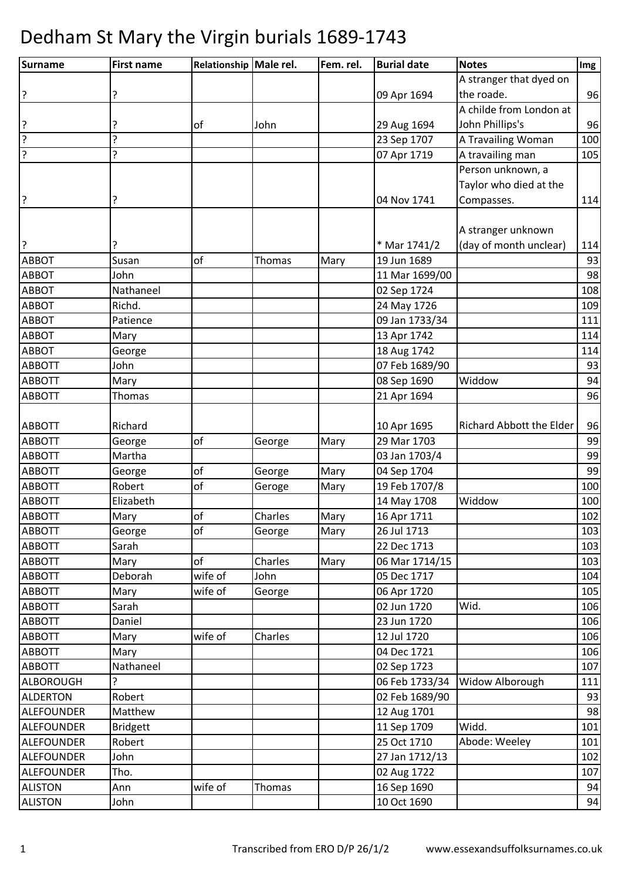# Dedham St Mary the Virgin burials 1689-1743

| Surname | First name | Relationship | Male rel. | Fem. rel. | Burial date | Notes | Img |
|---|---|---|---|---|---|---|---|
| ? | ? | | | | 09 Apr 1694 | A stranger that dyed on the roade. | 96 |
| ? | ? | of | John | | 29 Aug 1694 | A childe from London at John Phillips's | 96 |
| ? | ? | | | | 23 Sep 1707 | A Travailing Woman | 100 |
| ? | ? | | | | 07 Apr 1719 | A travailing man | 105 |
| ? | ? | | | | 04 Nov 1741 | Person unknown, a Taylor who died at the Compasses. | 114 |
| ? | ? | | | | * Mar 1741/2 | A stranger unknown (day of month unclear) | 114 |
| ABBOT | Susan | of | Thomas | Mary | 19 Jun 1689 | | 93 |
| ABBOT | John | | | | 11 Mar 1699/00 | | 98 |
| ABBOT | Nathaneel | | | | 02 Sep 1724 | | 108 |
| ABBOT | Richd. | | | | 24 May 1726 | | 109 |
| ABBOT | Patience | | | | 09 Jan 1733/34 | | 111 |
| ABBOT | Mary | | | | 13 Apr 1742 | | 114 |
| ABBOT | George | | | | 18 Aug 1742 | | 114 |
| ABBOTT | John | | | | 07 Feb 1689/90 | | 93 |
| ABBOTT | Mary | | | | 08 Sep 1690 | Widdow | 94 |
| ABBOTT | Thomas | | | | 21 Apr 1694 | | 96 |
| ABBOTT | Richard | | | | 10 Apr 1695 | Richard Abbott the Elder | 96 |
| ABBOTT | George | of | George | Mary | 29 Mar 1703 | | 99 |
| ABBOTT | Martha | | | | 03 Jan 1703/4 | | 99 |
| ABBOTT | George | of | George | Mary | 04 Sep 1704 | | 99 |
| ABBOTT | Robert | of | Geroge | Mary | 19 Feb 1707/8 | | 100 |
| ABBOTT | Elizabeth | | | | 14 May 1708 | Widdow | 100 |
| ABBOTT | Mary | of | Charles | Mary | 16 Apr 1711 | | 102 |
| ABBOTT | George | of | George | Mary | 26 Jul 1713 | | 103 |
| ABBOTT | Sarah | | | | 22 Dec 1713 | | 103 |
| ABBOTT | Mary | of | Charles | Mary | 06 Mar 1714/15 | | 103 |
| ABBOTT | Deborah | wife of | John | | 05 Dec 1717 | | 104 |
| ABBOTT | Mary | wife of | George | | 06 Apr 1720 | | 105 |
| ABBOTT | Sarah | | | | 02 Jun 1720 | Wid. | 106 |
| ABBOTT | Daniel | | | | 23 Jun 1720 | | 106 |
| ABBOTT | Mary | wife of | Charles | | 12 Jul 1720 | | 106 |
| ABBOTT | Mary | | | | 04 Dec 1721 | | 106 |
| ABBOTT | Nathaneel | | | | 02 Sep 1723 | | 107 |
| ALBOROUGH | ? | | | | 06 Feb 1733/34 | Widow Alborough | 111 |
| ALDERTON | Robert | | | | 02 Feb 1689/90 | | 93 |
| ALEFOUNDER | Matthew | | | | 12 Aug 1701 | | 98 |
| ALEFOUNDER | Bridgett | | | | 11 Sep 1709 | Widd. | 101 |
| ALEFOUNDER | Robert | | | | 25 Oct 1710 | Abode: Weeley | 101 |
| ALEFOUNDER | John | | | | 27 Jan 1712/13 | | 102 |
| ALEFOUNDER | Tho. | | | | 02 Aug 1722 | | 107 |
| ALISTON | Ann | wife of | Thomas | | 16 Sep 1690 | | 94 |
| ALISTON | John | | | | 10 Oct 1690 | | 94 |

Transcribed from ERO D/P 26/1/2 www.essexandsuffolksurnames.co.uk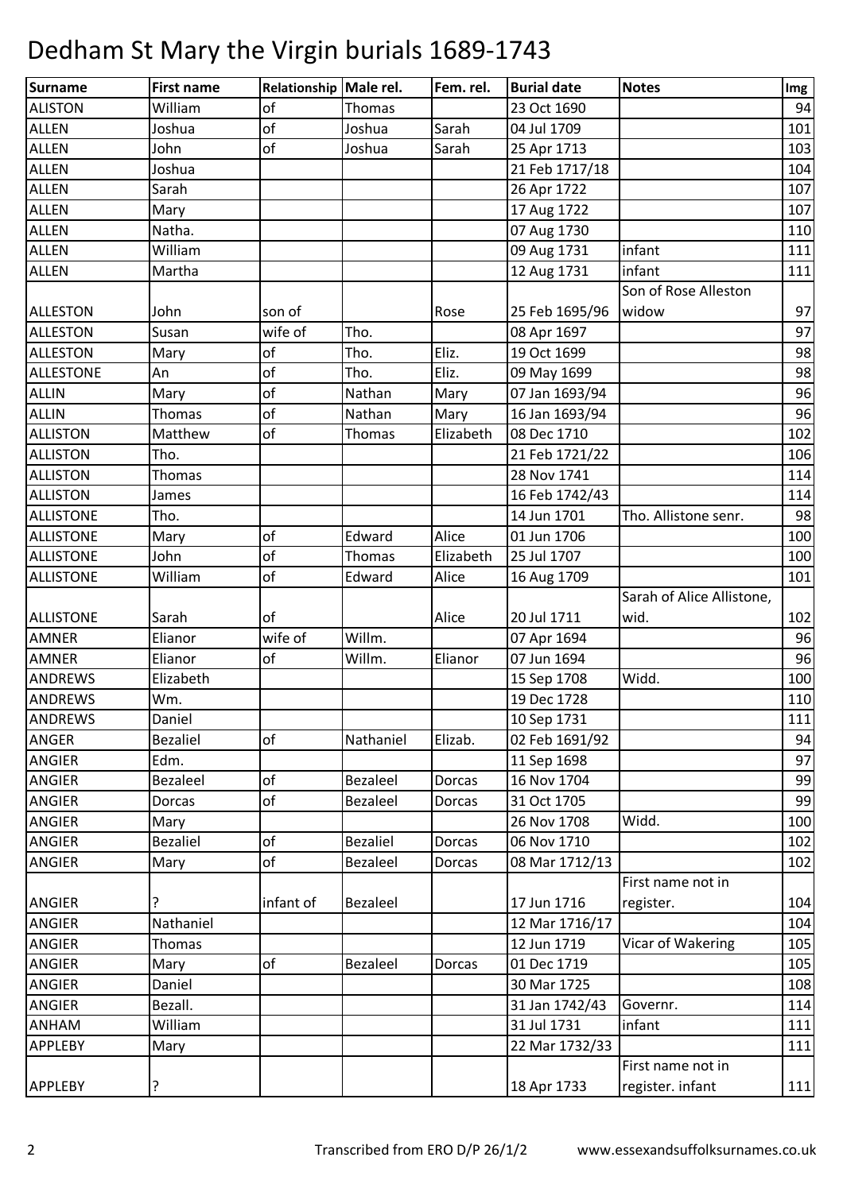# Dedham St Mary the Virgin burials 1689-1743

| Surname | First name | Relationship | Male rel. | Fem. rel. | Burial date | Notes | Img |
|---|---|---|---|---|---|---|---|
| ALISTON | William | of | Thomas | | 23 Oct 1690 | | 94 |
| ALLEN | Joshua | of | Joshua | Sarah | 04 Jul 1709 | | 101 |
| ALLEN | John | of | Joshua | Sarah | 25 Apr 1713 | | 103 |
| ALLEN | Joshua | | | | 21 Feb 1717/18 | | 104 |
| ALLEN | Sarah | | | | 26 Apr 1722 | | 107 |
| ALLEN | Mary | | | | 17 Aug 1722 | | 107 |
| ALLEN | Natha. | | | | 07 Aug 1730 | | 110 |
| ALLEN | William | | | | 09 Aug 1731 | infant | 111 |
| ALLEN | Martha | | | | 12 Aug 1731 | infant | 111 |
| ALLESTON | John | son of | | Rose | 25 Feb 1695/96 | Son of Rose Alleston widow | 97 |
| ALLESTON | Susan | wife of | Tho. | | 08 Apr 1697 | | 97 |
| ALLESTON | Mary | of | Tho. | Eliz. | 19 Oct 1699 | | 98 |
| ALLESTONE | An | of | Tho. | Eliz. | 09 May 1699 | | 98 |
| ALLIN | Mary | of | Nathan | Mary | 07 Jan 1693/94 | | 96 |
| ALLIN | Thomas | of | Nathan | Mary | 16 Jan 1693/94 | | 96 |
| ALLISTON | Matthew | of | Thomas | Elizabeth | 08 Dec 1710 | | 102 |
| ALLISTON | Tho. | | | | 21 Feb 1721/22 | | 106 |
| ALLISTON | Thomas | | | | 28 Nov 1741 | | 114 |
| ALLISTON | James | | | | 16 Feb 1742/43 | | 114 |
| ALLISTONE | Tho. | | | | 14 Jun 1701 | Tho. Allistone senr. | 98 |
| ALLISTONE | Mary | of | Edward | Alice | 01 Jun 1706 | | 100 |
| ALLISTONE | John | of | Thomas | Elizabeth | 25 Jul 1707 | | 100 |
| ALLISTONE | William | of | Edward | Alice | 16 Aug 1709 | | 101 |
| ALLISTONE | Sarah | of | | Alice | 20 Jul 1711 | Sarah of Alice Allistone, wid. | 102 |
| AMNER | Elianor | wife of | Willm. | | 07 Apr 1694 | | 96 |
| AMNER | Elianor | of | Willm. | Elianor | 07 Jun 1694 | | 96 |
| ANDREWS | Elizabeth | | | | 15 Sep 1708 | Widd. | 100 |
| ANDREWS | Wm. | | | | 19 Dec 1728 | | 110 |
| ANDREWS | Daniel | | | | 10 Sep 1731 | | 111 |
| ANGER | Bezaliel | of | Nathaniel | Elizab. | 02 Feb 1691/92 | | 94 |
| ANGIER | Edm. | | | | 11 Sep 1698 | | 97 |
| ANGIER | Bezaleel | of | Bezaleel | Dorcas | 16 Nov 1704 | | 99 |
| ANGIER | Dorcas | of | Bezaleel | Dorcas | 31 Oct 1705 | | 99 |
| ANGIER | Mary | | | | 26 Nov 1708 | Widd. | 100 |
| ANGIER | Bezaliel | of | Bezaliel | Dorcas | 06 Nov 1710 | | 102 |
| ANGIER | Mary | of | Bezaleel | Dorcas | 08 Mar 1712/13 | | 102 |
| ANGIER | ? | infant of | Bezaleel | | 17 Jun 1716 | First name not in register. | 104 |
| ANGIER | Nathaniel | | | | 12 Mar 1716/17 | | 104 |
| ANGIER | Thomas | | | | 12 Jun 1719 | Vicar of Wakering | 105 |
| ANGIER | Mary | of | Bezaleel | Dorcas | 01 Dec 1719 | | 105 |
| ANGIER | Daniel | | | | 30 Mar 1725 | | 108 |
| ANGIER | Bezall. | | | | 31 Jan 1742/43 | Governr. | 114 |
| ANHAM | William | | | | 31 Jul 1731 | infant | 111 |
| APPLEBY | Mary | | | | 22 Mar 1732/33 | | 111 |
| APPLEBY | ? | | | | 18 Apr 1733 | First name not in register. infant | 111 |

Transcribed from ERO D/P 26/1/2 www.essexandsuffolksurnames.co.uk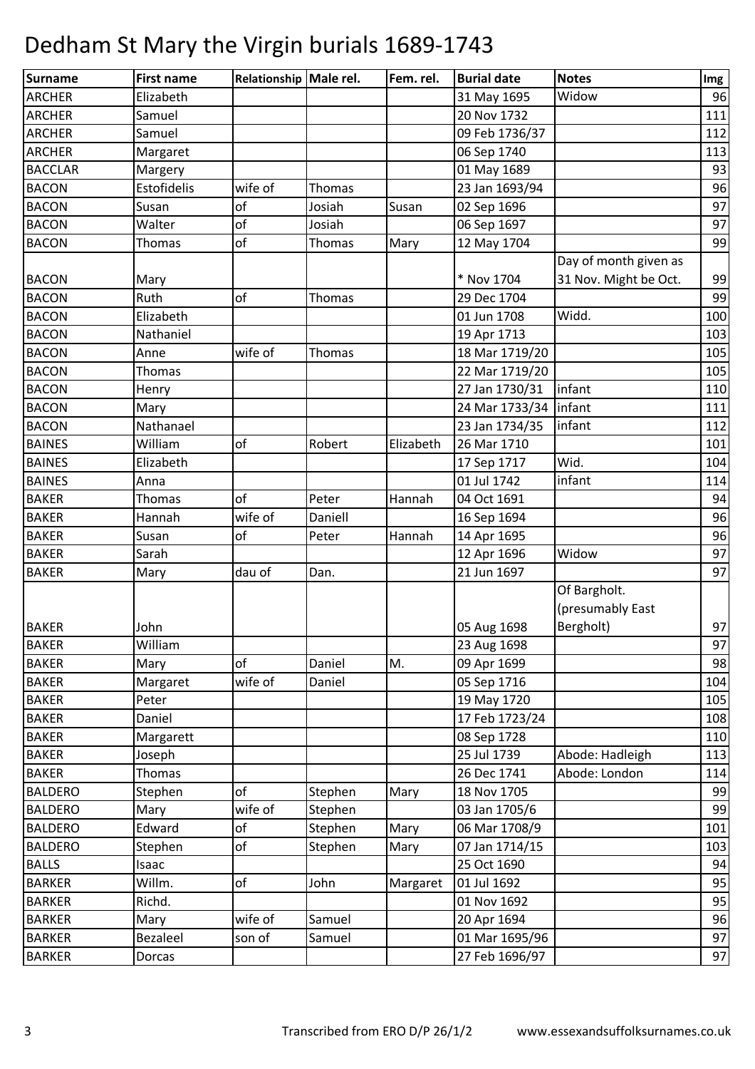# Dedham St Mary the Virgin burials 1689-1743

| Surname | First name | Relationship | Male rel. | Fem. rel. | Burial date | Notes | Img |
|---|---|---|---|---|---|---|---|
| ARCHER | Elizabeth | | | | 31 May 1695 | Widow | 96 |
| ARCHER | Samuel | | | | 20 Nov 1732 | | 111 |
| ARCHER | Samuel | | | | 09 Feb 1736/37 | | 112 |
| ARCHER | Margaret | | | | 06 Sep 1740 | | 113 |
| BACCLAR | Margery | | | | 01 May 1689 | | 93 |
| BACON | Estofidelis | wife of | Thomas | | 23 Jan 1693/94 | | 96 |
| BACON | Susan | of | Josiah | Susan | 02 Sep 1696 | | 97 |
| BACON | Walter | of | Josiah | | 06 Sep 1697 | | 97 |
| BACON | Thomas | of | Thomas | Mary | 12 May 1704 | | 99 |
| BACON | Mary | | | | * Nov 1704 | Day of month given as 31 Nov. Might be Oct. | 99 |
| BACON | Ruth | of | Thomas | | 29 Dec 1704 | | 99 |
| BACON | Elizabeth | | | | 01 Jun 1708 | Widd. | 100 |
| BACON | Nathaniel | | | | 19 Apr 1713 | | 103 |
| BACON | Anne | wife of | Thomas | | 18 Mar 1719/20 | | 105 |
| BACON | Thomas | | | | 22 Mar 1719/20 | | 105 |
| BACON | Henry | | | | 27 Jan 1730/31 | infant | 110 |
| BACON | Mary | | | | 24 Mar 1733/34 | infant | 111 |
| BACON | Nathanael | | | | 23 Jan 1734/35 | infant | 112 |
| BAINES | William | of | Robert | Elizabeth | 26 Mar 1710 | | 101 |
| BAINES | Elizabeth | | | | 17 Sep 1717 | Wid. | 104 |
| BAINES | Anna | | | | 01 Jul 1742 | infant | 114 |
| BAKER | Thomas | of | Peter | Hannah | 04 Oct 1691 | | 94 |
| BAKER | Hannah | wife of | Daniell | | 16 Sep 1694 | | 96 |
| BAKER | Susan | of | Peter | Hannah | 14 Apr 1695 | | 96 |
| BAKER | Sarah | | | | 12 Apr 1696 | Widow | 97 |
| BAKER | Mary | dau of | Dan. | | 21 Jun 1697 | | 97 |
| BAKER | John | | | | 05 Aug 1698 | Of Bargholt. (presumably East Bergholt) | 97 |
| BAKER | William | | | | 23 Aug 1698 | | 97 |
| BAKER | Mary | of | Daniel | M. | 09 Apr 1699 | | 98 |
| BAKER | Margaret | wife of | Daniel | | 05 Sep 1716 | | 104 |
| BAKER | Peter | | | | 19 May 1720 | | 105 |
| BAKER | Daniel | | | | 17 Feb 1723/24 | | 108 |
| BAKER | Margarett | | | | 08 Sep 1728 | | 110 |
| BAKER | Joseph | | | | 25 Jul 1739 | Abode: Hadleigh | 113 |
| BAKER | Thomas | | | | 26 Dec 1741 | Abode: London | 114 |
| BALDERO | Stephen | of | Stephen | Mary | 18 Nov 1705 | | 99 |
| BALDERO | Mary | wife of | Stephen | | 03 Jan 1705/6 | | 99 |
| BALDERO | Edward | of | Stephen | Mary | 06 Mar 1708/9 | | 101 |
| BALDERO | Stephen | of | Stephen | Mary | 07 Jan 1714/15 | | 103 |
| BALLS | Isaac | | | | 25 Oct 1690 | | 94 |
| BARKER | Willm. | of | John | Margaret | 01 Jul 1692 | | 95 |
| BARKER | Richd. | | | | 01 Nov 1692 | | 95 |
| BARKER | Mary | wife of | Samuel | | 20 Apr 1694 | | 96 |
| BARKER | Bezaleel | son of | Samuel | | 01 Mar 1695/96 | | 97 |
| BARKER | Dorcas | | | | 27 Feb 1696/97 | | 97 |

Transcribed from ERO D/P 26/1/2    www.essexandsuffolksurnames.co.uk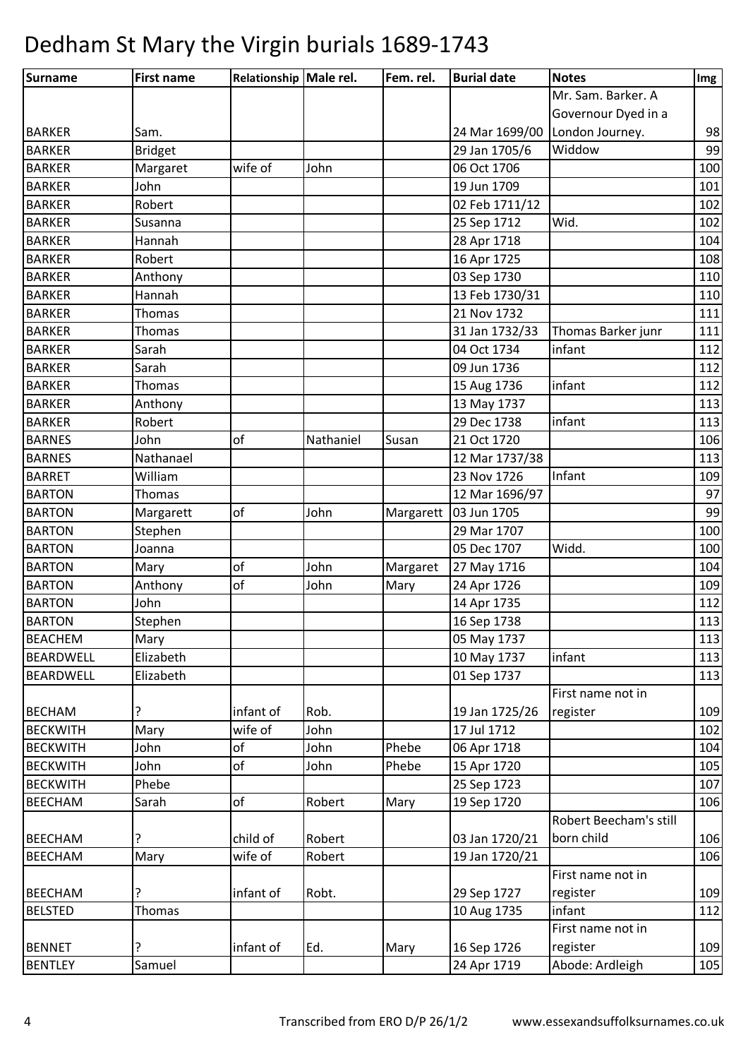# Dedham St Mary the Virgin burials 1689-1743

| Surname | First name | Relationship | Male rel. | Fem. rel. | Burial date | Notes | Img |
|---|---|---|---|---|---|---|---|
| BARKER | Sam. | | | | 24 Mar 1699/00 | Mr. Sam. Barker. A Governour Dyed in a London Journey. | 98 |
| BARKER | Bridget | | | | 29 Jan 1705/6 | Widdow | 99 |
| BARKER | Margaret | wife of | John | | 06 Oct 1706 | | 100 |
| BARKER | John | | | | 19 Jun 1709 | | 101 |
| BARKER | Robert | | | | 02 Feb 1711/12 | | 102 |
| BARKER | Susanna | | | | 25 Sep 1712 | Wid. | 102 |
| BARKER | Hannah | | | | 28 Apr 1718 | | 104 |
| BARKER | Robert | | | | 16 Apr 1725 | | 108 |
| BARKER | Anthony | | | | 03 Sep 1730 | | 110 |
| BARKER | Hannah | | | | 13 Feb 1730/31 | | 110 |
| BARKER | Thomas | | | | 21 Nov 1732 | | 111 |
| BARKER | Thomas | | | | 31 Jan 1732/33 | Thomas Barker junr | 111 |
| BARKER | Sarah | | | | 04 Oct 1734 | infant | 112 |
| BARKER | Sarah | | | | 09 Jun 1736 | | 112 |
| BARKER | Thomas | | | | 15 Aug 1736 | infant | 112 |
| BARKER | Anthony | | | | 13 May 1737 | | 113 |
| BARKER | Robert | | | | 29 Dec 1738 | infant | 113 |
| BARNES | John | of | Nathaniel | Susan | 21 Oct 1720 | | 106 |
| BARNES | Nathanael | | | | 12 Mar 1737/38 | | 113 |
| BARRET | William | | | | 23 Nov 1726 | Infant | 109 |
| BARTON | Thomas | | | | 12 Mar 1696/97 | | 97 |
| BARTON | Margarett | of | John | Margarett | 03 Jun 1705 | | 99 |
| BARTON | Stephen | | | | 29 Mar 1707 | | 100 |
| BARTON | Joanna | | | | 05 Dec 1707 | Widd. | 100 |
| BARTON | Mary | of | John | Margaret | 27 May 1716 | | 104 |
| BARTON | Anthony | of | John | Mary | 24 Apr 1726 | | 109 |
| BARTON | John | | | | 14 Apr 1735 | | 112 |
| BARTON | Stephen | | | | 16 Sep 1738 | | 113 |
| BEACHEM | Mary | | | | 05 May 1737 | | 113 |
| BEARDWELL | Elizabeth | | | | 10 May 1737 | infant | 113 |
| BEARDWELL | Elizabeth | | | | 01 Sep 1737 | | 113 |
| BECHAM | ? | infant of | Rob. | | 19 Jan 1725/26 | First name not in register | 109 |
| BECKWITH | Mary | wife of | John | | 17 Jul 1712 | | 102 |
| BECKWITH | John | of | John | Phebe | 06 Apr 1718 | | 104 |
| BECKWITH | John | of | John | Phebe | 15 Apr 1720 | | 105 |
| BECKWITH | Phebe | | | | 25 Sep 1723 | | 107 |
| BEECHAM | Sarah | of | Robert | Mary | 19 Sep 1720 | | 106 |
| BEECHAM | ? | child of | Robert | | 03 Jan 1720/21 | Robert Beecham's still born child | 106 |
| BEECHAM | Mary | wife of | Robert | | 19 Jan 1720/21 | | 106 |
| BEECHAM | ? | infant of | Robt. | | 29 Sep 1727 | First name not in register | 109 |
| BELSTED | Thomas | | | | 10 Aug 1735 | infant | 112 |
| BENNET | ? | infant of | Ed. | Mary | 16 Sep 1726 | First name not in register | 109 |
| BENTLEY | Samuel | | | | 24 Apr 1719 | Abode: Ardleigh | 105 |

Transcribed from ERO D/P 26/1/2 www.essexandsuffolksurnames.co.uk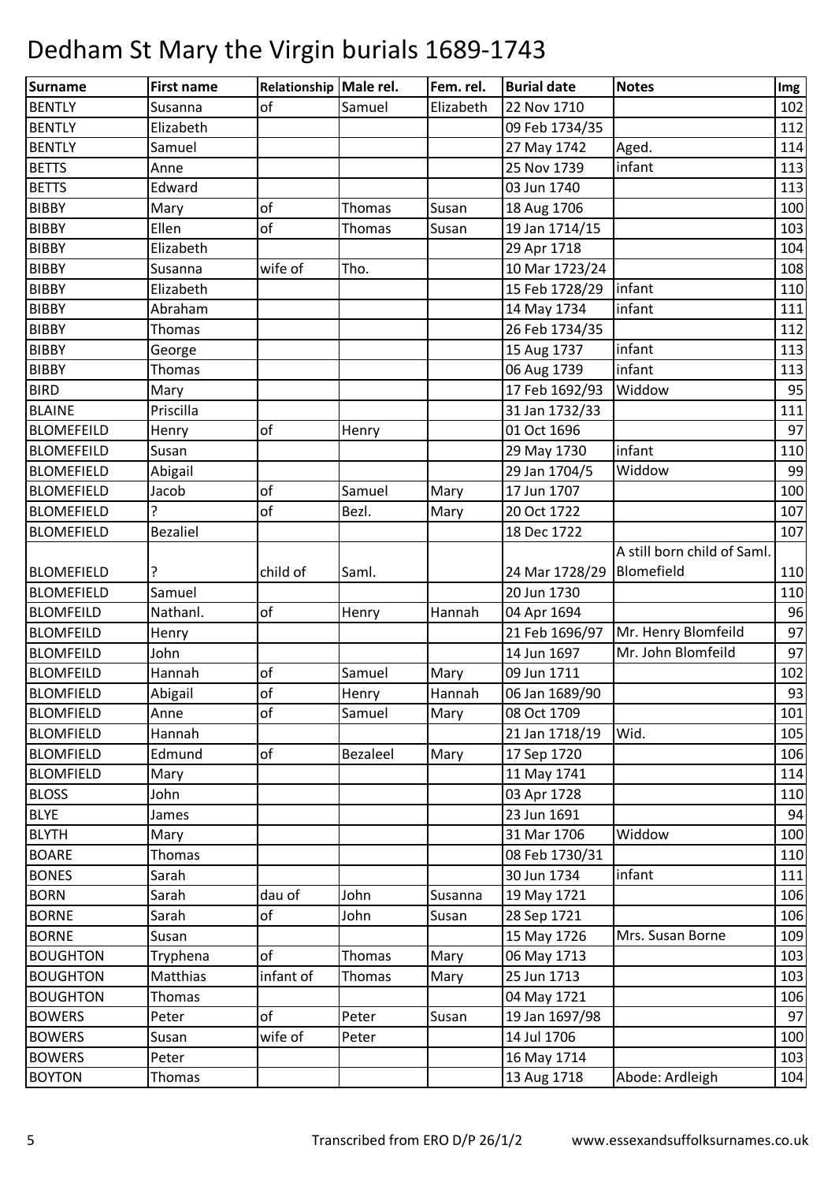# Dedham St Mary the Virgin burials 1689-1743

| Surname | First name | Relationship | Male rel. | Fem. rel. | Burial date | Notes | Img |
|---|---|---|---|---|---|---|---|
| BENTLY | Susanna | of | Samuel | Elizabeth | 22 Nov 1710 | | 102 |
| BENTLY | Elizabeth | | | | 09 Feb 1734/35 | | 112 |
| BENTLY | Samuel | | | | 27 May 1742 | Aged. | 114 |
| BETTS | Anne | | | | 25 Nov 1739 | infant | 113 |
| BETTS | Edward | | | | 03 Jun 1740 | | 113 |
| BIBBY | Mary | of | Thomas | Susan | 18 Aug 1706 | | 100 |
| BIBBY | Ellen | of | Thomas | Susan | 19 Jan 1714/15 | | 103 |
| BIBBY | Elizabeth | | | | 29 Apr 1718 | | 104 |
| BIBBY | Susanna | wife of | Tho. | | 10 Mar 1723/24 | | 108 |
| BIBBY | Elizabeth | | | | 15 Feb 1728/29 | infant | 110 |
| BIBBY | Abraham | | | | 14 May 1734 | infant | 111 |
| BIBBY | Thomas | | | | 26 Feb 1734/35 | | 112 |
| BIBBY | George | | | | 15 Aug 1737 | infant | 113 |
| BIBBY | Thomas | | | | 06 Aug 1739 | infant | 113 |
| BIRD | Mary | | | | 17 Feb 1692/93 | Widdow | 95 |
| BLAINE | Priscilla | | | | 31 Jan 1732/33 | | 111 |
| BLOMEFEILD | Henry | of | Henry | | 01 Oct 1696 | | 97 |
| BLOMEFEILD | Susan | | | | 29 May 1730 | infant | 110 |
| BLOMEFIELD | Abigail | | | | 29 Jan 1704/5 | Widdow | 99 |
| BLOMEFIELD | Jacob | of | Samuel | Mary | 17 Jun 1707 | | 100 |
| BLOMEFIELD | ? | of | Bezl. | Mary | 20 Oct 1722 | | 107 |
| BLOMEFIELD | Bezaliel | | | | 18 Dec 1722 | | 107 |
| BLOMEFIELD | ? | child of | Saml. | | 24 Mar 1728/29 | A still born child of Saml. Blomefield | 110 |
| BLOMEFIELD | Samuel | | | | 20 Jun 1730 | | 110 |
| BLOMFEILD | Nathanl. | of | Henry | Hannah | 04 Apr 1694 | | 96 |
| BLOMFEILD | Henry | | | | 21 Feb 1696/97 | Mr. Henry Blomfeild | 97 |
| BLOMFEILD | John | | | | 14 Jun 1697 | Mr. John Blomfeild | 97 |
| BLOMFEILD | Hannah | of | Samuel | Mary | 09 Jun 1711 | | 102 |
| BLOMFIELD | Abigail | of | Henry | Hannah | 06 Jan 1689/90 | | 93 |
| BLOMFIELD | Anne | of | Samuel | Mary | 08 Oct 1709 | | 101 |
| BLOMFIELD | Hannah | | | | 21 Jan 1718/19 | Wid. | 105 |
| BLOMFIELD | Edmund | of | Bezaleel | Mary | 17 Sep 1720 | | 106 |
| BLOMFIELD | Mary | | | | 11 May 1741 | | 114 |
| BLOSS | John | | | | 03 Apr 1728 | | 110 |
| BLYE | James | | | | 23 Jun 1691 | | 94 |
| BLYTH | Mary | | | | 31 Mar 1706 | Widdow | 100 |
| BOARE | Thomas | | | | 08 Feb 1730/31 | | 110 |
| BONES | Sarah | | | | 30 Jun 1734 | infant | 111 |
| BORN | Sarah | dau of | John | Susanna | 19 May 1721 | | 106 |
| BORNE | Sarah | of | John | Susan | 28 Sep 1721 | | 106 |
| BORNE | Susan | | | | 15 May 1726 | Mrs. Susan Borne | 109 |
| BOUGHTON | Tryphena | of | Thomas | Mary | 06 May 1713 | | 103 |
| BOUGHTON | Matthias | infant of | Thomas | Mary | 25 Jun 1713 | | 103 |
| BOUGHTON | Thomas | | | | 04 May 1721 | | 106 |
| BOWERS | Peter | of | Peter | Susan | 19 Jan 1697/98 | | 97 |
| BOWERS | Susan | wife of | Peter | | 14 Jul 1706 | | 100 |
| BOWERS | Peter | | | | 16 May 1714 | | 103 |
| BOYTON | Thomas | | | | 13 Aug 1718 | Abode: Ardleigh | 104 |

Transcribed from ERO D/P 26/1/2 www.essexandsuffolksurnames.co.uk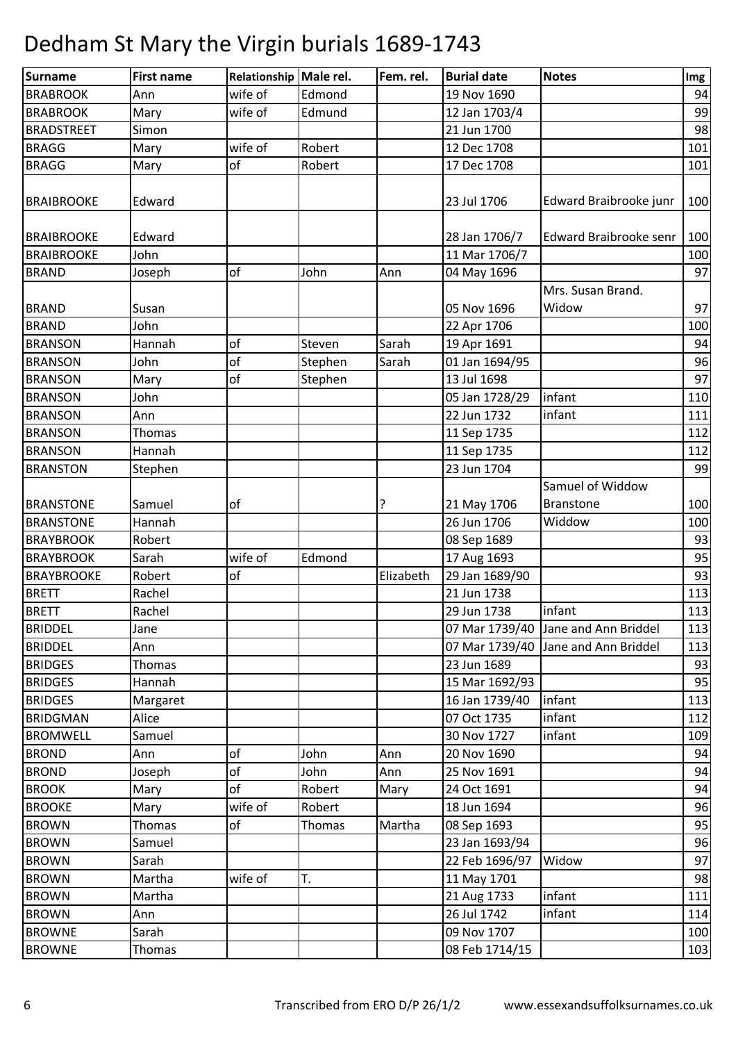# Dedham St Mary the Virgin burials 1689-1743

| Surname | First name | Relationship | Male rel. | Fem. rel. | Burial date | Notes | Img |
|---|---|---|---|---|---|---|---|
| BRABROOK | Ann | wife of | Edmond | | 19 Nov 1690 | | 94 |
| BRABROOK | Mary | wife of | Edmund | | 12 Jan 1703/4 | | 99 |
| BRADSTREET | Simon | | | | 21 Jun 1700 | | 98 |
| BRAGG | Mary | wife of | Robert | | 12 Dec 1708 | | 101 |
| BRAGG | Mary | of | Robert | | 17 Dec 1708 | | 101 |
| BRAIBROOKE | Edward | | | | 23 Jul 1706 | Edward Braibrooke junr | 100 |
| BRAIBROOKE | Edward | | | | 28 Jan 1706/7 | Edward Braibrooke senr | 100 |
| BRAIBROOKE | John | | | | 11 Mar 1706/7 | | 100 |
| BRAND | Joseph | of | John | Ann | 04 May 1696 | | 97 |
| BRAND | Susan | | | | 05 Nov 1696 | Mrs. Susan Brand. Widow | 97 |
| BRAND | John | | | | 22 Apr 1706 | | 100 |
| BRANSON | Hannah | of | Steven | Sarah | 19 Apr 1691 | | 94 |
| BRANSON | John | of | Stephen | Sarah | 01 Jan 1694/95 | | 96 |
| BRANSON | Mary | of | Stephen | | 13 Jul 1698 | | 97 |
| BRANSON | John | | | | 05 Jan 1728/29 | infant | 110 |
| BRANSON | Ann | | | | 22 Jun 1732 | infant | 111 |
| BRANSON | Thomas | | | | 11 Sep 1735 | | 112 |
| BRANSON | Hannah | | | | 11 Sep 1735 | | 112 |
| BRANSTON | Stephen | | | | 23 Jun 1704 | | 99 |
| BRANSTONE | Samuel | of | | ? | 21 May 1706 | Samuel of Widdow Branstone | 100 |
| BRANSTONE | Hannah | | | | 26 Jun 1706 | Widdow | 100 |
| BRAYBROOK | Robert | | | | 08 Sep 1689 | | 93 |
| BRAYBROOK | Sarah | wife of | Edmond | | 17 Aug 1693 | | 95 |
| BRAYBROOKE | Robert | of | | Elizabeth | 29 Jan 1689/90 | | 93 |
| BRETT | Rachel | | | | 21 Jun 1738 | | 113 |
| BRETT | Rachel | | | | 29 Jun 1738 | infant | 113 |
| BRIDDEL | Jane | | | | 07 Mar 1739/40 | Jane and Ann Briddel | 113 |
| BRIDDEL | Ann | | | | 07 Mar 1739/40 | Jane and Ann Briddel | 113 |
| BRIDGES | Thomas | | | | 23 Jun 1689 | | 93 |
| BRIDGES | Hannah | | | | 15 Mar 1692/93 | | 95 |
| BRIDGES | Margaret | | | | 16 Jan 1739/40 | infant | 113 |
| BRIDGMAN | Alice | | | | 07 Oct 1735 | infant | 112 |
| BROMWELL | Samuel | | | | 30 Nov 1727 | infant | 109 |
| BROND | Ann | of | John | Ann | 20 Nov 1690 | | 94 |
| BROND | Joseph | of | John | Ann | 25 Nov 1691 | | 94 |
| BROOK | Mary | of | Robert | Mary | 24 Oct 1691 | | 94 |
| BROOKE | Mary | wife of | Robert | | 18 Jun 1694 | | 96 |
| BROWN | Thomas | of | Thomas | Martha | 08 Sep 1693 | | 95 |
| BROWN | Samuel | | | | 23 Jan 1693/94 | | 96 |
| BROWN | Sarah | | | | 22 Feb 1696/97 | Widow | 97 |
| BROWN | Martha | wife of | T. | | 11 May 1701 | | 98 |
| BROWN | Martha | | | | 21 Aug 1733 | infant | 111 |
| BROWN | Ann | | | | 26 Jul 1742 | infant | 114 |
| BROWNE | Sarah | | | | 09 Nov 1707 | | 100 |
| BROWNE | Thomas | | | | 08 Feb 1714/15 | | 103 |

Transcribed from ERO D/P 26/1/2 www.essexandsuffolksurnames.co.uk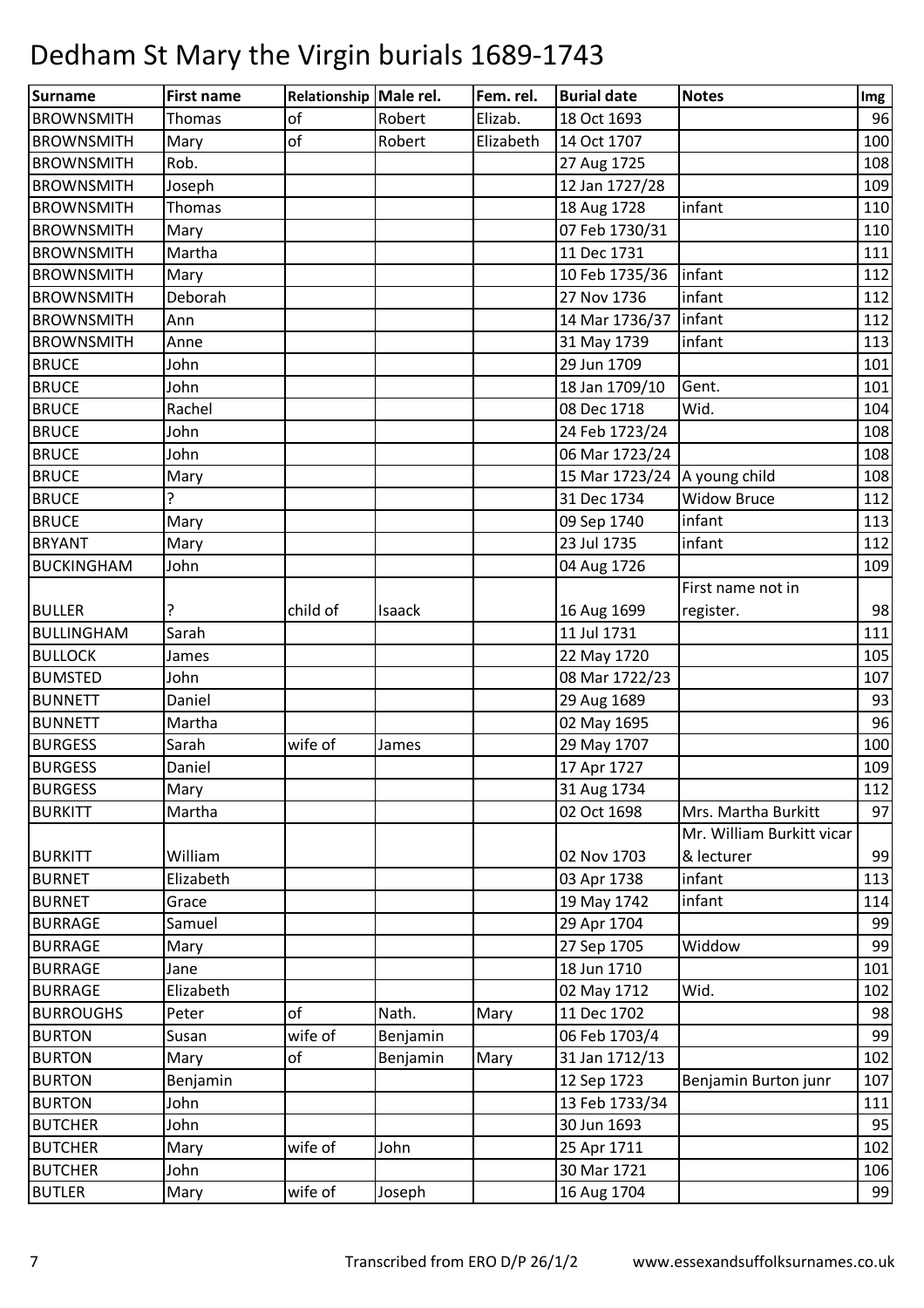# Dedham St Mary the Virgin burials 1689-1743

| Surname | First name | Relationship | Male rel. | Fem. rel. | Burial date | Notes | Img |
|---|---|---|---|---|---|---|---|
| BROWNSMITH | Thomas | of | Robert | Elizab. | 18 Oct 1693 | | 96 |
| BROWNSMITH | Mary | of | Robert | Elizabeth | 14 Oct 1707 | | 100 |
| BROWNSMITH | Rob. | | | | 27 Aug 1725 | | 108 |
| BROWNSMITH | Joseph | | | | 12 Jan 1727/28 | | 109 |
| BROWNSMITH | Thomas | | | | 18 Aug 1728 | infant | 110 |
| BROWNSMITH | Mary | | | | 07 Feb 1730/31 | | 110 |
| BROWNSMITH | Martha | | | | 11 Dec 1731 | | 111 |
| BROWNSMITH | Mary | | | | 10 Feb 1735/36 | infant | 112 |
| BROWNSMITH | Deborah | | | | 27 Nov 1736 | infant | 112 |
| BROWNSMITH | Ann | | | | 14 Mar 1736/37 | infant | 112 |
| BROWNSMITH | Anne | | | | 31 May 1739 | infant | 113 |
| BRUCE | John | | | | 29 Jun 1709 | | 101 |
| BRUCE | John | | | | 18 Jan 1709/10 | Gent. | 101 |
| BRUCE | Rachel | | | | 08 Dec 1718 | Wid. | 104 |
| BRUCE | John | | | | 24 Feb 1723/24 | | 108 |
| BRUCE | John | | | | 06 Mar 1723/24 | | 108 |
| BRUCE | Mary | | | | 15 Mar 1723/24 | A young child | 108 |
| BRUCE | ? | | | | 31 Dec 1734 | Widow Bruce | 112 |
| BRUCE | Mary | | | | 09 Sep 1740 | infant | 113 |
| BRYANT | Mary | | | | 23 Jul 1735 | infant | 112 |
| BUCKINGHAM | John | | | | 04 Aug 1726 | | 109 |
| BULLER | ? | child of | Isaack | | 16 Aug 1699 | First name not in register. | 98 |
| BULLINGHAM | Sarah | | | | 11 Jul 1731 | | 111 |
| BULLOCK | James | | | | 22 May 1720 | | 105 |
| BUMSTED | John | | | | 08 Mar 1722/23 | | 107 |
| BUNNETT | Daniel | | | | 29 Aug 1689 | | 93 |
| BUNNETT | Martha | | | | 02 May 1695 | | 96 |
| BURGESS | Sarah | wife of | James | | 29 May 1707 | | 100 |
| BURGESS | Daniel | | | | 17 Apr 1727 | | 109 |
| BURGESS | Mary | | | | 31 Aug 1734 | | 112 |
| BURKITT | Martha | | | | 02 Oct 1698 | Mrs. Martha Burkitt | 97 |
| BURKITT | William | | | | 02 Nov 1703 | Mr. William Burkitt vicar & lecturer | 99 |
| BURNET | Elizabeth | | | | 03 Apr 1738 | infant | 113 |
| BURNET | Grace | | | | 19 May 1742 | infant | 114 |
| BURRAGE | Samuel | | | | 29 Apr 1704 | | 99 |
| BURRAGE | Mary | | | | 27 Sep 1705 | Widdow | 99 |
| BURRAGE | Jane | | | | 18 Jun 1710 | | 101 |
| BURRAGE | Elizabeth | | | | 02 May 1712 | Wid. | 102 |
| BURROUGHS | Peter | of | Nath. | Mary | 11 Dec 1702 | | 98 |
| BURTON | Susan | wife of | Benjamin | | 06 Feb 1703/4 | | 99 |
| BURTON | Mary | of | Benjamin | Mary | 31 Jan 1712/13 | | 102 |
| BURTON | Benjamin | | | | 12 Sep 1723 | Benjamin Burton junr | 107 |
| BURTON | John | | | | 13 Feb 1733/34 | | 111 |
| BUTCHER | John | | | | 30 Jun 1693 | | 95 |
| BUTCHER | Mary | wife of | John | | 25 Apr 1711 | | 102 |
| BUTCHER | John | | | | 30 Mar 1721 | | 106 |
| BUTLER | Mary | wife of | Joseph | | 16 Aug 1704 | | 99 |

Transcribed from ERO D/P 26/1/2 www.essexandsuffolksurnames.co.uk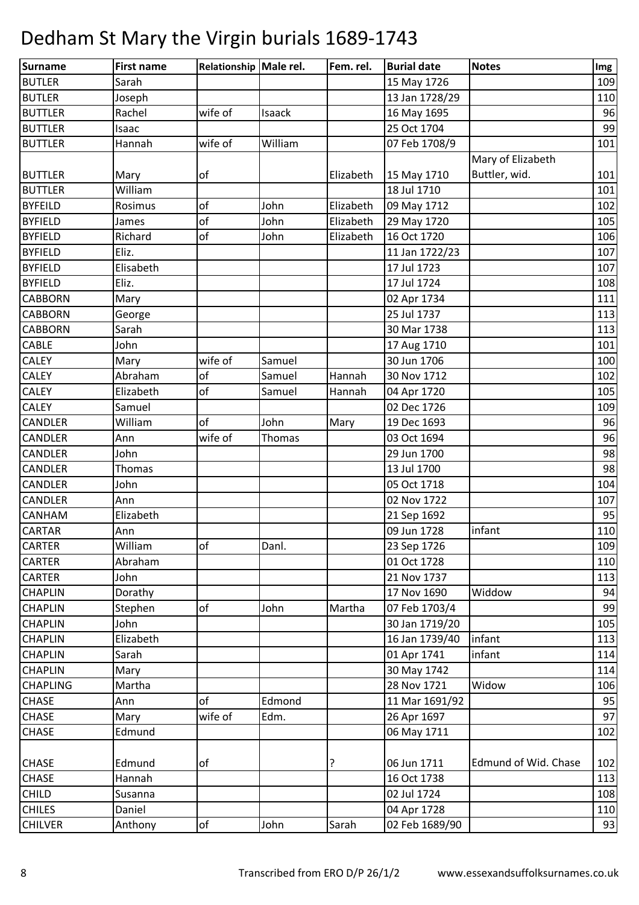# Dedham St Mary the Virgin burials 1689-1743

| Surname | First name | Relationship | Male rel. | Fem. rel. | Burial date | Notes | Img |
|---|---|---|---|---|---|---|---|
| BUTLER | Sarah | | | | 15 May 1726 | | 109 |
| BUTLER | Joseph | | | | 13 Jan 1728/29 | | 110 |
| BUTTLER | Rachel | wife of | Isaack | | 16 May 1695 | | 96 |
| BUTTLER | Isaac | | | | 25 Oct 1704 | | 99 |
| BUTTLER | Hannah | wife of | William | | 07 Feb 1708/9 | | 101 |
| BUTTLER | Mary | of | | Elizabeth | 15 May 1710 | Mary of Elizabeth Buttler, wid. | 101 |
| BUTTLER | William | | | | 18 Jul 1710 | | 101 |
| BYFEILD | Rosimus | of | John | Elizabeth | 09 May 1712 | | 102 |
| BYFIELD | James | of | John | Elizabeth | 29 May 1720 | | 105 |
| BYFIELD | Richard | of | John | Elizabeth | 16 Oct 1720 | | 106 |
| BYFIELD | Eliz. | | | | 11 Jan 1722/23 | | 107 |
| BYFIELD | Elisabeth | | | | 17 Jul 1723 | | 107 |
| BYFIELD | Eliz. | | | | 17 Jul 1724 | | 108 |
| CABBORN | Mary | | | | 02 Apr 1734 | | 111 |
| CABBORN | George | | | | 25 Jul 1737 | | 113 |
| CABBORN | Sarah | | | | 30 Mar 1738 | | 113 |
| CABLE | John | | | | 17 Aug 1710 | | 101 |
| CALEY | Mary | wife of | Samuel | | 30 Jun 1706 | | 100 |
| CALEY | Abraham | of | Samuel | Hannah | 30 Nov 1712 | | 102 |
| CALEY | Elizabeth | of | Samuel | Hannah | 04 Apr 1720 | | 105 |
| CALEY | Samuel | | | | 02 Dec 1726 | | 109 |
| CANDLER | William | of | John | Mary | 19 Dec 1693 | | 96 |
| CANDLER | Ann | wife of | Thomas | | 03 Oct 1694 | | 96 |
| CANDLER | John | | | | 29 Jun 1700 | | 98 |
| CANDLER | Thomas | | | | 13 Jul 1700 | | 98 |
| CANDLER | John | | | | 05 Oct 1718 | | 104 |
| CANDLER | Ann | | | | 02 Nov 1722 | | 107 |
| CANHAM | Elizabeth | | | | 21 Sep 1692 | | 95 |
| CARTAR | Ann | | | | 09 Jun 1728 | infant | 110 |
| CARTER | William | of | Danl. | | 23 Sep 1726 | | 109 |
| CARTER | Abraham | | | | 01 Oct 1728 | | 110 |
| CARTER | John | | | | 21 Nov 1737 | | 113 |
| CHAPLIN | Dorathy | | | | 17 Nov 1690 | Widdow | 94 |
| CHAPLIN | Stephen | of | John | Martha | 07 Feb 1703/4 | | 99 |
| CHAPLIN | John | | | | 30 Jan 1719/20 | | 105 |
| CHAPLIN | Elizabeth | | | | 16 Jan 1739/40 | infant | 113 |
| CHAPLIN | Sarah | | | | 01 Apr 1741 | infant | 114 |
| CHAPLIN | Mary | | | | 30 May 1742 | | 114 |
| CHAPLING | Martha | | | | 28 Nov 1721 | Widow | 106 |
| CHASE | Ann | of | Edmond | | 11 Mar 1691/92 | | 95 |
| CHASE | Mary | wife of | Edm. | | 26 Apr 1697 | | 97 |
| CHASE | Edmund | | | | 06 May 1711 | | 102 |
| CHASE | Edmund | of | | ? | 06 Jun 1711 | Edmund of Wid. Chase | 102 |
| CHASE | Hannah | | | | 16 Oct 1738 | | 113 |
| CHILD | Susanna | | | | 02 Jul 1724 | | 108 |
| CHILES | Daniel | | | | 04 Apr 1728 | | 110 |
| CHILVER | Anthony | of | John | Sarah | 02 Feb 1689/90 | | 93 |

Transcribed from ERO D/P 26/1/2 www.essexandsuffolksurnames.co.uk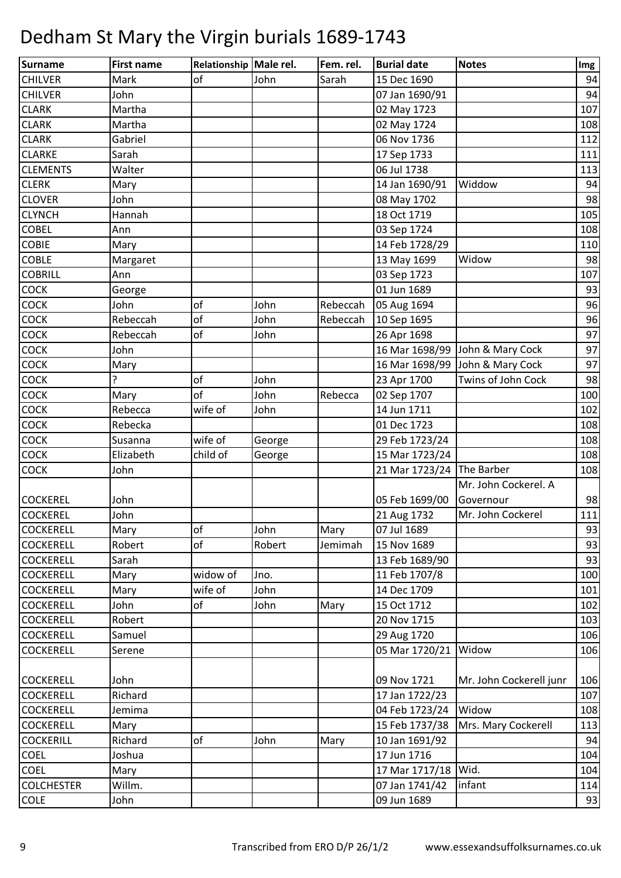# Dedham St Mary the Virgin burials 1689-1743

| Surname | First name | Relationship | Male rel. | Fem. rel. | Burial date | Notes | Img |
|---|---|---|---|---|---|---|---|
| CHILVER | Mark | of | John | Sarah | 15 Dec 1690 | | 94 |
| CHILVER | John | | | | 07 Jan 1690/91 | | 94 |
| CLARK | Martha | | | | 02 May 1723 | | 107 |
| CLARK | Martha | | | | 02 May 1724 | | 108 |
| CLARK | Gabriel | | | | 06 Nov 1736 | | 112 |
| CLARKE | Sarah | | | | 17 Sep 1733 | | 111 |
| CLEMENTS | Walter | | | | 06 Jul 1738 | | 113 |
| CLERK | Mary | | | | 14 Jan 1690/91 | Widdow | 94 |
| CLOVER | John | | | | 08 May 1702 | | 98 |
| CLYNCH | Hannah | | | | 18 Oct 1719 | | 105 |
| COBEL | Ann | | | | 03 Sep 1724 | | 108 |
| COBIE | Mary | | | | 14 Feb 1728/29 | | 110 |
| COBLE | Margaret | | | | 13 May 1699 | Widow | 98 |
| COBRILL | Ann | | | | 03 Sep 1723 | | 107 |
| COCK | George | | | | 01 Jun 1689 | | 93 |
| COCK | John | of | John | Rebeccah | 05 Aug 1694 | | 96 |
| COCK | Rebeccah | of | John | Rebeccah | 10 Sep 1695 | | 96 |
| COCK | Rebeccah | of | John | | 26 Apr 1698 | | 97 |
| COCK | John | | | | 16 Mar 1698/99 | John & Mary Cock | 97 |
| COCK | Mary | | | | 16 Mar 1698/99 | John & Mary Cock | 97 |
| COCK | ? | of | John | | 23 Apr 1700 | Twins of John Cock | 98 |
| COCK | Mary | of | John | Rebecca | 02 Sep 1707 | | 100 |
| COCK | Rebecca | wife of | John | | 14 Jun 1711 | | 102 |
| COCK | Rebecka | | | | 01 Dec 1723 | | 108 |
| COCK | Susanna | wife of | George | | 29 Feb 1723/24 | | 108 |
| COCK | Elizabeth | child of | George | | 15 Mar 1723/24 | | 108 |
| COCK | John | | | | 21 Mar 1723/24 | The Barber | 108 |
| COCKEREL | John | | | | 05 Feb 1699/00 | Mr. John Cockerel. A Governour | 98 |
| COCKEREL | John | | | | 21 Aug 1732 | Mr. John Cockerel | 111 |
| COCKERELL | Mary | of | John | Mary | 07 Jul 1689 | | 93 |
| COCKERELL | Robert | of | Robert | Jemimah | 15 Nov 1689 | | 93 |
| COCKERELL | Sarah | | | | 13 Feb 1689/90 | | 93 |
| COCKERELL | Mary | widow of | Jno. | | 11 Feb 1707/8 | | 100 |
| COCKERELL | Mary | wife of | John | | 14 Dec 1709 | | 101 |
| COCKERELL | John | of | John | Mary | 15 Oct 1712 | | 102 |
| COCKERELL | Robert | | | | 20 Nov 1715 | | 103 |
| COCKERELL | Samuel | | | | 29 Aug 1720 | | 106 |
| COCKERELL | Serene | | | | 05 Mar 1720/21 | Widow | 106 |
| COCKERELL | John | | | | 09 Nov 1721 | Mr. John Cockerell junr | 106 |
| COCKERELL | Richard | | | | 17 Jan 1722/23 | | 107 |
| COCKERELL | Jemima | | | | 04 Feb 1723/24 | Widow | 108 |
| COCKERELL | Mary | | | | 15 Feb 1737/38 | Mrs. Mary Cockerell | 113 |
| COCKERILL | Richard | of | John | Mary | 10 Jan 1691/92 | | 94 |
| COEL | Joshua | | | | 17 Jun 1716 | | 104 |
| COEL | Mary | | | | 17 Mar 1717/18 | Wid. | 104 |
| COLCHESTER | Willm. | | | | 07 Jan 1741/42 | infant | 114 |
| COLE | John | | | | 09 Jun 1689 | | 93 |

Transcribed from ERO D/P 26/1/2 www.essexandsuffolksurnames.co.uk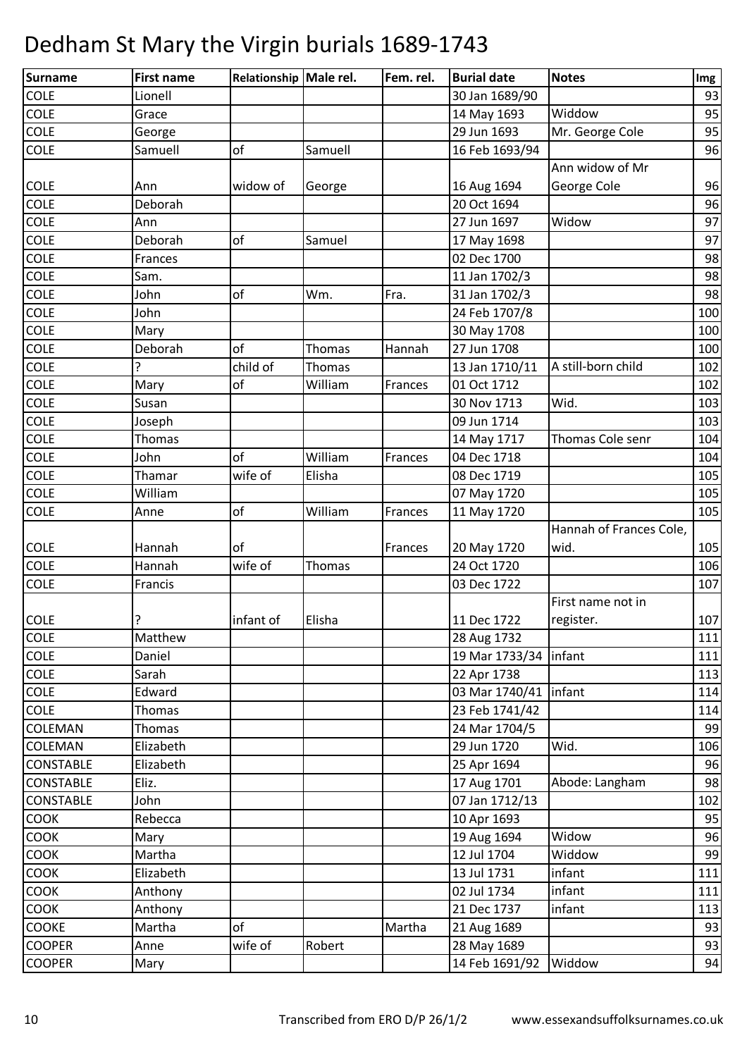# Dedham St Mary the Virgin burials 1689-1743

| Surname | First name | Relationship | Male rel. | Fem. rel. | Burial date | Notes | Img |
|---|---|---|---|---|---|---|---|
| COLE | Lionell | | | | 30 Jan 1689/90 | | 93 |
| COLE | Grace | | | | 14 May 1693 | Widdow | 95 |
| COLE | George | | | | 29 Jun 1693 | Mr. George Cole | 95 |
| COLE | Samuell | of | Samuell | | 16 Feb 1693/94 | | 96 |
| COLE | Ann | widow of | George | | 16 Aug 1694 | Ann widow of Mr George Cole | 96 |
| COLE | Deborah | | | | 20 Oct 1694 | | 96 |
| COLE | Ann | | | | 27 Jun 1697 | Widow | 97 |
| COLE | Deborah | of | Samuel | | 17 May 1698 | | 97 |
| COLE | Frances | | | | 02 Dec 1700 | | 98 |
| COLE | Sam. | | | | 11 Jan 1702/3 | | 98 |
| COLE | John | of | Wm. | Fra. | 31 Jan 1702/3 | | 98 |
| COLE | John | | | | 24 Feb 1707/8 | | 100 |
| COLE | Mary | | | | 30 May 1708 | | 100 |
| COLE | Deborah | of | Thomas | Hannah | 27 Jun 1708 | | 100 |
| COLE | ? | child of | Thomas | | 13 Jan 1710/11 | A still-born child | 102 |
| COLE | Mary | of | William | Frances | 01 Oct 1712 | | 102 |
| COLE | Susan | | | | 30 Nov 1713 | Wid. | 103 |
| COLE | Joseph | | | | 09 Jun 1714 | | 103 |
| COLE | Thomas | | | | 14 May 1717 | Thomas Cole senr | 104 |
| COLE | John | of | William | Frances | 04 Dec 1718 | | 104 |
| COLE | Thamar | wife of | Elisha | | 08 Dec 1719 | | 105 |
| COLE | William | | | | 07 May 1720 | | 105 |
| COLE | Anne | of | William | Frances | 11 May 1720 | | 105 |
| COLE | Hannah | of | | Frances | 20 May 1720 | Hannah of Frances Cole, wid. | 105 |
| COLE | Hannah | wife of | Thomas | | 24 Oct 1720 | | 106 |
| COLE | Francis | | | | 03 Dec 1722 | | 107 |
| COLE | ? | infant of | Elisha | | 11 Dec 1722 | First name not in register. | 107 |
| COLE | Matthew | | | | 28 Aug 1732 | | 111 |
| COLE | Daniel | | | | 19 Mar 1733/34 | infant | 111 |
| COLE | Sarah | | | | 22 Apr 1738 | | 113 |
| COLE | Edward | | | | 03 Mar 1740/41 | infant | 114 |
| COLE | Thomas | | | | 23 Feb 1741/42 | | 114 |
| COLEMAN | Thomas | | | | 24 Mar 1704/5 | | 99 |
| COLEMAN | Elizabeth | | | | 29 Jun 1720 | Wid. | 106 |
| CONSTABLE | Elizabeth | | | | 25 Apr 1694 | | 96 |
| CONSTABLE | Eliz. | | | | 17 Aug 1701 | Abode: Langham | 98 |
| CONSTABLE | John | | | | 07 Jan 1712/13 | | 102 |
| COOK | Rebecca | | | | 10 Apr 1693 | | 95 |
| COOK | Mary | | | | 19 Aug 1694 | Widow | 96 |
| COOK | Martha | | | | 12 Jul 1704 | Widdow | 99 |
| COOK | Elizabeth | | | | 13 Jul 1731 | infant | 111 |
| COOK | Anthony | | | | 02 Jul 1734 | infant | 111 |
| COOK | Anthony | | | | 21 Dec 1737 | infant | 113 |
| COOKE | Martha | of | | Martha | 21 Aug 1689 | | 93 |
| COOPER | Anne | wife of | Robert | | 28 May 1689 | | 93 |
| COOPER | Mary | | | | 14 Feb 1691/92 | Widdow | 94 |

Transcribed from ERO D/P 26/1/2 www.essexandsuffolksurnames.co.uk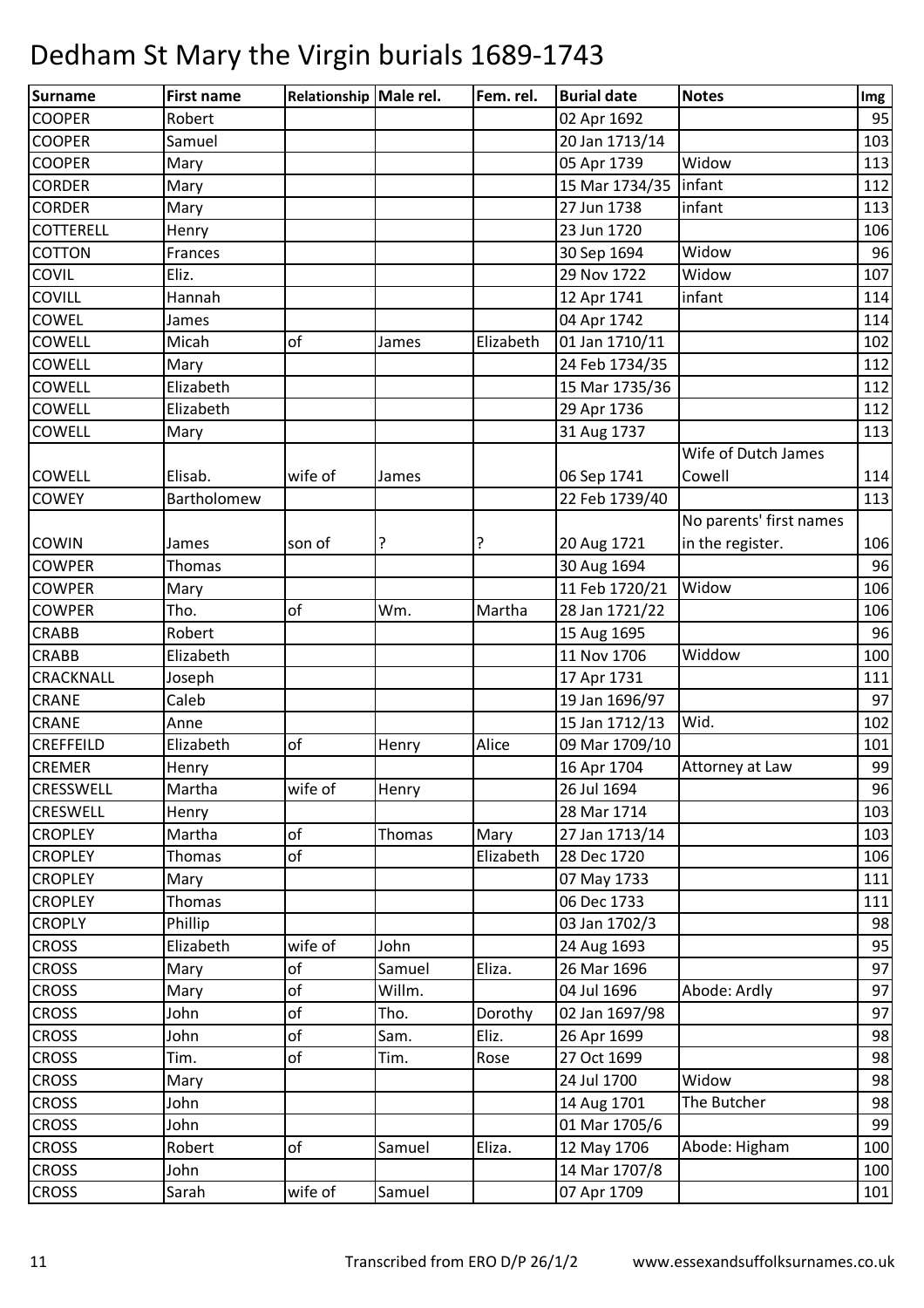# Dedham St Mary the Virgin burials 1689-1743

| Surname | First name | Relationship | Male rel. | Fem. rel. | Burial date | Notes | Img |
|---|---|---|---|---|---|---|---|
| COOPER | Robert | | | | 02 Apr 1692 | | 95 |
| COOPER | Samuel | | | | 20 Jan 1713/14 | | 103 |
| COOPER | Mary | | | | 05 Apr 1739 | Widow | 113 |
| CORDER | Mary | | | | 15 Mar 1734/35 | infant | 112 |
| CORDER | Mary | | | | 27 Jun 1738 | infant | 113 |
| COTTERELL | Henry | | | | 23 Jun 1720 | | 106 |
| COTTON | Frances | | | | 30 Sep 1694 | Widow | 96 |
| COVIL | Eliz. | | | | 29 Nov 1722 | Widow | 107 |
| COVILL | Hannah | | | | 12 Apr 1741 | infant | 114 |
| COWEL | James | | | | 04 Apr 1742 | | 114 |
| COWELL | Micah | of | James | Elizabeth | 01 Jan 1710/11 | | 102 |
| COWELL | Mary | | | | 24 Feb 1734/35 | | 112 |
| COWELL | Elizabeth | | | | 15 Mar 1735/36 | | 112 |
| COWELL | Elizabeth | | | | 29 Apr 1736 | | 112 |
| COWELL | Mary | | | | 31 Aug 1737 | | 113 |
| COWELL | Elisab. | wife of | James | | 06 Sep 1741 | Wife of Dutch James Cowell | 114 |
| COWEY | Bartholomew | | | | 22 Feb 1739/40 | | 113 |
| COWIN | James | son of | ? | ? | 20 Aug 1721 | No parents' first names in the register. | 106 |
| COWPER | Thomas | | | | 30 Aug 1694 | | 96 |
| COWPER | Mary | | | | 11 Feb 1720/21 | Widow | 106 |
| COWPER | Tho. | of | Wm. | Martha | 28 Jan 1721/22 | | 106 |
| CRABB | Robert | | | | 15 Aug 1695 | | 96 |
| CRABB | Elizabeth | | | | 11 Nov 1706 | Widdow | 100 |
| CRACKNALL | Joseph | | | | 17 Apr 1731 | | 111 |
| CRANE | Caleb | | | | 19 Jan 1696/97 | | 97 |
| CRANE | Anne | | | | 15 Jan 1712/13 | Wid. | 102 |
| CREFFEILD | Elizabeth | of | Henry | Alice | 09 Mar 1709/10 | | 101 |
| CREMER | Henry | | | | 16 Apr 1704 | Attorney at Law | 99 |
| CRESSWELL | Martha | wife of | Henry | | 26 Jul 1694 | | 96 |
| CRESWELL | Henry | | | | 28 Mar 1714 | | 103 |
| CROPLEY | Martha | of | Thomas | Mary | 27 Jan 1713/14 | | 103 |
| CROPLEY | Thomas | of | | Elizabeth | 28 Dec 1720 | | 106 |
| CROPLEY | Mary | | | | 07 May 1733 | | 111 |
| CROPLEY | Thomas | | | | 06 Dec 1733 | | 111 |
| CROPLY | Phillip | | | | 03 Jan 1702/3 | | 98 |
| CROSS | Elizabeth | wife of | John | | 24 Aug 1693 | | 95 |
| CROSS | Mary | of | Samuel | Eliza. | 26 Mar 1696 | | 97 |
| CROSS | Mary | of | Willm. | | 04 Jul 1696 | Abode: Ardly | 97 |
| CROSS | John | of | Tho. | Dorothy | 02 Jan 1697/98 | | 97 |
| CROSS | John | of | Sam. | Eliz. | 26 Apr 1699 | | 98 |
| CROSS | Tim. | of | Tim. | Rose | 27 Oct 1699 | | 98 |
| CROSS | Mary | | | | 24 Jul 1700 | Widow | 98 |
| CROSS | John | | | | 14 Aug 1701 | The Butcher | 98 |
| CROSS | John | | | | 01 Mar 1705/6 | | 99 |
| CROSS | Robert | of | Samuel | Eliza. | 12 May 1706 | Abode: Higham | 100 |
| CROSS | John | | | | 14 Mar 1707/8 | | 100 |
| CROSS | Sarah | wife of | Samuel | | 07 Apr 1709 | | 101 |

Transcribed from ERO D/P 26/1/2 www.essexandsuffolksurnames.co.uk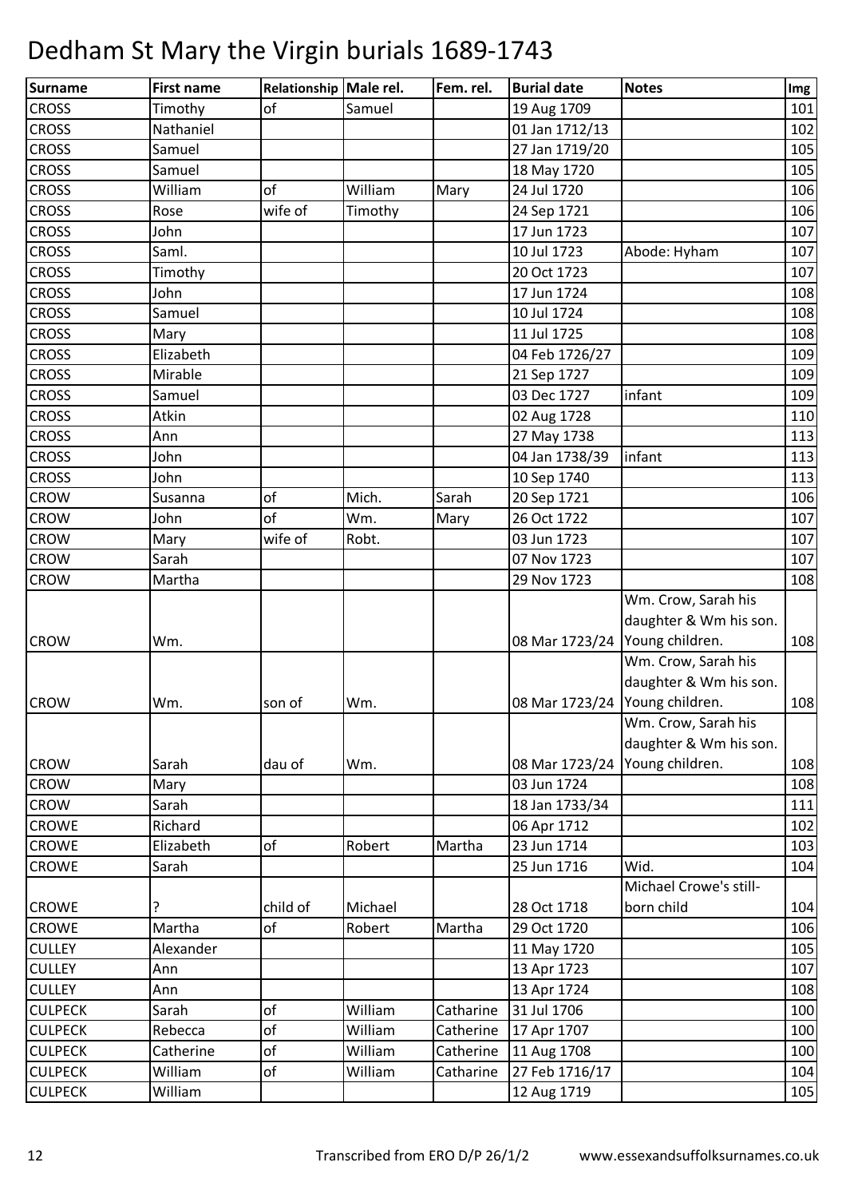# Dedham St Mary the Virgin burials 1689-1743

| Surname | First name | Relationship | Male rel. | Fem. rel. | Burial date | Notes | Img |
|---|---|---|---|---|---|---|---|
| CROSS | Timothy | of | Samuel | | 19 Aug 1709 | | 101 |
| CROSS | Nathaniel | | | | 01 Jan 1712/13 | | 102 |
| CROSS | Samuel | | | | 27 Jan 1719/20 | | 105 |
| CROSS | Samuel | | | | 18 May 1720 | | 105 |
| CROSS | William | of | William | Mary | 24 Jul 1720 | | 106 |
| CROSS | Rose | wife of | Timothy | | 24 Sep 1721 | | 106 |
| CROSS | John | | | | 17 Jun 1723 | | 107 |
| CROSS | Saml. | | | | 10 Jul 1723 | Abode: Hyham | 107 |
| CROSS | Timothy | | | | 20 Oct 1723 | | 107 |
| CROSS | John | | | | 17 Jun 1724 | | 108 |
| CROSS | Samuel | | | | 10 Jul 1724 | | 108 |
| CROSS | Mary | | | | 11 Jul 1725 | | 108 |
| CROSS | Elizabeth | | | | 04 Feb 1726/27 | | 109 |
| CROSS | Mirable | | | | 21 Sep 1727 | | 109 |
| CROSS | Samuel | | | | 03 Dec 1727 | infant | 109 |
| CROSS | Atkin | | | | 02 Aug 1728 | | 110 |
| CROSS | Ann | | | | 27 May 1738 | | 113 |
| CROSS | John | | | | 04 Jan 1738/39 | infant | 113 |
| CROSS | John | | | | 10 Sep 1740 | | 113 |
| CROW | Susanna | of | Mich. | Sarah | 20 Sep 1721 | | 106 |
| CROW | John | of | Wm. | Mary | 26 Oct 1722 | | 107 |
| CROW | Mary | wife of | Robt. | | 03 Jun 1723 | | 107 |
| CROW | Sarah | | | | 07 Nov 1723 | | 107 |
| CROW | Martha | | | | 29 Nov 1723 | | 108 |
| CROW | Wm. | | | | 08 Mar 1723/24 | Wm. Crow, Sarah his daughter & Wm his son. Young children. | 108 |
| CROW | Wm. | son of | Wm. | | 08 Mar 1723/24 | Wm. Crow, Sarah his daughter & Wm his son. Young children. | 108 |
| CROW | Sarah | dau of | Wm. | | 08 Mar 1723/24 | Wm. Crow, Sarah his daughter & Wm his son. Young children. | 108 |
| CROW | Mary | | | | 03 Jun 1724 | | 108 |
| CROW | Sarah | | | | 18 Jan 1733/34 | | 111 |
| CROWE | Richard | | | | 06 Apr 1712 | | 102 |
| CROWE | Elizabeth | of | Robert | Martha | 23 Jun 1714 | | 103 |
| CROWE | Sarah | | | | 25 Jun 1716 | Wid. | 104 |
| CROWE | ? | child of | Michael | | 28 Oct 1718 | Michael Crowe's still-born child | 104 |
| CROWE | Martha | of | Robert | Martha | 29 Oct 1720 | | 106 |
| CULLEY | Alexander | | | | 11 May 1720 | | 105 |
| CULLEY | Ann | | | | 13 Apr 1723 | | 107 |
| CULLEY | Ann | | | | 13 Apr 1724 | | 108 |
| CULPECK | Sarah | of | William | Catharine | 31 Jul 1706 | | 100 |
| CULPECK | Rebecca | of | William | Catherine | 17 Apr 1707 | | 100 |
| CULPECK | Catherine | of | William | Catherine | 11 Aug 1708 | | 100 |
| CULPECK | William | of | William | Catharine | 27 Feb 1716/17 | | 104 |
| CULPECK | William | | | | 12 Aug 1719 | | 105 |

Transcribed from ERO D/P 26/1/2 www.essexandsuffolksurnames.co.uk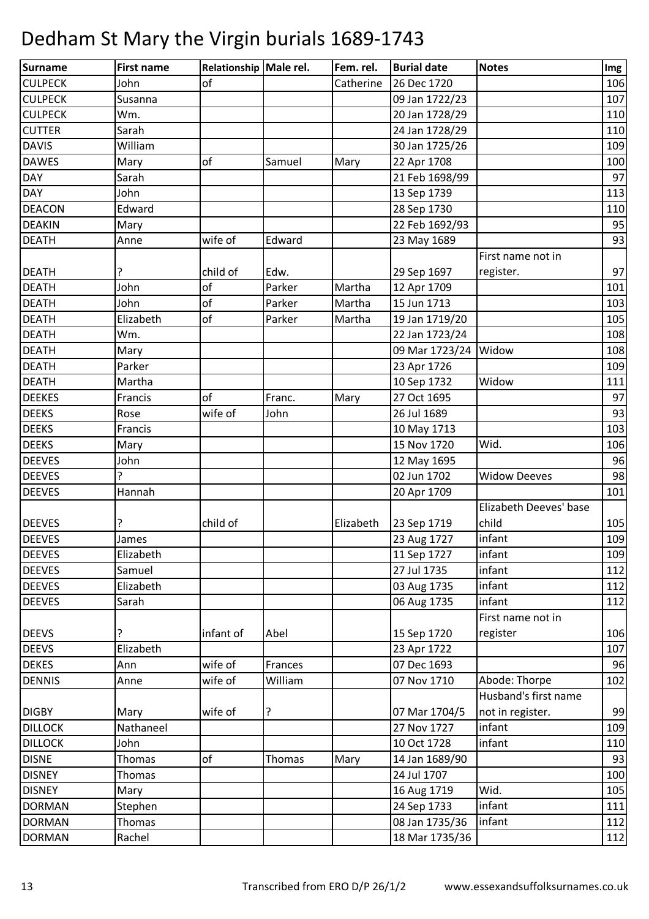# Dedham St Mary the Virgin burials 1689-1743

| Surname | First name | Relationship | Male rel. | Fem. rel. | Burial date | Notes | Img |
|---|---|---|---|---|---|---|---|
| CULPECK | John | of | | Catherine | 26 Dec 1720 | | 106 |
| CULPECK | Susanna | | | | 09 Jan 1722/23 | | 107 |
| CULPECK | Wm. | | | | 20 Jan 1728/29 | | 110 |
| CUTTER | Sarah | | | | 24 Jan 1728/29 | | 110 |
| DAVIS | William | | | | 30 Jan 1725/26 | | 109 |
| DAWES | Mary | of | Samuel | Mary | 22 Apr 1708 | | 100 |
| DAY | Sarah | | | | 21 Feb 1698/99 | | 97 |
| DAY | John | | | | 13 Sep 1739 | | 113 |
| DEACON | Edward | | | | 28 Sep 1730 | | 110 |
| DEAKIN | Mary | | | | 22 Feb 1692/93 | | 95 |
| DEATH | Anne | wife of | Edward | | 23 May 1689 | | 93 |
| DEATH | ? | child of | Edw. | | 29 Sep 1697 | First name not in register. | 97 |
| DEATH | John | of | Parker | Martha | 12 Apr 1709 | | 101 |
| DEATH | John | of | Parker | Martha | 15 Jun 1713 | | 103 |
| DEATH | Elizabeth | of | Parker | Martha | 19 Jan 1719/20 | | 105 |
| DEATH | Wm. | | | | 22 Jan 1723/24 | | 108 |
| DEATH | Mary | | | | 09 Mar 1723/24 | Widow | 108 |
| DEATH | Parker | | | | 23 Apr 1726 | | 109 |
| DEATH | Martha | | | | 10 Sep 1732 | Widow | 111 |
| DEEKES | Francis | of | Franc. | Mary | 27 Oct 1695 | | 97 |
| DEEKS | Rose | wife of | John | | 26 Jul 1689 | | 93 |
| DEEKS | Francis | | | | 10 May 1713 | | 103 |
| DEEKS | Mary | | | | 15 Nov 1720 | Wid. | 106 |
| DEEVES | John | | | | 12 May 1695 | | 96 |
| DEEVES | ? | | | | 02 Jun 1702 | Widow Deeves | 98 |
| DEEVES | Hannah | | | | 20 Apr 1709 | | 101 |
| DEEVES | ? | child of | | Elizabeth | 23 Sep 1719 | Elizabeth Deeves' base child | 105 |
| DEEVES | James | | | | 23 Aug 1727 | infant | 109 |
| DEEVES | Elizabeth | | | | 11 Sep 1727 | infant | 109 |
| DEEVES | Samuel | | | | 27 Jul 1735 | infant | 112 |
| DEEVES | Elizabeth | | | | 03 Aug 1735 | infant | 112 |
| DEEVES | Sarah | | | | 06 Aug 1735 | infant | 112 |
| DEEVS | ? | infant of | Abel | | 15 Sep 1720 | First name not in register | 106 |
| DEEVS | Elizabeth | | | | 23 Apr 1722 | | 107 |
| DEKES | Ann | wife of | Frances | | 07 Dec 1693 | | 96 |
| DENNIS | Anne | wife of | William | | 07 Nov 1710 | Abode: Thorpe | 102 |
| DIGBY | Mary | wife of | ? | | 07 Mar 1704/5 | Husband's first name not in register. | 99 |
| DILLOCK | Nathaneel | | | | 27 Nov 1727 | infant | 109 |
| DILLOCK | John | | | | 10 Oct 1728 | infant | 110 |
| DISNE | Thomas | of | Thomas | Mary | 14 Jan 1689/90 | | 93 |
| DISNEY | Thomas | | | | 24 Jul 1707 | | 100 |
| DISNEY | Mary | | | | 16 Aug 1719 | Wid. | 105 |
| DORMAN | Stephen | | | | 24 Sep 1733 | infant | 111 |
| DORMAN | Thomas | | | | 08 Jan 1735/36 | infant | 112 |
| DORMAN | Rachel | | | | 18 Mar 1735/36 | | 112 |

Transcribed from ERO D/P 26/1/2 www.essexandsuffolksurnames.co.uk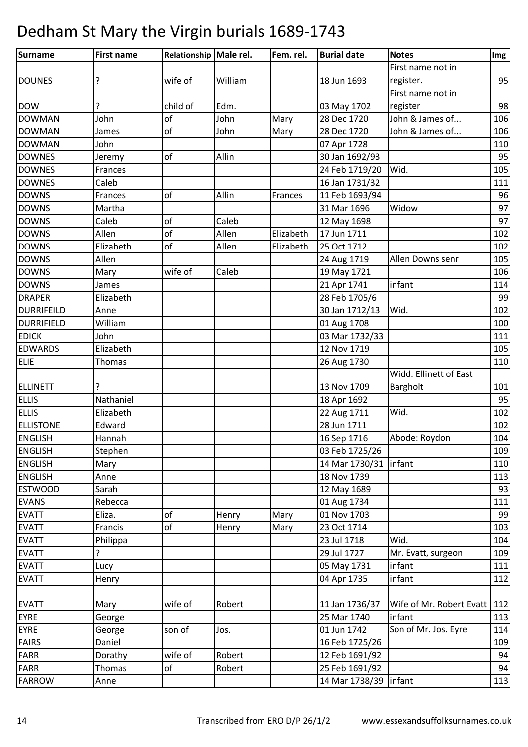# Dedham St Mary the Virgin burials 1689-1743

| Surname | First name | Relationship | Male rel. | Fem. rel. | Burial date | Notes | Img |
|---|---|---|---|---|---|---|---|
| DOUNES | ? | wife of | William | | 18 Jun 1693 | First name not in register. | 95 |
| DOW | ? | child of | Edm. | | 03 May 1702 | First name not in register | 98 |
| DOWMAN | John | of | John | Mary | 28 Dec 1720 | John & James of... | 106 |
| DOWMAN | James | of | John | Mary | 28 Dec 1720 | John & James of... | 106 |
| DOWMAN | John | | | | 07 Apr 1728 | | 110 |
| DOWNES | Jeremy | of | Allin | | 30 Jan 1692/93 | | 95 |
| DOWNES | Frances | | | | 24 Feb 1719/20 | Wid. | 105 |
| DOWNES | Caleb | | | | 16 Jan 1731/32 | | 111 |
| DOWNS | Frances | of | Allin | Frances | 11 Feb 1693/94 | | 96 |
| DOWNS | Martha | | | | 31 Mar 1696 | Widow | 97 |
| DOWNS | Caleb | of | Caleb | | 12 May 1698 | | 97 |
| DOWNS | Allen | of | Allen | Elizabeth | 17 Jun 1711 | | 102 |
| DOWNS | Elizabeth | of | Allen | Elizabeth | 25 Oct 1712 | | 102 |
| DOWNS | Allen | | | | 24 Aug 1719 | Allen Downs senr | 105 |
| DOWNS | Mary | wife of | Caleb | | 19 May 1721 | | 106 |
| DOWNS | James | | | | 21 Apr 1741 | infant | 114 |
| DRAPER | Elizabeth | | | | 28 Feb 1705/6 | | 99 |
| DURRIFEILD | Anne | | | | 30 Jan 1712/13 | Wid. | 102 |
| DURRIFIELD | William | | | | 01 Aug 1708 | | 100 |
| EDICK | John | | | | 03 Mar 1732/33 | | 111 |
| EDWARDS | Elizabeth | | | | 12 Nov 1719 | | 105 |
| ELIE | Thomas | | | | 26 Aug 1730 | | 110 |
| ELLINETT | ? | | | | 13 Nov 1709 | Widd. Ellinett of East Bargholt | 101 |
| ELLIS | Nathaniel | | | | 18 Apr 1692 | | 95 |
| ELLIS | Elizabeth | | | | 22 Aug 1711 | Wid. | 102 |
| ELLISTONE | Edward | | | | 28 Jun 1711 | | 102 |
| ENGLISH | Hannah | | | | 16 Sep 1716 | Abode: Roydon | 104 |
| ENGLISH | Stephen | | | | 03 Feb 1725/26 | | 109 |
| ENGLISH | Mary | | | | 14 Mar 1730/31 | infant | 110 |
| ENGLISH | Anne | | | | 18 Nov 1739 | | 113 |
| ESTWOOD | Sarah | | | | 12 May 1689 | | 93 |
| EVANS | Rebecca | | | | 01 Aug 1734 | | 111 |
| EVATT | Eliza. | of | Henry | Mary | 01 Nov 1703 | | 99 |
| EVATT | Francis | of | Henry | Mary | 23 Oct 1714 | | 103 |
| EVATT | Philippa | | | | 23 Jul 1718 | Wid. | 104 |
| EVATT | ? | | | | 29 Jul 1727 | Mr. Evatt, surgeon | 109 |
| EVATT | Lucy | | | | 05 May 1731 | infant | 111 |
| EVATT | Henry | | | | 04 Apr 1735 | infant | 112 |
| EVATT | Mary | wife of | Robert | | 11 Jan 1736/37 | Wife of Mr. Robert Evatt | 112 |
| EYRE | George | | | | 25 Mar 1740 | infant | 113 |
| EYRE | George | son of | Jos. | | 01 Jun 1742 | Son of Mr. Jos. Eyre | 114 |
| FAIRS | Daniel | | | | 16 Feb 1725/26 | | 109 |
| FARR | Dorathy | wife of | Robert | | 12 Feb 1691/92 | | 94 |
| FARR | Thomas | of | Robert | | 25 Feb 1691/92 | | 94 |
| FARROW | Anne | | | | 14 Mar 1738/39 | infant | 113 |

Transcribed from ERO D/P 26/1/2 www.essexandsuffolksurnames.co.uk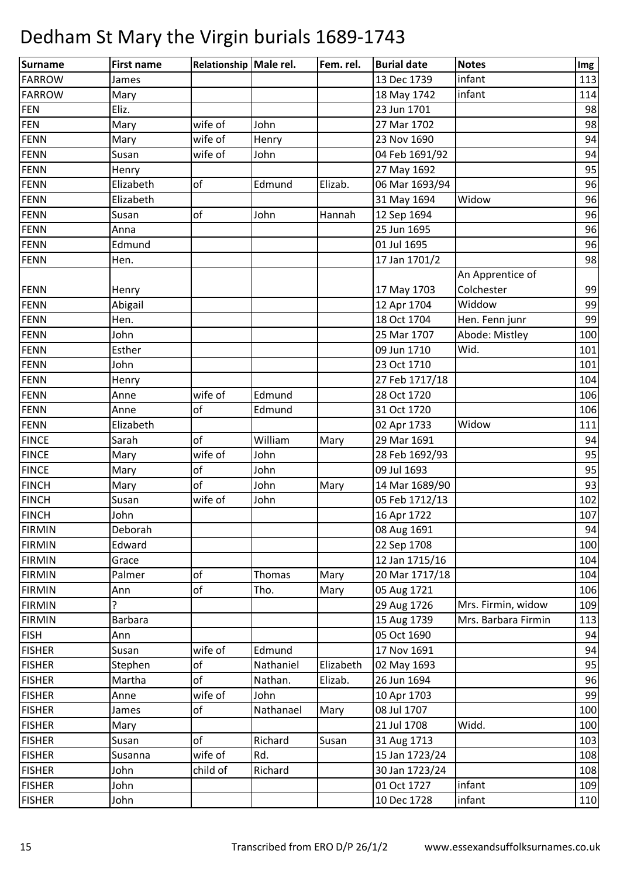# Dedham St Mary the Virgin burials 1689-1743

| Surname | First name | Relationship | Male rel. | Fem. rel. | Burial date | Notes | Img |
|---|---|---|---|---|---|---|---|
| FARROW | James | | | | 13 Dec 1739 | infant | 113 |
| FARROW | Mary | | | | 18 May 1742 | infant | 114 |
| FEN | Eliz. | | | | 23 Jun 1701 | | 98 |
| FEN | Mary | wife of | John | | 27 Mar 1702 | | 98 |
| FENN | Mary | wife of | Henry | | 23 Nov 1690 | | 94 |
| FENN | Susan | wife of | John | | 04 Feb 1691/92 | | 94 |
| FENN | Henry | | | | 27 May 1692 | | 95 |
| FENN | Elizabeth | of | Edmund | Elizab. | 06 Mar 1693/94 | | 96 |
| FENN | Elizabeth | | | | 31 May 1694 | Widow | 96 |
| FENN | Susan | of | John | Hannah | 12 Sep 1694 | | 96 |
| FENN | Anna | | | | 25 Jun 1695 | | 96 |
| FENN | Edmund | | | | 01 Jul 1695 | | 96 |
| FENN | Hen. | | | | 17 Jan 1701/2 | | 98 |
| FENN | Henry | | | | 17 May 1703 | An Apprentice of Colchester | 99 |
| FENN | Abigail | | | | 12 Apr 1704 | Widdow | 99 |
| FENN | Hen. | | | | 18 Oct 1704 | Hen. Fenn junr | 99 |
| FENN | John | | | | 25 Mar 1707 | Abode: Mistley | 100 |
| FENN | Esther | | | | 09 Jun 1710 | Wid. | 101 |
| FENN | John | | | | 23 Oct 1710 | | 101 |
| FENN | Henry | | | | 27 Feb 1717/18 | | 104 |
| FENN | Anne | wife of | Edmund | | 28 Oct 1720 | | 106 |
| FENN | Anne | of | Edmund | | 31 Oct 1720 | | 106 |
| FENN | Elizabeth | | | | 02 Apr 1733 | Widow | 111 |
| FINCE | Sarah | of | William | Mary | 29 Mar 1691 | | 94 |
| FINCE | Mary | wife of | John | | 28 Feb 1692/93 | | 95 |
| FINCE | Mary | of | John | | 09 Jul 1693 | | 95 |
| FINCH | Mary | of | John | Mary | 14 Mar 1689/90 | | 93 |
| FINCH | Susan | wife of | John | | 05 Feb 1712/13 | | 102 |
| FINCH | John | | | | 16 Apr 1722 | | 107 |
| FIRMIN | Deborah | | | | 08 Aug 1691 | | 94 |
| FIRMIN | Edward | | | | 22 Sep 1708 | | 100 |
| FIRMIN | Grace | | | | 12 Jan 1715/16 | | 104 |
| FIRMIN | Palmer | of | Thomas | Mary | 20 Mar 1717/18 | | 104 |
| FIRMIN | Ann | of | Tho. | Mary | 05 Aug 1721 | | 106 |
| FIRMIN | ? | | | | 29 Aug 1726 | Mrs. Firmin, widow | 109 |
| FIRMIN | Barbara | | | | 15 Aug 1739 | Mrs. Barbara Firmin | 113 |
| FISH | Ann | | | | 05 Oct 1690 | | 94 |
| FISHER | Susan | wife of | Edmund | | 17 Nov 1691 | | 94 |
| FISHER | Stephen | of | Nathaniel | Elizabeth | 02 May 1693 | | 95 |
| FISHER | Martha | of | Nathan. | Elizab. | 26 Jun 1694 | | 96 |
| FISHER | Anne | wife of | John | | 10 Apr 1703 | | 99 |
| FISHER | James | of | Nathanael | Mary | 08 Jul 1707 | | 100 |
| FISHER | Mary | | | | 21 Jul 1708 | Widd. | 100 |
| FISHER | Susan | of | Richard | Susan | 31 Aug 1713 | | 103 |
| FISHER | Susanna | wife of | Rd. | | 15 Jan 1723/24 | | 108 |
| FISHER | John | child of | Richard | | 30 Jan 1723/24 | | 108 |
| FISHER | John | | | | 01 Oct 1727 | infant | 109 |
| FISHER | John | | | | 10 Dec 1728 | infant | 110 |

Transcribed from ERO D/P 26/1/2 www.essexandsuffolksurnames.co.uk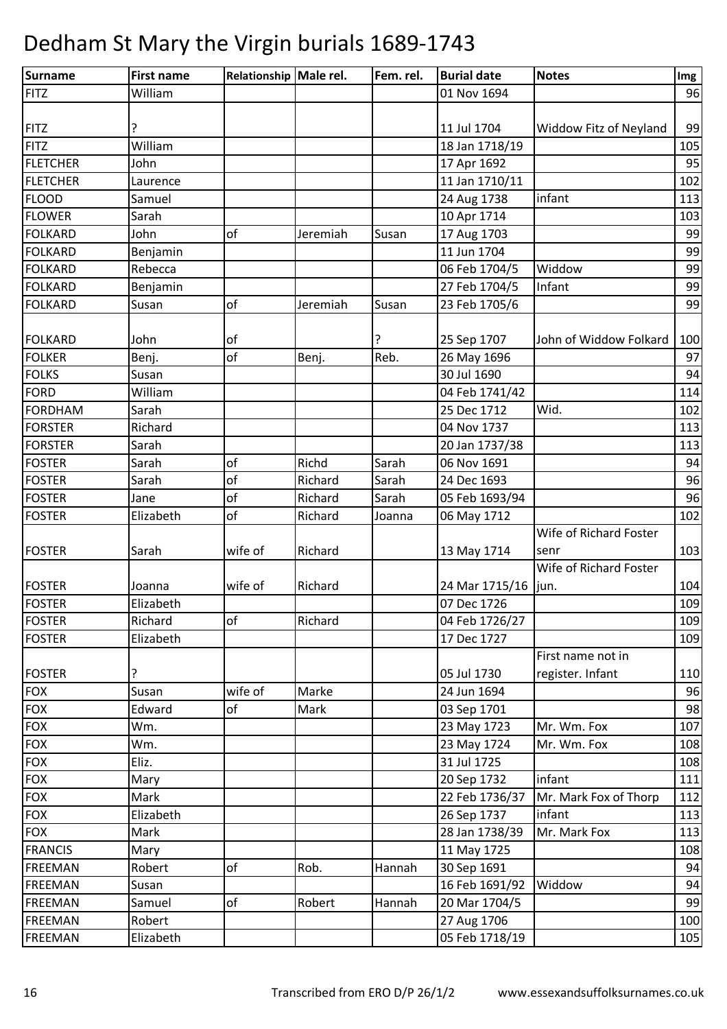# Dedham St Mary the Virgin burials 1689-1743

| Surname | First name | Relationship | Male rel. | Fem. rel. | Burial date | Notes | Img |
|---|---|---|---|---|---|---|---|
| FITZ | William | | | | 01 Nov 1694 | | 96 |
| FITZ | ? | | | | 11 Jul 1704 | Widdow Fitz of Neyland | 99 |
| FITZ | William | | | | 18 Jan 1718/19 | | 105 |
| FLETCHER | John | | | | 17 Apr 1692 | | 95 |
| FLETCHER | Laurence | | | | 11 Jan 1710/11 | | 102 |
| FLOOD | Samuel | | | | 24 Aug 1738 | infant | 113 |
| FLOWER | Sarah | | | | 10 Apr 1714 | | 103 |
| FOLKARD | John | of | Jeremiah | Susan | 17 Aug 1703 | | 99 |
| FOLKARD | Benjamin | | | | 11 Jun 1704 | | 99 |
| FOLKARD | Rebecca | | | | 06 Feb 1704/5 | Widdow | 99 |
| FOLKARD | Benjamin | | | | 27 Feb 1704/5 | Infant | 99 |
| FOLKARD | Susan | of | Jeremiah | Susan | 23 Feb 1705/6 | | 99 |
| FOLKARD | John | of | | ? | 25 Sep 1707 | John of Widdow Folkard | 100 |
| FOLKER | Benj. | of | Benj. | Reb. | 26 May 1696 | | 97 |
| FOLKS | Susan | | | | 30 Jul 1690 | | 94 |
| FORD | William | | | | 04 Feb 1741/42 | | 114 |
| FORDHAM | Sarah | | | | 25 Dec 1712 | Wid. | 102 |
| FORSTER | Richard | | | | 04 Nov 1737 | | 113 |
| FORSTER | Sarah | | | | 20 Jan 1737/38 | | 113 |
| FOSTER | Sarah | of | Richd | Sarah | 06 Nov 1691 | | 94 |
| FOSTER | Sarah | of | Richard | Sarah | 24 Dec 1693 | | 96 |
| FOSTER | Jane | of | Richard | Sarah | 05 Feb 1693/94 | | 96 |
| FOSTER | Elizabeth | of | Richard | Joanna | 06 May 1712 | | 102 |
| FOSTER | Sarah | wife of | Richard | | 13 May 1714 | Wife of Richard Foster senr | 103 |
| FOSTER | Joanna | wife of | Richard | | 24 Mar 1715/16 | Wife of Richard Foster jun. | 104 |
| FOSTER | Elizabeth | | | | 07 Dec 1726 | | 109 |
| FOSTER | Richard | of | Richard | | 04 Feb 1726/27 | | 109 |
| FOSTER | Elizabeth | | | | 17 Dec 1727 | | 109 |
| FOSTER | ? | | | | 05 Jul 1730 | First name not in register. Infant | 110 |
| FOX | Susan | wife of | Marke | | 24 Jun 1694 | | 96 |
| FOX | Edward | of | Mark | | 03 Sep 1701 | | 98 |
| FOX | Wm. | | | | 23 May 1723 | Mr. Wm. Fox | 107 |
| FOX | Wm. | | | | 23 May 1724 | Mr. Wm. Fox | 108 |
| FOX | Eliz. | | | | 31 Jul 1725 | | 108 |
| FOX | Mary | | | | 20 Sep 1732 | infant | 111 |
| FOX | Mark | | | | 22 Feb 1736/37 | Mr. Mark Fox of Thorp | 112 |
| FOX | Elizabeth | | | | 26 Sep 1737 | infant | 113 |
| FOX | Mark | | | | 28 Jan 1738/39 | Mr. Mark Fox | 113 |
| FRANCIS | Mary | | | | 11 May 1725 | | 108 |
| FREEMAN | Robert | of | Rob. | Hannah | 30 Sep 1691 | | 94 |
| FREEMAN | Susan | | | | 16 Feb 1691/92 | Widdow | 94 |
| FREEMAN | Samuel | of | Robert | Hannah | 20 Mar 1704/5 | | 99 |
| FREEMAN | Robert | | | | 27 Aug 1706 | | 100 |
| FREEMAN | Elizabeth | | | | 05 Feb 1718/19 | | 105 |

Transcribed from ERO D/P 26/1/2 www.essexandsuffolksurnames.co.uk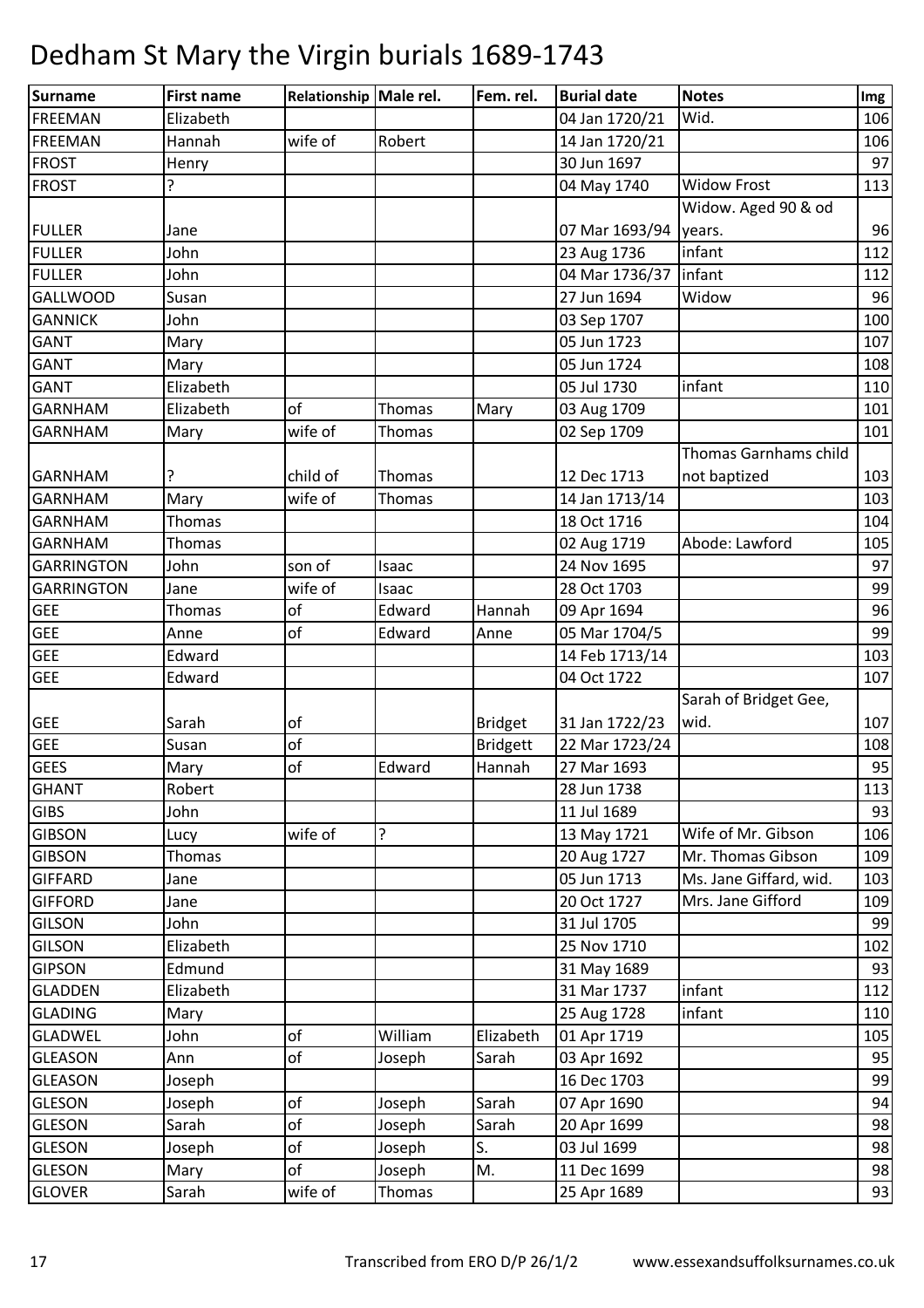# Dedham St Mary the Virgin burials 1689-1743

| Surname | First name | Relationship | Male rel. | Fem. rel. | Burial date | Notes | Img |
|---|---|---|---|---|---|---|---|
| FREEMAN | Elizabeth | | | | 04 Jan 1720/21 | Wid. | 106 |
| FREEMAN | Hannah | wife of | Robert | | 14 Jan 1720/21 | | 106 |
| FROST | Henry | | | | 30 Jun 1697 | | 97 |
| FROST | ? | | | | 04 May 1740 | Widow Frost | 113 |
| FULLER | Jane | | | | 07 Mar 1693/94 | Widow. Aged 90 & od years. | 96 |
| FULLER | John | | | | 23 Aug 1736 | infant | 112 |
| FULLER | John | | | | 04 Mar 1736/37 | infant | 112 |
| GALLWOOD | Susan | | | | 27 Jun 1694 | Widow | 96 |
| GANNICK | John | | | | 03 Sep 1707 | | 100 |
| GANT | Mary | | | | 05 Jun 1723 | | 107 |
| GANT | Mary | | | | 05 Jun 1724 | | 108 |
| GANT | Elizabeth | | | | 05 Jul 1730 | infant | 110 |
| GARNHAM | Elizabeth | of | Thomas | Mary | 03 Aug 1709 | | 101 |
| GARNHAM | Mary | wife of | Thomas | | 02 Sep 1709 | | 101 |
| GARNHAM | ? | child of | Thomas | | 12 Dec 1713 | Thomas Garnhams child not baptized | 103 |
| GARNHAM | Mary | wife of | Thomas | | 14 Jan 1713/14 | | 103 |
| GARNHAM | Thomas | | | | 18 Oct 1716 | | 104 |
| GARNHAM | Thomas | | | | 02 Aug 1719 | Abode: Lawford | 105 |
| GARRINGTON | John | son of | Isaac | | 24 Nov 1695 | | 97 |
| GARRINGTON | Jane | wife of | Isaac | | 28 Oct 1703 | | 99 |
| GEE | Thomas | of | Edward | Hannah | 09 Apr 1694 | | 96 |
| GEE | Anne | of | Edward | Anne | 05 Mar 1704/5 | | 99 |
| GEE | Edward | | | | 14 Feb 1713/14 | | 103 |
| GEE | Edward | | | | 04 Oct 1722 | | 107 |
| GEE | Sarah | of | | Bridget | 31 Jan 1722/23 | Sarah of Bridget Gee, wid. | 107 |
| GEE | Susan | of | | Bridgett | 22 Mar 1723/24 | | 108 |
| GEES | Mary | of | Edward | Hannah | 27 Mar 1693 | | 95 |
| GHANT | Robert | | | | 28 Jun 1738 | | 113 |
| GIBS | John | | | | 11 Jul 1689 | | 93 |
| GIBSON | Lucy | wife of | ? | | 13 May 1721 | Wife of Mr. Gibson | 106 |
| GIBSON | Thomas | | | | 20 Aug 1727 | Mr. Thomas Gibson | 109 |
| GIFFARD | Jane | | | | 05 Jun 1713 | Ms. Jane Giffard, wid. | 103 |
| GIFFORD | Jane | | | | 20 Oct 1727 | Mrs. Jane Gifford | 109 |
| GILSON | John | | | | 31 Jul 1705 | | 99 |
| GILSON | Elizabeth | | | | 25 Nov 1710 | | 102 |
| GIPSON | Edmund | | | | 31 May 1689 | | 93 |
| GLADDEN | Elizabeth | | | | 31 Mar 1737 | infant | 112 |
| GLADING | Mary | | | | 25 Aug 1728 | infant | 110 |
| GLADWEL | John | of | William | Elizabeth | 01 Apr 1719 | | 105 |
| GLEASON | Ann | of | Joseph | Sarah | 03 Apr 1692 | | 95 |
| GLEASON | Joseph | | | | 16 Dec 1703 | | 99 |
| GLESON | Joseph | of | Joseph | Sarah | 07 Apr 1690 | | 94 |
| GLESON | Sarah | of | Joseph | Sarah | 20 Apr 1699 | | 98 |
| GLESON | Joseph | of | Joseph | S. | 03 Jul 1699 | | 98 |
| GLESON | Mary | of | Joseph | M. | 11 Dec 1699 | | 98 |
| GLOVER | Sarah | wife of | Thomas | | 25 Apr 1689 | | 93 |

Transcribed from ERO D/P 26/1/2 www.essexandsuffolksurnames.co.uk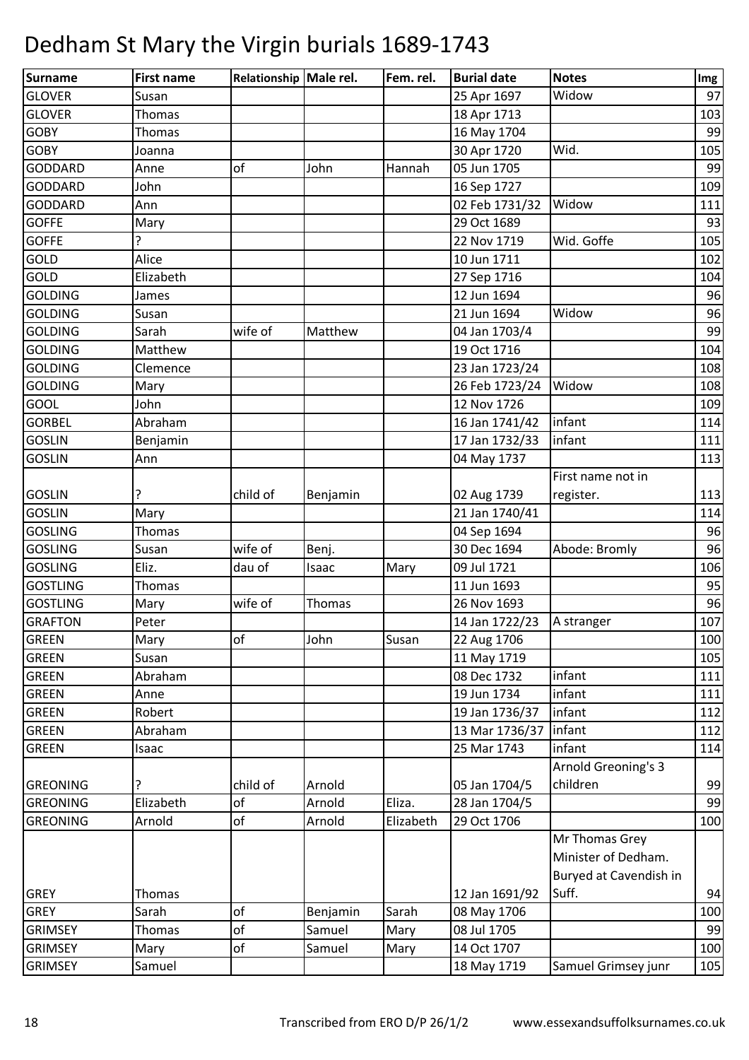# Dedham St Mary the Virgin burials 1689-1743

| Surname | First name | Relationship | Male rel. | Fem. rel. | Burial date | Notes | Img |
|---|---|---|---|---|---|---|---|
| GLOVER | Susan | | | | 25 Apr 1697 | Widow | 97 |
| GLOVER | Thomas | | | | 18 Apr 1713 | | 103 |
| GOBY | Thomas | | | | 16 May 1704 | | 99 |
| GOBY | Joanna | | | | 30 Apr 1720 | Wid. | 105 |
| GODDARD | Anne | of | John | Hannah | 05 Jun 1705 | | 99 |
| GODDARD | John | | | | 16 Sep 1727 | | 109 |
| GODDARD | Ann | | | | 02 Feb 1731/32 | Widow | 111 |
| GOFFE | Mary | | | | 29 Oct 1689 | | 93 |
| GOFFE | ? | | | | 22 Nov 1719 | Wid. Goffe | 105 |
| GOLD | Alice | | | | 10 Jun 1711 | | 102 |
| GOLD | Elizabeth | | | | 27 Sep 1716 | | 104 |
| GOLDING | James | | | | 12 Jun 1694 | | 96 |
| GOLDING | Susan | | | | 21 Jun 1694 | Widow | 96 |
| GOLDING | Sarah | wife of | Matthew | | 04 Jan 1703/4 | | 99 |
| GOLDING | Matthew | | | | 19 Oct 1716 | | 104 |
| GOLDING | Clemence | | | | 23 Jan 1723/24 | | 108 |
| GOLDING | Mary | | | | 26 Feb 1723/24 | Widow | 108 |
| GOOL | John | | | | 12 Nov 1726 | | 109 |
| GORBEL | Abraham | | | | 16 Jan 1741/42 | infant | 114 |
| GOSLIN | Benjamin | | | | 17 Jan 1732/33 | infant | 111 |
| GOSLIN | Ann | | | | 04 May 1737 | | 113 |
| GOSLIN | ? | child of | Benjamin | | 02 Aug 1739 | First name not in register. | 113 |
| GOSLIN | Mary | | | | 21 Jan 1740/41 | | 114 |
| GOSLING | Thomas | | | | 04 Sep 1694 | | 96 |
| GOSLING | Susan | wife of | Benj. | | 30 Dec 1694 | Abode: Bromly | 96 |
| GOSLING | Eliz. | dau of | Isaac | Mary | 09 Jul 1721 | | 106 |
| GOSTLING | Thomas | | | | 11 Jun 1693 | | 95 |
| GOSTLING | Mary | wife of | Thomas | | 26 Nov 1693 | | 96 |
| GRAFTON | Peter | | | | 14 Jan 1722/23 | A stranger | 107 |
| GREEN | Mary | of | John | Susan | 22 Aug 1706 | | 100 |
| GREEN | Susan | | | | 11 May 1719 | | 105 |
| GREEN | Abraham | | | | 08 Dec 1732 | infant | 111 |
| GREEN | Anne | | | | 19 Jun 1734 | infant | 111 |
| GREEN | Robert | | | | 19 Jan 1736/37 | infant | 112 |
| GREEN | Abraham | | | | 13 Mar 1736/37 | infant | 112 |
| GREEN | Isaac | | | | 25 Mar 1743 | infant | 114 |
| GREONING | ? | child of | Arnold | | 05 Jan 1704/5 | Arnold Greoning's 3 children | 99 |
| GREONING | Elizabeth | of | Arnold | Eliza. | 28 Jan 1704/5 | | 99 |
| GREONING | Arnold | of | Arnold | Elizabeth | 29 Oct 1706 | | 100 |
| GREY | Thomas | | | | 12 Jan 1691/92 | Mr Thomas Grey Minister of Dedham. Buryed at Cavendish in Suff. | 94 |
| GREY | Sarah | of | Benjamin | Sarah | 08 May 1706 | | 100 |
| GRIMSEY | Thomas | of | Samuel | Mary | 08 Jul 1705 | | 99 |
| GRIMSEY | Mary | of | Samuel | Mary | 14 Oct 1707 | | 100 |
| GRIMSEY | Samuel | | | | 18 May 1719 | Samuel Grimsey junr | 105 |

Transcribed from ERO D/P 26/1/2 www.essexandsuffolksurnames.co.uk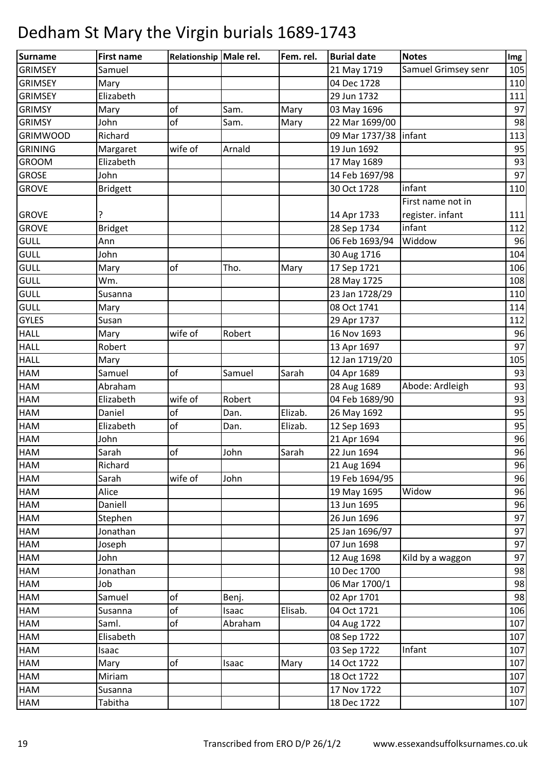# Dedham St Mary the Virgin burials 1689-1743

| Surname | First name | Relationship | Male rel. | Fem. rel. | Burial date | Notes | Img |
|---|---|---|---|---|---|---|---|
| GRIMSEY | Samuel | | | | 21 May 1719 | Samuel Grimsey senr | 105 |
| GRIMSEY | Mary | | | | 04 Dec 1728 | | 110 |
| GRIMSEY | Elizabeth | | | | 29 Jun 1732 | | 111 |
| GRIMSY | Mary | of | Sam. | Mary | 03 May 1696 | | 97 |
| GRIMSY | John | of | Sam. | Mary | 22 Mar 1699/00 | | 98 |
| GRIMWOOD | Richard | | | | 09 Mar 1737/38 | infant | 113 |
| GRINING | Margaret | wife of | Arnald | | 19 Jun 1692 | | 95 |
| GROOM | Elizabeth | | | | 17 May 1689 | | 93 |
| GROSE | John | | | | 14 Feb 1697/98 | | 97 |
| GROVE | Bridgett | | | | 30 Oct 1728 | infant | 110 |
| GROVE | ? | | | | 14 Apr 1733 | First name not in register. infant | 111 |
| GROVE | Bridget | | | | 28 Sep 1734 | infant | 112 |
| GULL | Ann | | | | 06 Feb 1693/94 | Widdow | 96 |
| GULL | John | | | | 30 Aug 1716 | | 104 |
| GULL | Mary | of | Tho. | Mary | 17 Sep 1721 | | 106 |
| GULL | Wm. | | | | 28 May 1725 | | 108 |
| GULL | Susanna | | | | 23 Jan 1728/29 | | 110 |
| GULL | Mary | | | | 08 Oct 1741 | | 114 |
| GYLES | Susan | | | | 29 Apr 1737 | | 112 |
| HALL | Mary | wife of | Robert | | 16 Nov 1693 | | 96 |
| HALL | Robert | | | | 13 Apr 1697 | | 97 |
| HALL | Mary | | | | 12 Jan 1719/20 | | 105 |
| HAM | Samuel | of | Samuel | Sarah | 04 Apr 1689 | | 93 |
| HAM | Abraham | | | | 28 Aug 1689 | Abode: Ardleigh | 93 |
| HAM | Elizabeth | wife of | Robert | | 04 Feb 1689/90 | | 93 |
| HAM | Daniel | of | Dan. | Elizab. | 26 May 1692 | | 95 |
| HAM | Elizabeth | of | Dan. | Elizab. | 12 Sep 1693 | | 95 |
| HAM | John | | | | 21 Apr 1694 | | 96 |
| HAM | Sarah | of | John | Sarah | 22 Jun 1694 | | 96 |
| HAM | Richard | | | | 21 Aug 1694 | | 96 |
| HAM | Sarah | wife of | John | | 19 Feb 1694/95 | | 96 |
| HAM | Alice | | | | 19 May 1695 | Widow | 96 |
| HAM | Daniell | | | | 13 Jun 1695 | | 96 |
| HAM | Stephen | | | | 26 Jun 1696 | | 97 |
| HAM | Jonathan | | | | 25 Jan 1696/97 | | 97 |
| HAM | Joseph | | | | 07 Jun 1698 | | 97 |
| HAM | John | | | | 12 Aug 1698 | Kild by a waggon | 97 |
| HAM | Jonathan | | | | 10 Dec 1700 | | 98 |
| HAM | Job | | | | 06 Mar 1700/1 | | 98 |
| HAM | Samuel | of | Benj. | | 02 Apr 1701 | | 98 |
| HAM | Susanna | of | Isaac | Elisab. | 04 Oct 1721 | | 106 |
| HAM | Saml. | of | Abraham | | 04 Aug 1722 | | 107 |
| HAM | Elisabeth | | | | 08 Sep 1722 | | 107 |
| HAM | Isaac | | | | 03 Sep 1722 | Infant | 107 |
| HAM | Mary | of | Isaac | Mary | 14 Oct 1722 | | 107 |
| HAM | Miriam | | | | 18 Oct 1722 | | 107 |
| HAM | Susanna | | | | 17 Nov 1722 | | 107 |
| HAM | Tabitha | | | | 18 Dec 1722 | | 107 |

Transcribed from ERO D/P 26/1/2 www.essexandsuffolksurnames.co.uk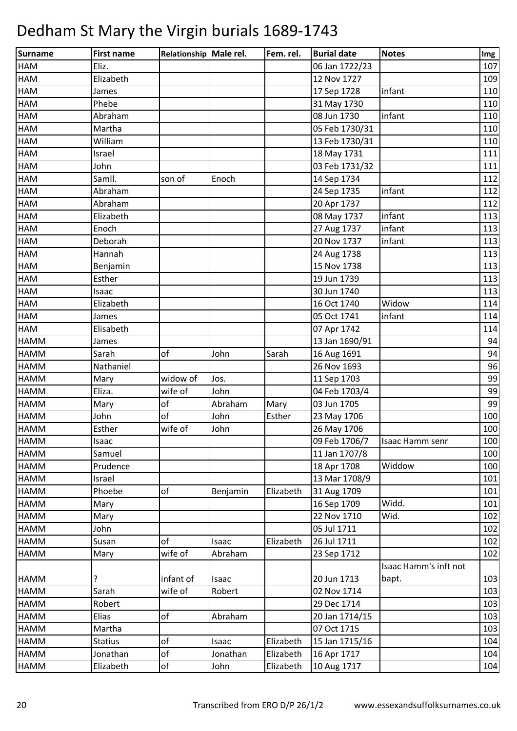# Dedham St Mary the Virgin burials 1689-1743

| Surname | First name | Relationship | Male rel. | Fem. rel. | Burial date | Notes | Img |
|---|---|---|---|---|---|---|---|
| HAM | Eliz. | | | | 06 Jan 1722/23 | | 107 |
| HAM | Elizabeth | | | | 12 Nov 1727 | | 109 |
| HAM | James | | | | 17 Sep 1728 | infant | 110 |
| HAM | Phebe | | | | 31 May 1730 | | 110 |
| HAM | Abraham | | | | 08 Jun 1730 | infant | 110 |
| HAM | Martha | | | | 05 Feb 1730/31 | | 110 |
| HAM | William | | | | 13 Feb 1730/31 | | 110 |
| HAM | Israel | | | | 18 May 1731 | | 111 |
| HAM | John | | | | 03 Feb 1731/32 | | 111 |
| HAM | Samll. | son of | Enoch | | 14 Sep 1734 | | 112 |
| HAM | Abraham | | | | 24 Sep 1735 | infant | 112 |
| HAM | Abraham | | | | 20 Apr 1737 | | 112 |
| HAM | Elizabeth | | | | 08 May 1737 | infant | 113 |
| HAM | Enoch | | | | 27 Aug 1737 | infant | 113 |
| HAM | Deborah | | | | 20 Nov 1737 | infant | 113 |
| HAM | Hannah | | | | 24 Aug 1738 | | 113 |
| HAM | Benjamin | | | | 15 Nov 1738 | | 113 |
| HAM | Esther | | | | 19 Jun 1739 | | 113 |
| HAM | Isaac | | | | 30 Jun 1740 | | 113 |
| HAM | Elizabeth | | | | 16 Oct 1740 | Widow | 114 |
| HAM | James | | | | 05 Oct 1741 | infant | 114 |
| HAM | Elisabeth | | | | 07 Apr 1742 | | 114 |
| HAMM | James | | | | 13 Jan 1690/91 | | 94 |
| HAMM | Sarah | of | John | Sarah | 16 Aug 1691 | | 94 |
| HAMM | Nathaniel | | | | 26 Nov 1693 | | 96 |
| HAMM | Mary | widow of | Jos. | | 11 Sep 1703 | | 99 |
| HAMM | Eliza. | wife of | John | | 04 Feb 1703/4 | | 99 |
| HAMM | Mary | of | Abraham | Mary | 03 Jun 1705 | | 99 |
| HAMM | John | of | John | Esther | 23 May 1706 | | 100 |
| HAMM | Esther | wife of | John | | 26 May 1706 | | 100 |
| HAMM | Isaac | | | | 09 Feb 1706/7 | Isaac Hamm senr | 100 |
| HAMM | Samuel | | | | 11 Jan 1707/8 | | 100 |
| HAMM | Prudence | | | | 18 Apr 1708 | Widdow | 100 |
| HAMM | Israel | | | | 13 Mar 1708/9 | | 101 |
| HAMM | Phoebe | of | Benjamin | Elizabeth | 31 Aug 1709 | | 101 |
| HAMM | Mary | | | | 16 Sep 1709 | Widd. | 101 |
| HAMM | Mary | | | | 22 Nov 1710 | Wid. | 102 |
| HAMM | John | | | | 05 Jul 1711 | | 102 |
| HAMM | Susan | of | Isaac | Elizabeth | 26 Jul 1711 | | 102 |
| HAMM | Mary | wife of | Abraham | | 23 Sep 1712 | | 102 |
| HAMM | ? | infant of | Isaac | | 20 Jun 1713 | Isaac Hamm's inft not bapt. | 103 |
| HAMM | Sarah | wife of | Robert | | 02 Nov 1714 | | 103 |
| HAMM | Robert | | | | 29 Dec 1714 | | 103 |
| HAMM | Elias | of | Abraham | | 20 Jan 1714/15 | | 103 |
| HAMM | Martha | | | | 07 Oct 1715 | | 103 |
| HAMM | Statius | of | Isaac | Elizabeth | 15 Jan 1715/16 | | 104 |
| HAMM | Jonathan | of | Jonathan | Elizabeth | 16 Apr 1717 | | 104 |
| HAMM | Elizabeth | of | John | Elizabeth | 10 Aug 1717 | | 104 |

Transcribed from ERO D/P 26/1/2 www.essexandsuffolksurnames.co.uk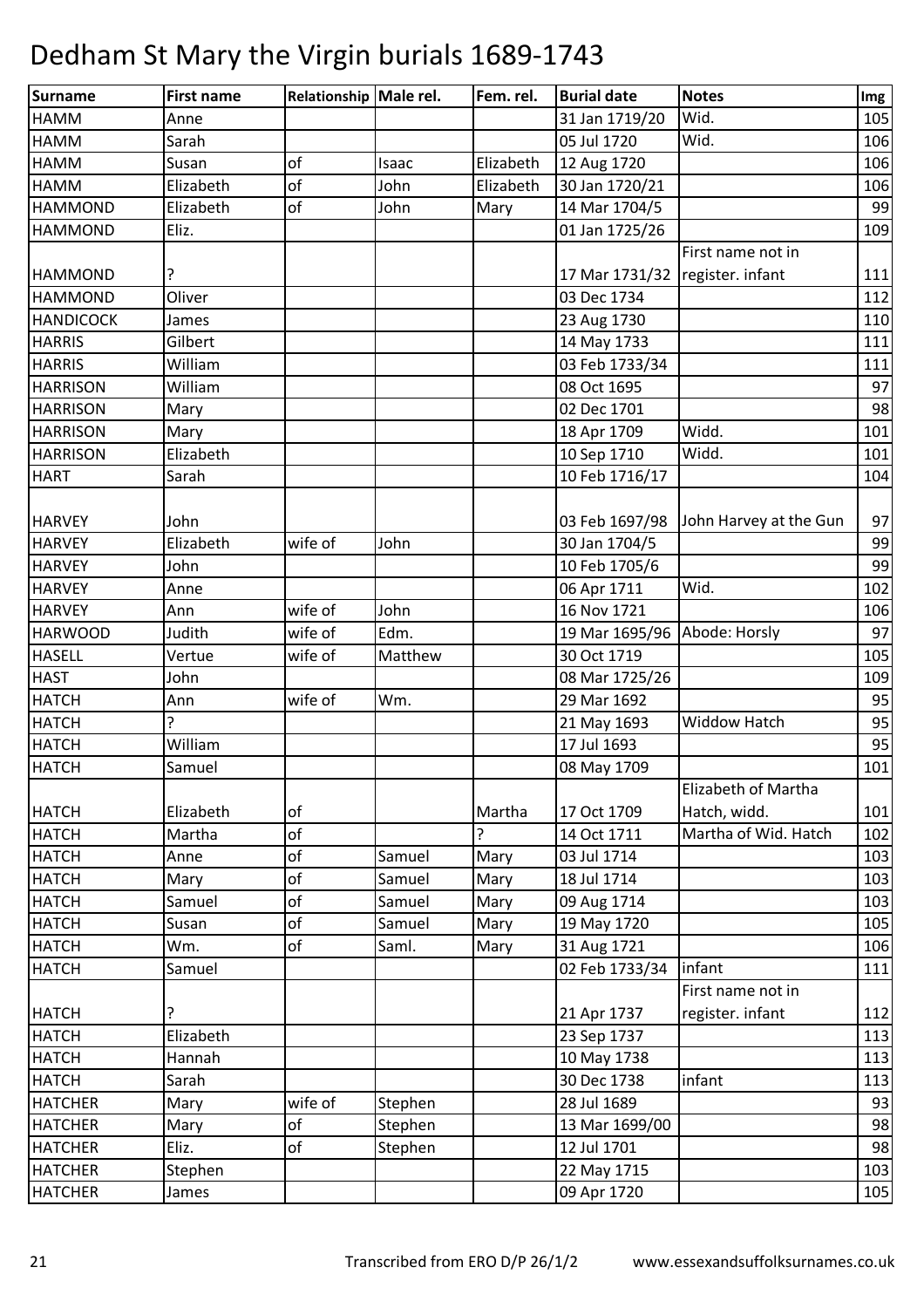# Dedham St Mary the Virgin burials 1689-1743

| Surname | First name | Relationship | Male rel. | Fem. rel. | Burial date | Notes | Img |
|---|---|---|---|---|---|---|---|
| HAMM | Anne | | | | 31 Jan 1719/20 | Wid. | 105 |
| HAMM | Sarah | | | | 05 Jul 1720 | Wid. | 106 |
| HAMM | Susan | of | Isaac | Elizabeth | 12 Aug 1720 | | 106 |
| HAMM | Elizabeth | of | John | Elizabeth | 30 Jan 1720/21 | | 106 |
| HAMMOND | Elizabeth | of | John | Mary | 14 Mar 1704/5 | | 99 |
| HAMMOND | Eliz. | | | | 01 Jan 1725/26 | | 109 |
| HAMMOND | ? | | | | 17 Mar 1731/32 | First name not in register. infant | 111 |
| HAMMOND | Oliver | | | | 03 Dec 1734 | | 112 |
| HANDICOCK | James | | | | 23 Aug 1730 | | 110 |
| HARRIS | Gilbert | | | | 14 May 1733 | | 111 |
| HARRIS | William | | | | 03 Feb 1733/34 | | 111 |
| HARRISON | William | | | | 08 Oct 1695 | | 97 |
| HARRISON | Mary | | | | 02 Dec 1701 | | 98 |
| HARRISON | Mary | | | | 18 Apr 1709 | Widd. | 101 |
| HARRISON | Elizabeth | | | | 10 Sep 1710 | Widd. | 101 |
| HART | Sarah | | | | 10 Feb 1716/17 | | 104 |
| HARVEY | John | | | | 03 Feb 1697/98 | John Harvey at the Gun | 97 |
| HARVEY | Elizabeth | wife of | John | | 30 Jan 1704/5 | | 99 |
| HARVEY | John | | | | 10 Feb 1705/6 | | 99 |
| HARVEY | Anne | | | | 06 Apr 1711 | Wid. | 102 |
| HARVEY | Ann | wife of | John | | 16 Nov 1721 | | 106 |
| HARWOOD | Judith | wife of | Edm. | | 19 Mar 1695/96 | Abode: Horsly | 97 |
| HASELL | Vertue | wife of | Matthew | | 30 Oct 1719 | | 105 |
| HAST | John | | | | 08 Mar 1725/26 | | 109 |
| HATCH | Ann | wife of | Wm. | | 29 Mar 1692 | | 95 |
| HATCH | ? | | | | 21 May 1693 | Widdow Hatch | 95 |
| HATCH | William | | | | 17 Jul 1693 | | 95 |
| HATCH | Samuel | | | | 08 May 1709 | | 101 |
| HATCH | Elizabeth | of | | Martha | 17 Oct 1709 | Elizabeth of Martha Hatch, widd. | 101 |
| HATCH | Martha | of | | ? | 14 Oct 1711 | Martha of Wid. Hatch | 102 |
| HATCH | Anne | of | Samuel | Mary | 03 Jul 1714 | | 103 |
| HATCH | Mary | of | Samuel | Mary | 18 Jul 1714 | | 103 |
| HATCH | Samuel | of | Samuel | Mary | 09 Aug 1714 | | 103 |
| HATCH | Susan | of | Samuel | Mary | 19 May 1720 | | 105 |
| HATCH | Wm. | of | Saml. | Mary | 31 Aug 1721 | | 106 |
| HATCH | Samuel | | | | 02 Feb 1733/34 | infant | 111 |
| HATCH | ? | | | | 21 Apr 1737 | First name not in register. infant | 112 |
| HATCH | Elizabeth | | | | 23 Sep 1737 | | 113 |
| HATCH | Hannah | | | | 10 May 1738 | | 113 |
| HATCH | Sarah | | | | 30 Dec 1738 | infant | 113 |
| HATCHER | Mary | wife of | Stephen | | 28 Jul 1689 | | 93 |
| HATCHER | Mary | of | Stephen | | 13 Mar 1699/00 | | 98 |
| HATCHER | Eliz. | of | Stephen | | 12 Jul 1701 | | 98 |
| HATCHER | Stephen | | | | 22 May 1715 | | 103 |
| HATCHER | James | | | | 09 Apr 1720 | | 105 |

Transcribed from ERO D/P 26/1/2 www.essexandsuffolksurnames.co.uk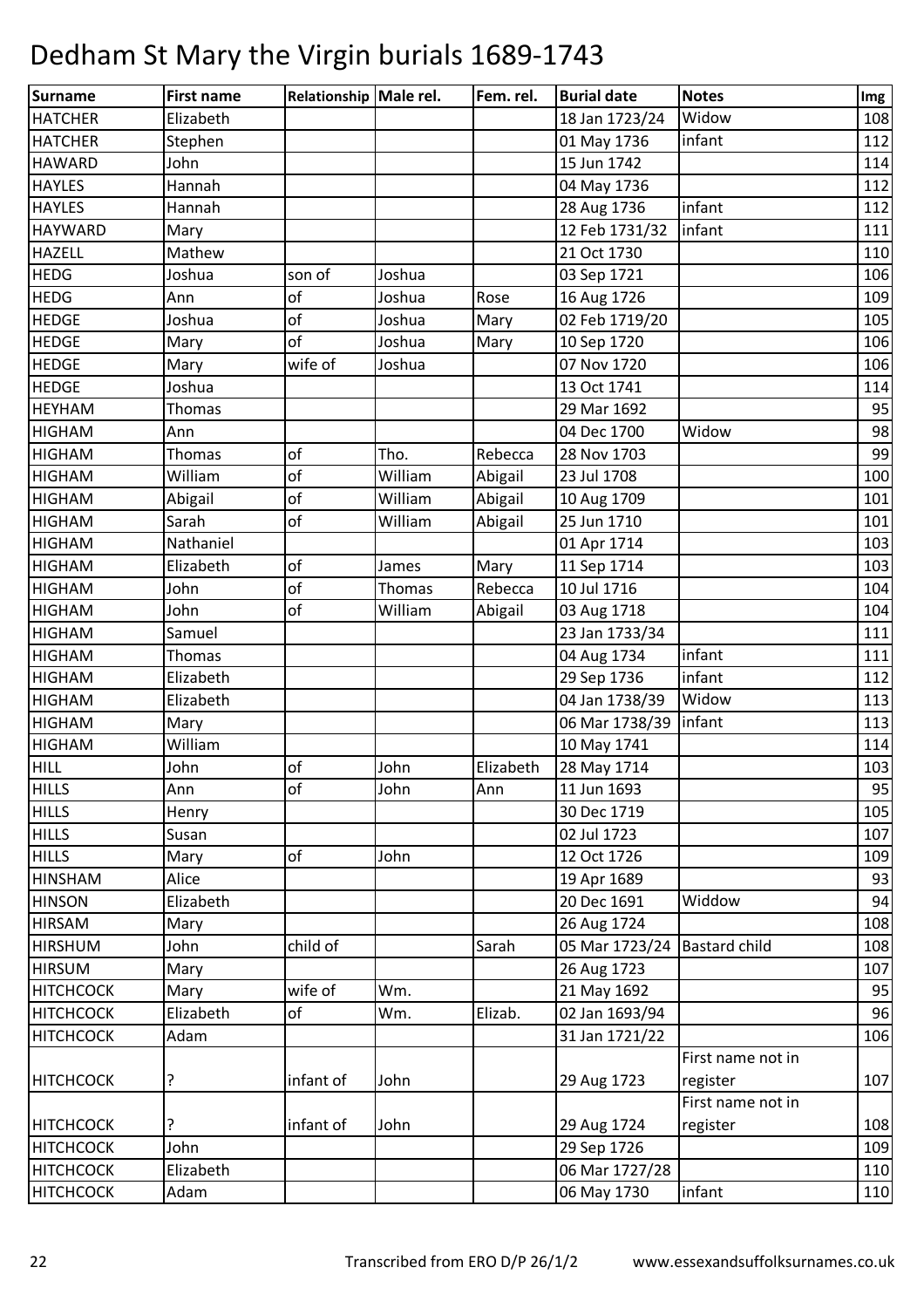# Dedham St Mary the Virgin burials 1689-1743

| Surname | First name | Relationship | Male rel. | Fem. rel. | Burial date | Notes | Img |
|---|---|---|---|---|---|---|---|
| HATCHER | Elizabeth | | | | 18 Jan 1723/24 | Widow | 108 |
| HATCHER | Stephen | | | | 01 May 1736 | infant | 112 |
| HAWARD | John | | | | 15 Jun 1742 | | 114 |
| HAYLES | Hannah | | | | 04 May 1736 | | 112 |
| HAYLES | Hannah | | | | 28 Aug 1736 | infant | 112 |
| HAYWARD | Mary | | | | 12 Feb 1731/32 | infant | 111 |
| HAZELL | Mathew | | | | 21 Oct 1730 | | 110 |
| HEDG | Joshua | son of | Joshua | | 03 Sep 1721 | | 106 |
| HEDG | Ann | of | Joshua | Rose | 16 Aug 1726 | | 109 |
| HEDGE | Joshua | of | Joshua | Mary | 02 Feb 1719/20 | | 105 |
| HEDGE | Mary | of | Joshua | Mary | 10 Sep 1720 | | 106 |
| HEDGE | Mary | wife of | Joshua | | 07 Nov 1720 | | 106 |
| HEDGE | Joshua | | | | 13 Oct 1741 | | 114 |
| HEYHAM | Thomas | | | | 29 Mar 1692 | | 95 |
| HIGHAM | Ann | | | | 04 Dec 1700 | Widow | 98 |
| HIGHAM | Thomas | of | Tho. | Rebecca | 28 Nov 1703 | | 99 |
| HIGHAM | William | of | William | Abigail | 23 Jul 1708 | | 100 |
| HIGHAM | Abigail | of | William | Abigail | 10 Aug 1709 | | 101 |
| HIGHAM | Sarah | of | William | Abigail | 25 Jun 1710 | | 101 |
| HIGHAM | Nathaniel | | | | 01 Apr 1714 | | 103 |
| HIGHAM | Elizabeth | of | James | Mary | 11 Sep 1714 | | 103 |
| HIGHAM | John | of | Thomas | Rebecca | 10 Jul 1716 | | 104 |
| HIGHAM | John | of | William | Abigail | 03 Aug 1718 | | 104 |
| HIGHAM | Samuel | | | | 23 Jan 1733/34 | | 111 |
| HIGHAM | Thomas | | | | 04 Aug 1734 | infant | 111 |
| HIGHAM | Elizabeth | | | | 29 Sep 1736 | infant | 112 |
| HIGHAM | Elizabeth | | | | 04 Jan 1738/39 | Widow | 113 |
| HIGHAM | Mary | | | | 06 Mar 1738/39 | infant | 113 |
| HIGHAM | William | | | | 10 May 1741 | | 114 |
| HILL | John | of | John | Elizabeth | 28 May 1714 | | 103 |
| HILLS | Ann | of | John | Ann | 11 Jun 1693 | | 95 |
| HILLS | Henry | | | | 30 Dec 1719 | | 105 |
| HILLS | Susan | | | | 02 Jul 1723 | | 107 |
| HILLS | Mary | of | John | | 12 Oct 1726 | | 109 |
| HINSHAM | Alice | | | | 19 Apr 1689 | | 93 |
| HINSON | Elizabeth | | | | 20 Dec 1691 | Widdow | 94 |
| HIRSAM | Mary | | | | 26 Aug 1724 | | 108 |
| HIRSHUM | John | child of | | Sarah | 05 Mar 1723/24 | Bastard child | 108 |
| HIRSUM | Mary | | | | 26 Aug 1723 | | 107 |
| HITCHCOCK | Mary | wife of | Wm. | | 21 May 1692 | | 95 |
| HITCHCOCK | Elizabeth | of | Wm. | Elizab. | 02 Jan 1693/94 | | 96 |
| HITCHCOCK | Adam | | | | 31 Jan 1721/22 | | 106 |
| HITCHCOCK | ? | infant of | John | | 29 Aug 1723 | First name not in register | 107 |
| HITCHCOCK | ? | infant of | John | | 29 Aug 1724 | First name not in register | 108 |
| HITCHCOCK | John | | | | 29 Sep 1726 | | 109 |
| HITCHCOCK | Elizabeth | | | | 06 Mar 1727/28 | | 110 |
| HITCHCOCK | Adam | | | | 06 May 1730 | infant | 110 |

Transcribed from ERO D/P 26/1/2 www.essexandsuffolksurnames.co.uk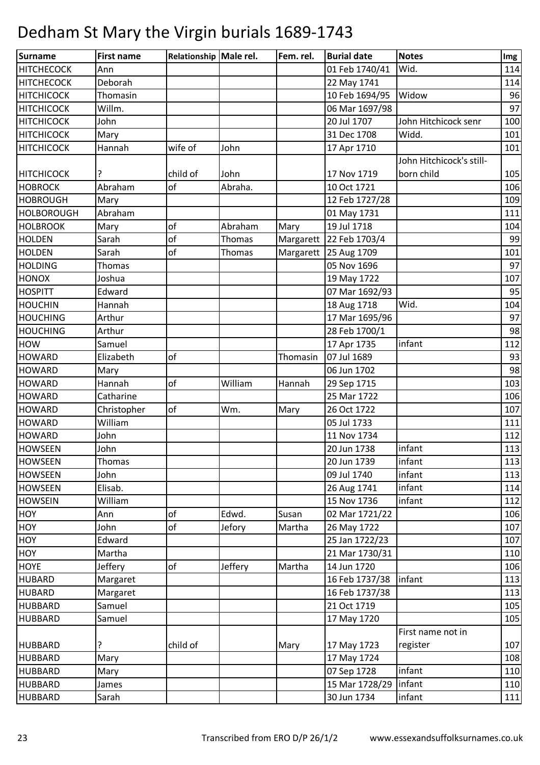# Dedham St Mary the Virgin burials 1689-1743

| Surname | First name | Relationship | Male rel. | Fem. rel. | Burial date | Notes | Img |
|---|---|---|---|---|---|---|---|
| HITCHECOCK | Ann | | | | 01 Feb 1740/41 | Wid. | 114 |
| HITCHECOCK | Deborah | | | | 22 May 1741 | | 114 |
| HITCHICOCK | Thomasin | | | | 10 Feb 1694/95 | Widow | 96 |
| HITCHICOCK | Willm. | | | | 06 Mar 1697/98 | | 97 |
| HITCHICOCK | John | | | | 20 Jul 1707 | John Hitchicock senr | 100 |
| HITCHICOCK | Mary | | | | 31 Dec 1708 | Widd. | 101 |
| HITCHICOCK | Hannah | wife of | John | | 17 Apr 1710 | | 101 |
| HITCHICOCK | ? | child of | John | | 17 Nov 1719 | John Hitchicock's still-born child | 105 |
| HOBROCK | Abraham | of | Abraha. | | 10 Oct 1721 | | 106 |
| HOBROUGH | Mary | | | | 12 Feb 1727/28 | | 109 |
| HOLBOROUGH | Abraham | | | | 01 May 1731 | | 111 |
| HOLBROOK | Mary | of | Abraham | Mary | 19 Jul 1718 | | 104 |
| HOLDEN | Sarah | of | Thomas | Margarett | 22 Feb 1703/4 | | 99 |
| HOLDEN | Sarah | of | Thomas | Margarett | 25 Aug 1709 | | 101 |
| HOLDING | Thomas | | | | 05 Nov 1696 | | 97 |
| HONOX | Joshua | | | | 19 May 1722 | | 107 |
| HOSPITT | Edward | | | | 07 Mar 1692/93 | | 95 |
| HOUCHIN | Hannah | | | | 18 Aug 1718 | Wid. | 104 |
| HOUCHING | Arthur | | | | 17 Mar 1695/96 | | 97 |
| HOUCHING | Arthur | | | | 28 Feb 1700/1 | | 98 |
| HOW | Samuel | | | | 17 Apr 1735 | infant | 112 |
| HOWARD | Elizabeth | of | | Thomasin | 07 Jul 1689 | | 93 |
| HOWARD | Mary | | | | 06 Jun 1702 | | 98 |
| HOWARD | Hannah | of | William | Hannah | 29 Sep 1715 | | 103 |
| HOWARD | Catharine | | | | 25 Mar 1722 | | 106 |
| HOWARD | Christopher | of | Wm. | Mary | 26 Oct 1722 | | 107 |
| HOWARD | William | | | | 05 Jul 1733 | | 111 |
| HOWARD | John | | | | 11 Nov 1734 | | 112 |
| HOWSEEN | John | | | | 20 Jun 1738 | infant | 113 |
| HOWSEEN | Thomas | | | | 20 Jun 1739 | infant | 113 |
| HOWSEEN | John | | | | 09 Jul 1740 | infant | 113 |
| HOWSEEN | Elisab. | | | | 26 Aug 1741 | infant | 114 |
| HOWSEIN | William | | | | 15 Nov 1736 | infant | 112 |
| HOY | Ann | of | Edwd. | Susan | 02 Mar 1721/22 | | 106 |
| HOY | John | of | Jefory | Martha | 26 May 1722 | | 107 |
| HOY | Edward | | | | 25 Jan 1722/23 | | 107 |
| HOY | Martha | | | | 21 Mar 1730/31 | | 110 |
| HOYE | Jeffery | of | Jeffery | Martha | 14 Jun 1720 | | 106 |
| HUBARD | Margaret | | | | 16 Feb 1737/38 | infant | 113 |
| HUBARD | Margaret | | | | 16 Feb 1737/38 | | 113 |
| HUBBARD | Samuel | | | | 21 Oct 1719 | | 105 |
| HUBBARD | Samuel | | | | 17 May 1720 | | 105 |
| HUBBARD | ? | child of | | Mary | 17 May 1723 | First name not in register | 107 |
| HUBBARD | Mary | | | | 17 May 1724 | | 108 |
| HUBBARD | Mary | | | | 07 Sep 1728 | infant | 110 |
| HUBBARD | James | | | | 15 Mar 1728/29 | infant | 110 |
| HUBBARD | Sarah | | | | 30 Jun 1734 | infant | 111 |

Transcribed from ERO D/P 26/1/2 www.essexandsuffolksurnames.co.uk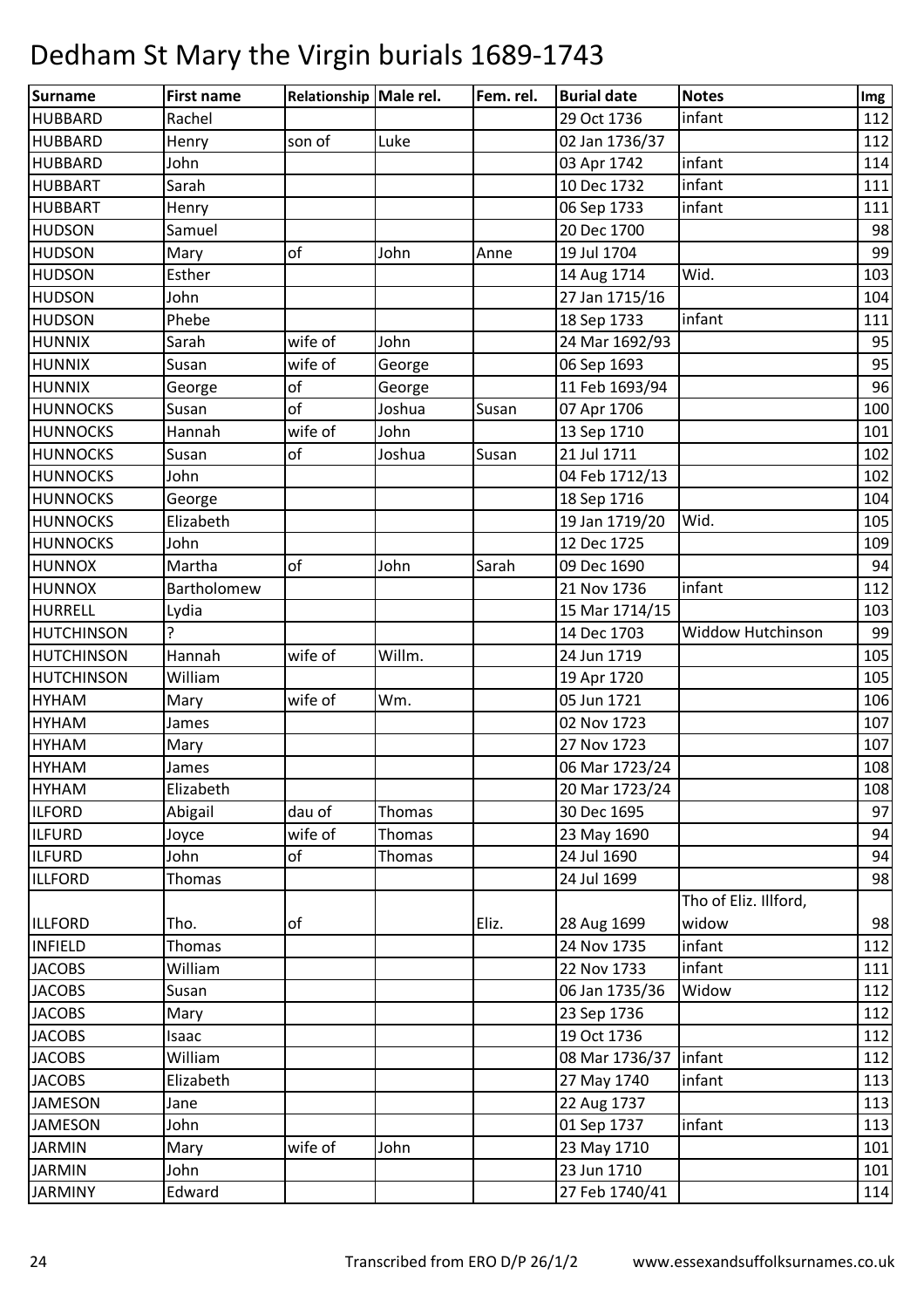# Dedham St Mary the Virgin burials 1689-1743

| Surname | First name | Relationship | Male rel. | Fem. rel. | Burial date | Notes | Img |
|---|---|---|---|---|---|---|---|
| HUBBARD | Rachel | | | | 29 Oct 1736 | infant | 112 |
| HUBBARD | Henry | son of | Luke | | 02 Jan 1736/37 | | 112 |
| HUBBARD | John | | | | 03 Apr 1742 | infant | 114 |
| HUBBART | Sarah | | | | 10 Dec 1732 | infant | 111 |
| HUBBART | Henry | | | | 06 Sep 1733 | infant | 111 |
| HUDSON | Samuel | | | | 20 Dec 1700 | | 98 |
| HUDSON | Mary | of | John | Anne | 19 Jul 1704 | | 99 |
| HUDSON | Esther | | | | 14 Aug 1714 | Wid. | 103 |
| HUDSON | John | | | | 27 Jan 1715/16 | | 104 |
| HUDSON | Phebe | | | | 18 Sep 1733 | infant | 111 |
| HUNNIX | Sarah | wife of | John | | 24 Mar 1692/93 | | 95 |
| HUNNIX | Susan | wife of | George | | 06 Sep 1693 | | 95 |
| HUNNIX | George | of | George | | 11 Feb 1693/94 | | 96 |
| HUNNOCKS | Susan | of | Joshua | Susan | 07 Apr 1706 | | 100 |
| HUNNOCKS | Hannah | wife of | John | | 13 Sep 1710 | | 101 |
| HUNNOCKS | Susan | of | Joshua | Susan | 21 Jul 1711 | | 102 |
| HUNNOCKS | John | | | | 04 Feb 1712/13 | | 102 |
| HUNNOCKS | George | | | | 18 Sep 1716 | | 104 |
| HUNNOCKS | Elizabeth | | | | 19 Jan 1719/20 | Wid. | 105 |
| HUNNOCKS | John | | | | 12 Dec 1725 | | 109 |
| HUNNOX | Martha | of | John | Sarah | 09 Dec 1690 | | 94 |
| HUNNOX | Bartholomew | | | | 21 Nov 1736 | infant | 112 |
| HURRELL | Lydia | | | | 15 Mar 1714/15 | | 103 |
| HUTCHINSON | ? | | | | 14 Dec 1703 | Widdow Hutchinson | 99 |
| HUTCHINSON | Hannah | wife of | Willm. | | 24 Jun 1719 | | 105 |
| HUTCHINSON | William | | | | 19 Apr 1720 | | 105 |
| HYHAM | Mary | wife of | Wm. | | 05 Jun 1721 | | 106 |
| HYHAM | James | | | | 02 Nov 1723 | | 107 |
| HYHAM | Mary | | | | 27 Nov 1723 | | 107 |
| HYHAM | James | | | | 06 Mar 1723/24 | | 108 |
| HYHAM | Elizabeth | | | | 20 Mar 1723/24 | | 108 |
| ILFORD | Abigail | dau of | Thomas | | 30 Dec 1695 | | 97 |
| ILFURD | Joyce | wife of | Thomas | | 23 May 1690 | | 94 |
| ILFURD | John | of | Thomas | | 24 Jul 1690 | | 94 |
| ILLFORD | Thomas | | | | 24 Jul 1699 | | 98 |
| ILLFORD | Tho. | of | | Eliz. | 28 Aug 1699 | Tho of Eliz. Illford, widow | 98 |
| INFIELD | Thomas | | | | 24 Nov 1735 | infant | 112 |
| JACOBS | William | | | | 22 Nov 1733 | infant | 111 |
| JACOBS | Susan | | | | 06 Jan 1735/36 | Widow | 112 |
| JACOBS | Mary | | | | 23 Sep 1736 | | 112 |
| JACOBS | Isaac | | | | 19 Oct 1736 | | 112 |
| JACOBS | William | | | | 08 Mar 1736/37 | infant | 112 |
| JACOBS | Elizabeth | | | | 27 May 1740 | infant | 113 |
| JAMESON | Jane | | | | 22 Aug 1737 | | 113 |
| JAMESON | John | | | | 01 Sep 1737 | infant | 113 |
| JARMIN | Mary | wife of | John | | 23 May 1710 | | 101 |
| JARMIN | John | | | | 23 Jun 1710 | | 101 |
| JARMINY | Edward | | | | 27 Feb 1740/41 | | 114 |

Transcribed from ERO D/P 26/1/2 www.essexandsuffolksurnames.co.uk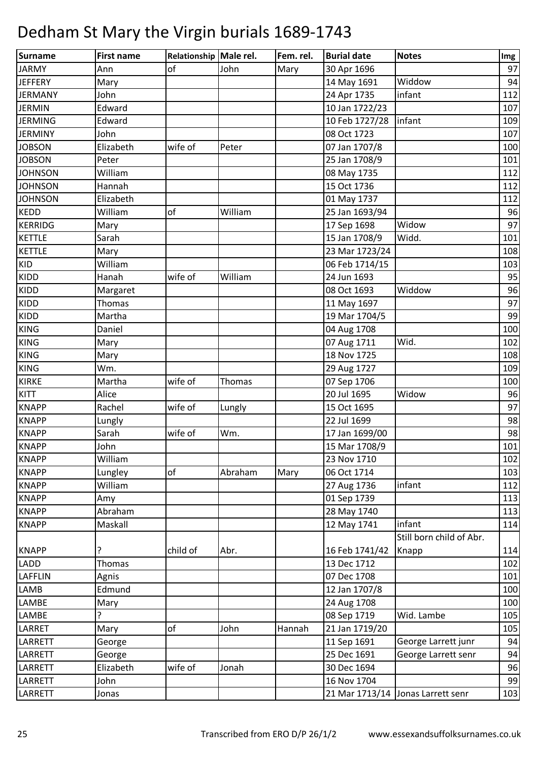# Dedham St Mary the Virgin burials 1689-1743

| Surname | First name | Relationship | Male rel. | Fem. rel. | Burial date | Notes | Img |
|---|---|---|---|---|---|---|---|
| JARMY | Ann | of | John | Mary | 30 Apr 1696 | | 97 |
| JEFFERY | Mary | | | | 14 May 1691 | Widdow | 94 |
| JERMANY | John | | | | 24 Apr 1735 | infant | 112 |
| JERMIN | Edward | | | | 10 Jan 1722/23 | | 107 |
| JERMING | Edward | | | | 10 Feb 1727/28 | infant | 109 |
| JERMINY | John | | | | 08 Oct 1723 | | 107 |
| JOBSON | Elizabeth | wife of | Peter | | 07 Jan 1707/8 | | 100 |
| JOBSON | Peter | | | | 25 Jan 1708/9 | | 101 |
| JOHNSON | William | | | | 08 May 1735 | | 112 |
| JOHNSON | Hannah | | | | 15 Oct 1736 | | 112 |
| JOHNSON | Elizabeth | | | | 01 May 1737 | | 112 |
| KEDD | William | of | William | | 25 Jan 1693/94 | | 96 |
| KERRIDG | Mary | | | | 17 Sep 1698 | Widow | 97 |
| KETTLE | Sarah | | | | 15 Jan 1708/9 | Widd. | 101 |
| KETTLE | Mary | | | | 23 Mar 1723/24 | | 108 |
| KID | William | | | | 06 Feb 1714/15 | | 103 |
| KIDD | Hanah | wife of | William | | 24 Jun 1693 | | 95 |
| KIDD | Margaret | | | | 08 Oct 1693 | Widdow | 96 |
| KIDD | Thomas | | | | 11 May 1697 | | 97 |
| KIDD | Martha | | | | 19 Mar 1704/5 | | 99 |
| KING | Daniel | | | | 04 Aug 1708 | | 100 |
| KING | Mary | | | | 07 Aug 1711 | Wid. | 102 |
| KING | Mary | | | | 18 Nov 1725 | | 108 |
| KING | Wm. | | | | 29 Aug 1727 | | 109 |
| KIRKE | Martha | wife of | Thomas | | 07 Sep 1706 | | 100 |
| KITT | Alice | | | | 20 Jul 1695 | Widow | 96 |
| KNAPP | Rachel | wife of | Lungly | | 15 Oct 1695 | | 97 |
| KNAPP | Lungly | | | | 22 Jul 1699 | | 98 |
| KNAPP | Sarah | wife of | Wm. | | 17 Jan 1699/00 | | 98 |
| KNAPP | John | | | | 15 Mar 1708/9 | | 101 |
| KNAPP | William | | | | 23 Nov 1710 | | 102 |
| KNAPP | Lungley | of | Abraham | Mary | 06 Oct 1714 | | 103 |
| KNAPP | William | | | | 27 Aug 1736 | infant | 112 |
| KNAPP | Amy | | | | 01 Sep 1739 | | 113 |
| KNAPP | Abraham | | | | 28 May 1740 | | 113 |
| KNAPP | Maskall | | | | 12 May 1741 | infant | 114 |
| KNAPP | ? | child of | Abr. | | 16 Feb 1741/42 | Still born child of Abr. Knapp | 114 |
| LADD | Thomas | | | | 13 Dec 1712 | | 102 |
| LAFFLIN | Agnis | | | | 07 Dec 1708 | | 101 |
| LAMB | Edmund | | | | 12 Jan 1707/8 | | 100 |
| LAMBE | Mary | | | | 24 Aug 1708 | | 100 |
| LAMBE | ? | | | | 08 Sep 1719 | Wid. Lambe | 105 |
| LARRET | Mary | of | John | Hannah | 21 Jan 1719/20 | | 105 |
| LARRETT | George | | | | 11 Sep 1691 | George Larrett junr | 94 |
| LARRETT | George | | | | 25 Dec 1691 | George Larrett senr | 94 |
| LARRETT | Elizabeth | wife of | Jonah | | 30 Dec 1694 | | 96 |
| LARRETT | John | | | | 16 Nov 1704 | | 99 |
| LARRETT | Jonas | | | | 21 Mar 1713/14 | Jonas Larrett senr | 103 |

Transcribed from ERO D/P 26/1/2 www.essexandsuffolksurnames.co.uk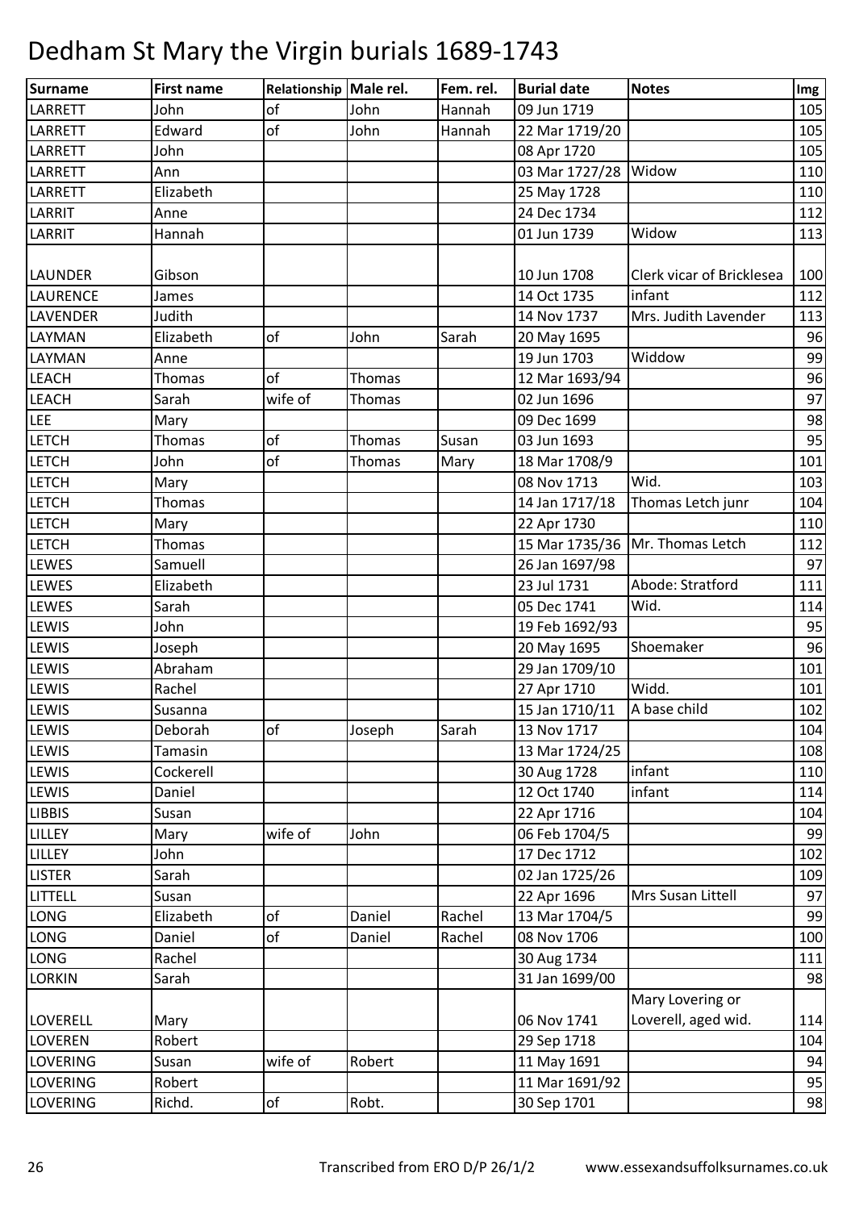# Dedham St Mary the Virgin burials 1689-1743

| Surname | First name | Relationship | Male rel. | Fem. rel. | Burial date | Notes | Img |
|---|---|---|---|---|---|---|---|
| LARRETT | John | of | John | Hannah | 09 Jun 1719 | | 105 |
| LARRETT | Edward | of | John | Hannah | 22 Mar 1719/20 | | 105 |
| LARRETT | John | | | | 08 Apr 1720 | | 105 |
| LARRETT | Ann | | | | 03 Mar 1727/28 | Widow | 110 |
| LARRETT | Elizabeth | | | | 25 May 1728 | | 110 |
| LARRIT | Anne | | | | 24 Dec 1734 | | 112 |
| LARRIT | Hannah | | | | 01 Jun 1739 | Widow | 113 |
| LAUNDER | Gibson | | | | 10 Jun 1708 | Clerk vicar of Bricklesea | 100 |
| LAURENCE | James | | | | 14 Oct 1735 | infant | 112 |
| LAVENDER | Judith | | | | 14 Nov 1737 | Mrs. Judith Lavender | 113 |
| LAYMAN | Elizabeth | of | John | Sarah | 20 May 1695 | | 96 |
| LAYMAN | Anne | | | | 19 Jun 1703 | Widdow | 99 |
| LEACH | Thomas | of | Thomas | | 12 Mar 1693/94 | | 96 |
| LEACH | Sarah | wife of | Thomas | | 02 Jun 1696 | | 97 |
| LEE | Mary | | | | 09 Dec 1699 | | 98 |
| LETCH | Thomas | of | Thomas | Susan | 03 Jun 1693 | | 95 |
| LETCH | John | of | Thomas | Mary | 18 Mar 1708/9 | | 101 |
| LETCH | Mary | | | | 08 Nov 1713 | Wid. | 103 |
| LETCH | Thomas | | | | 14 Jan 1717/18 | Thomas Letch junr | 104 |
| LETCH | Mary | | | | 22 Apr 1730 | | 110 |
| LETCH | Thomas | | | | 15 Mar 1735/36 | Mr. Thomas Letch | 112 |
| LEWES | Samuell | | | | 26 Jan 1697/98 | | 97 |
| LEWES | Elizabeth | | | | 23 Jul 1731 | Abode: Stratford | 111 |
| LEWES | Sarah | | | | 05 Dec 1741 | Wid. | 114 |
| LEWIS | John | | | | 19 Feb 1692/93 | | 95 |
| LEWIS | Joseph | | | | 20 May 1695 | Shoemaker | 96 |
| LEWIS | Abraham | | | | 29 Jan 1709/10 | | 101 |
| LEWIS | Rachel | | | | 27 Apr 1710 | Widd. | 101 |
| LEWIS | Susanna | | | | 15 Jan 1710/11 | A base child | 102 |
| LEWIS | Deborah | of | Joseph | Sarah | 13 Nov 1717 | | 104 |
| LEWIS | Tamasin | | | | 13 Mar 1724/25 | | 108 |
| LEWIS | Cockerell | | | | 30 Aug 1728 | infant | 110 |
| LEWIS | Daniel | | | | 12 Oct 1740 | infant | 114 |
| LIBBIS | Susan | | | | 22 Apr 1716 | | 104 |
| LILLEY | Mary | wife of | John | | 06 Feb 1704/5 | | 99 |
| LILLEY | John | | | | 17 Dec 1712 | | 102 |
| LISTER | Sarah | | | | 02 Jan 1725/26 | | 109 |
| LITTELL | Susan | | | | 22 Apr 1696 | Mrs Susan Littell | 97 |
| LONG | Elizabeth | of | Daniel | Rachel | 13 Mar 1704/5 | | 99 |
| LONG | Daniel | of | Daniel | Rachel | 08 Nov 1706 | | 100 |
| LONG | Rachel | | | | 30 Aug 1734 | | 111 |
| LORKIN | Sarah | | | | 31 Jan 1699/00 | | 98 |
| LOVERELL | Mary | | | | 06 Nov 1741 | Mary Lovering or Loverell, aged wid. | 114 |
| LOVEREN | Robert | | | | 29 Sep 1718 | | 104 |
| LOVERING | Susan | wife of | Robert | | 11 May 1691 | | 94 |
| LOVERING | Robert | | | | 11 Mar 1691/92 | | 95 |
| LOVERING | Richd. | of | Robt. | | 30 Sep 1701 | | 98 |

Transcribed from ERO D/P 26/1/2 www.essexandsuffolksurnames.co.uk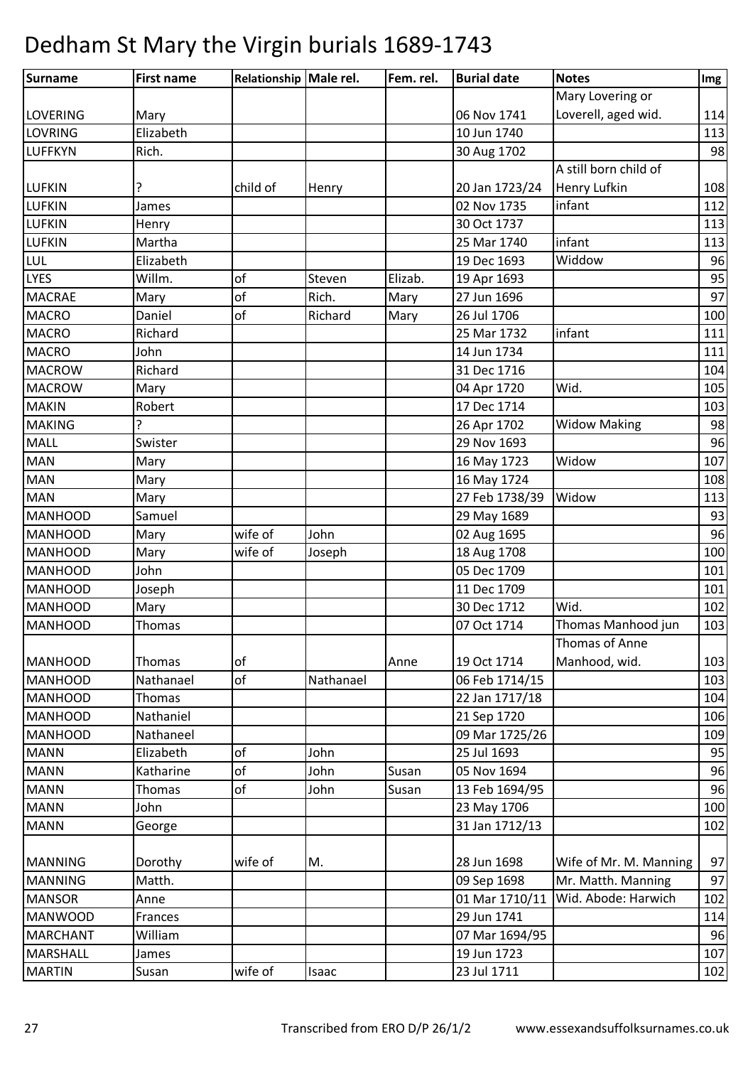# Dedham St Mary the Virgin burials 1689-1743

| Surname | First name | Relationship | Male rel. | Fem. rel. | Burial date | Notes | Img |
|---|---|---|---|---|---|---|---|
| LOVERING | Mary | | | | 06 Nov 1741 | Mary Lovering or Loverell, aged wid. | 114 |
| LOVRING | Elizabeth | | | | 10 Jun 1740 | | 113 |
| LUFFKYN | Rich. | | | | 30 Aug 1702 | | 98 |
| LUFKIN | ? | child of | Henry | | 20 Jan 1723/24 | A still born child of Henry Lufkin | 108 |
| LUFKIN | James | | | | 02 Nov 1735 | infant | 112 |
| LUFKIN | Henry | | | | 30 Oct 1737 | | 113 |
| LUFKIN | Martha | | | | 25 Mar 1740 | infant | 113 |
| LUL | Elizabeth | | | | 19 Dec 1693 | Widdow | 96 |
| LYES | Willm. | of | Steven | Elizab. | 19 Apr 1693 | | 95 |
| MACRAE | Mary | of | Rich. | Mary | 27 Jun 1696 | | 97 |
| MACRO | Daniel | of | Richard | Mary | 26 Jul 1706 | | 100 |
| MACRO | Richard | | | | 25 Mar 1732 | infant | 111 |
| MACRO | John | | | | 14 Jun 1734 | | 111 |
| MACROW | Richard | | | | 31 Dec 1716 | | 104 |
| MACROW | Mary | | | | 04 Apr 1720 | Wid. | 105 |
| MAKIN | Robert | | | | 17 Dec 1714 | | 103 |
| MAKING | ? | | | | 26 Apr 1702 | Widow Making | 98 |
| MALL | Swister | | | | 29 Nov 1693 | | 96 |
| MAN | Mary | | | | 16 May 1723 | Widow | 107 |
| MAN | Mary | | | | 16 May 1724 | | 108 |
| MAN | Mary | | | | 27 Feb 1738/39 | Widow | 113 |
| MANHOOD | Samuel | | | | 29 May 1689 | | 93 |
| MANHOOD | Mary | wife of | John | | 02 Aug 1695 | | 96 |
| MANHOOD | Mary | wife of | Joseph | | 18 Aug 1708 | | 100 |
| MANHOOD | John | | | | 05 Dec 1709 | | 101 |
| MANHOOD | Joseph | | | | 11 Dec 1709 | | 101 |
| MANHOOD | Mary | | | | 30 Dec 1712 | Wid. | 102 |
| MANHOOD | Thomas | | | | 07 Oct 1714 | Thomas Manhood jun | 103 |
| MANHOOD | Thomas | of | | Anne | 19 Oct 1714 | Thomas of Anne Manhood, wid. | 103 |
| MANHOOD | Nathanael | of | Nathanael | | 06 Feb 1714/15 | | 103 |
| MANHOOD | Thomas | | | | 22 Jan 1717/18 | | 104 |
| MANHOOD | Nathaniel | | | | 21 Sep 1720 | | 106 |
| MANHOOD | Nathaneel | | | | 09 Mar 1725/26 | | 109 |
| MANN | Elizabeth | of | John | | 25 Jul 1693 | | 95 |
| MANN | Katharine | of | John | Susan | 05 Nov 1694 | | 96 |
| MANN | Thomas | of | John | Susan | 13 Feb 1694/95 | | 96 |
| MANN | John | | | | 23 May 1706 | | 100 |
| MANN | George | | | | 31 Jan 1712/13 | | 102 |
| MANNING | Dorothy | wife of | M. | | 28 Jun 1698 | Wife of Mr. M. Manning | 97 |
| MANNING | Matth. | | | | 09 Sep 1698 | Mr. Matth. Manning | 97 |
| MANSOR | Anne | | | | 01 Mar 1710/11 | Wid. Abode: Harwich | 102 |
| MANWOOD | Frances | | | | 29 Jun 1741 | | 114 |
| MARCHANT | William | | | | 07 Mar 1694/95 | | 96 |
| MARSHALL | James | | | | 19 Jun 1723 | | 107 |
| MARTIN | Susan | wife of | Isaac | | 23 Jul 1711 | | 102 |

Transcribed from ERO D/P 26/1/2 www.essexandsuffolksurnames.co.uk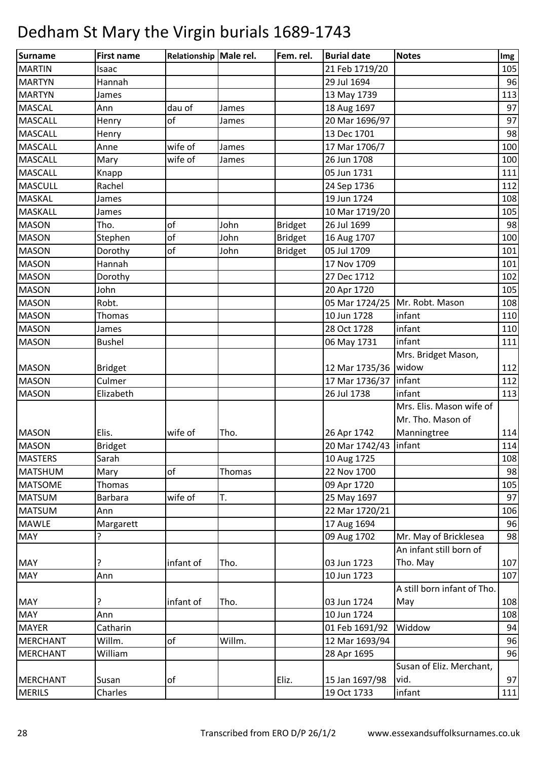# Dedham St Mary the Virgin burials 1689-1743

| Surname | First name | Relationship | Male rel. | Fem. rel. | Burial date | Notes | Img |
|---|---|---|---|---|---|---|---|
| MARTIN | Isaac | | | | 21 Feb 1719/20 | | 105 |
| MARTYN | Hannah | | | | 29 Jul 1694 | | 96 |
| MARTYN | James | | | | 13 May 1739 | | 113 |
| MASCAL | Ann | dau of | James | | 18 Aug 1697 | | 97 |
| MASCALL | Henry | of | James | | 20 Mar 1696/97 | | 97 |
| MASCALL | Henry | | | | 13 Dec 1701 | | 98 |
| MASCALL | Anne | wife of | James | | 17 Mar 1706/7 | | 100 |
| MASCALL | Mary | wife of | James | | 26 Jun 1708 | | 100 |
| MASCALL | Knapp | | | | 05 Jun 1731 | | 111 |
| MASCULL | Rachel | | | | 24 Sep 1736 | | 112 |
| MASKAL | James | | | | 19 Jun 1724 | | 108 |
| MASKALL | James | | | | 10 Mar 1719/20 | | 105 |
| MASON | Tho. | of | John | Bridget | 26 Jul 1699 | | 98 |
| MASON | Stephen | of | John | Bridget | 16 Aug 1707 | | 100 |
| MASON | Dorothy | of | John | Bridget | 05 Jul 1709 | | 101 |
| MASON | Hannah | | | | 17 Nov 1709 | | 101 |
| MASON | Dorothy | | | | 27 Dec 1712 | | 102 |
| MASON | John | | | | 20 Apr 1720 | | 105 |
| MASON | Robt. | | | | 05 Mar 1724/25 | Mr. Robt. Mason | 108 |
| MASON | Thomas | | | | 10 Jun 1728 | infant | 110 |
| MASON | James | | | | 28 Oct 1728 | infant | 110 |
| MASON | Bushel | | | | 06 May 1731 | infant | 111 |
| MASON | Bridget | | | | 12 Mar 1735/36 | Mrs. Bridget Mason, widow | 112 |
| MASON | Culmer | | | | 17 Mar 1736/37 | infant | 112 |
| MASON | Elizabeth | | | | 26 Jul 1738 | infant | 113 |
| MASON | Elis. | wife of | Tho. | | 26 Apr 1742 | Mrs. Elis. Mason wife of Mr. Tho. Mason of Manningtree | 114 |
| MASON | Bridget | | | | 20 Mar 1742/43 | infant | 114 |
| MASTERS | Sarah | | | | 10 Aug 1725 | | 108 |
| MATSHUM | Mary | of | Thomas | | 22 Nov 1700 | | 98 |
| MATSOME | Thomas | | | | 09 Apr 1720 | | 105 |
| MATSUM | Barbara | wife of | T. | | 25 May 1697 | | 97 |
| MATSUM | Ann | | | | 22 Mar 1720/21 | | 106 |
| MAWLE | Margarett | | | | 17 Aug 1694 | | 96 |
| MAY | ? | | | | 09 Aug 1702 | Mr. May of Bricklesea | 98 |
| MAY | ? | infant of | Tho. | | 03 Jun 1723 | An infant still born of Tho. May | 107 |
| MAY | Ann | | | | 10 Jun 1723 | | 107 |
| MAY | ? | infant of | Tho. | | 03 Jun 1724 | A still born infant of Tho. May | 108 |
| MAY | Ann | | | | 10 Jun 1724 | | 108 |
| MAYER | Catharin | | | | 01 Feb 1691/92 | Widdow | 94 |
| MERCHANT | Willm. | of | Willm. | | 12 Mar 1693/94 | | 96 |
| MERCHANT | William | | | | 28 Apr 1695 | | 96 |
| MERCHANT | Susan | of | | Eliz. | 15 Jan 1697/98 | Susan of Eliz. Merchant, vid. | 97 |
| MERILS | Charles | | | | 19 Oct 1733 | infant | 111 |

Transcribed from ERO D/P 26/1/2 www.essexandsuffolksurnames.co.uk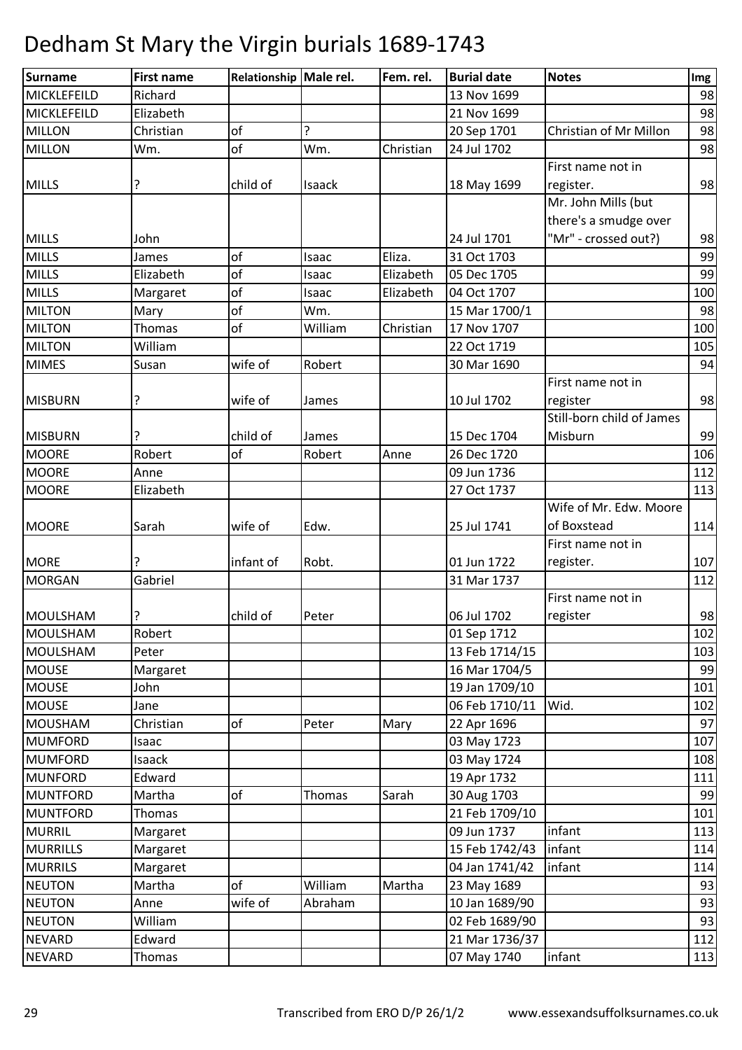# Dedham St Mary the Virgin burials 1689-1743

| Surname | First name | Relationship | Male rel. | Fem. rel. | Burial date | Notes | Img |
|---|---|---|---|---|---|---|---|
| MICKLEFEILD | Richard | | | | 13 Nov 1699 | | 98 |
| MICKLEFEILD | Elizabeth | | | | 21 Nov 1699 | | 98 |
| MILLON | Christian | of | ? | | 20 Sep 1701 | Christian of Mr Millon | 98 |
| MILLON | Wm. | of | Wm. | Christian | 24 Jul 1702 | | 98 |
| MILLS | ? | child of | Isaack | | 18 May 1699 | First name not in register. | 98 |
| MILLS | John | | | | 24 Jul 1701 | Mr. John Mills (but there's a smudge over "Mr" - crossed out?) | 98 |
| MILLS | James | of | Isaac | Eliza. | 31 Oct 1703 | | 99 |
| MILLS | Elizabeth | of | Isaac | Elizabeth | 05 Dec 1705 | | 99 |
| MILLS | Margaret | of | Isaac | Elizabeth | 04 Oct 1707 | | 100 |
| MILTON | Mary | of | Wm. | | 15 Mar 1700/1 | | 98 |
| MILTON | Thomas | of | William | Christian | 17 Nov 1707 | | 100 |
| MILTON | William | | | | 22 Oct 1719 | | 105 |
| MIMES | Susan | wife of | Robert | | 30 Mar 1690 | | 94 |
| MISBURN | ? | wife of | James | | 10 Jul 1702 | First name not in register | 98 |
| MISBURN | ? | child of | James | | 15 Dec 1704 | Still-born child of James Misburn | 99 |
| MOORE | Robert | of | Robert | Anne | 26 Dec 1720 | | 106 |
| MOORE | Anne | | | | 09 Jun 1736 | | 112 |
| MOORE | Elizabeth | | | | 27 Oct 1737 | | 113 |
| MOORE | Sarah | wife of | Edw. | | 25 Jul 1741 | Wife of Mr. Edw. Moore of Boxstead | 114 |
| MORE | ? | infant of | Robt. | | 01 Jun 1722 | First name not in register. | 107 |
| MORGAN | Gabriel | | | | 31 Mar 1737 | | 112 |
| MOULSHAM | ? | child of | Peter | | 06 Jul 1702 | First name not in register | 98 |
| MOULSHAM | Robert | | | | 01 Sep 1712 | | 102 |
| MOULSHAM | Peter | | | | 13 Feb 1714/15 | | 103 |
| MOUSE | Margaret | | | | 16 Mar 1704/5 | | 99 |
| MOUSE | John | | | | 19 Jan 1709/10 | | 101 |
| MOUSE | Jane | | | | 06 Feb 1710/11 | Wid. | 102 |
| MOUSHAM | Christian | of | Peter | Mary | 22 Apr 1696 | | 97 |
| MUMFORD | Isaac | | | | 03 May 1723 | | 107 |
| MUMFORD | Isaack | | | | 03 May 1724 | | 108 |
| MUNFORD | Edward | | | | 19 Apr 1732 | | 111 |
| MUNTFORD | Martha | of | Thomas | Sarah | 30 Aug 1703 | | 99 |
| MUNTFORD | Thomas | | | | 21 Feb 1709/10 | | 101 |
| MURRIL | Margaret | | | | 09 Jun 1737 | infant | 113 |
| MURRILLS | Margaret | | | | 15 Feb 1742/43 | infant | 114 |
| MURRILS | Margaret | | | | 04 Jan 1741/42 | infant | 114 |
| NEUTON | Martha | of | William | Martha | 23 May 1689 | | 93 |
| NEUTON | Anne | wife of | Abraham | | 10 Jan 1689/90 | | 93 |
| NEUTON | William | | | | 02 Feb 1689/90 | | 93 |
| NEVARD | Edward | | | | 21 Mar 1736/37 | | 112 |
| NEVARD | Thomas | | | | 07 May 1740 | infant | 113 |

Transcribed from ERO D/P 26/1/2 www.essexandsuffolksurnames.co.uk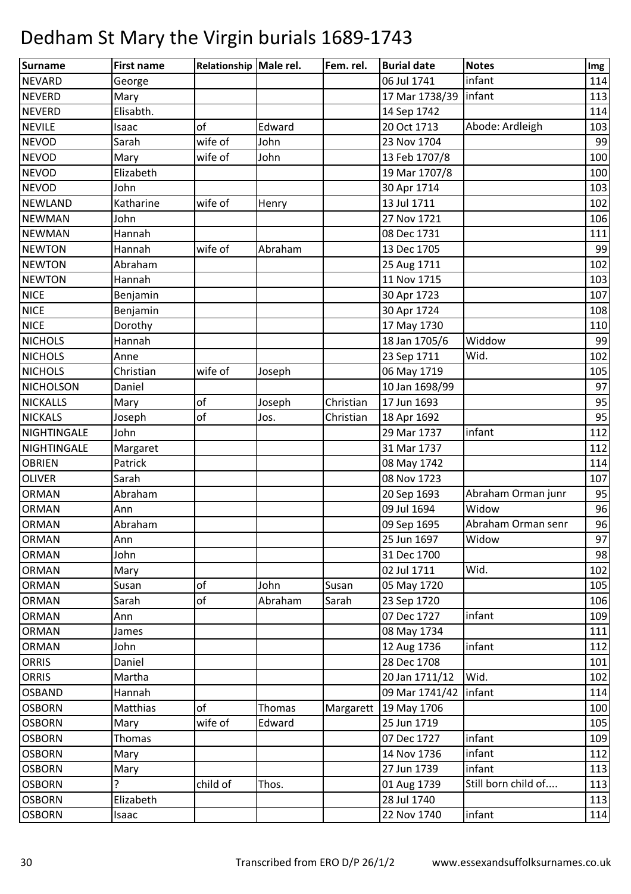# Dedham St Mary the Virgin burials 1689-1743

| Surname | First name | Relationship | Male rel. | Fem. rel. | Burial date | Notes | Img |
|---|---|---|---|---|---|---|---|
| NEVARD | George | | | | 06 Jul 1741 | infant | 114 |
| NEVERD | Mary | | | | 17 Mar 1738/39 | infant | 113 |
| NEVERD | Elisabth. | | | | 14 Sep 1742 | | 114 |
| NEVILE | Isaac | of | Edward | | 20 Oct 1713 | Abode: Ardleigh | 103 |
| NEVOD | Sarah | wife of | John | | 23 Nov 1704 | | 99 |
| NEVOD | Mary | wife of | John | | 13 Feb 1707/8 | | 100 |
| NEVOD | Elizabeth | | | | 19 Mar 1707/8 | | 100 |
| NEVOD | John | | | | 30 Apr 1714 | | 103 |
| NEWLAND | Katharine | wife of | Henry | | 13 Jul 1711 | | 102 |
| NEWMAN | John | | | | 27 Nov 1721 | | 106 |
| NEWMAN | Hannah | | | | 08 Dec 1731 | | 111 |
| NEWTON | Hannah | wife of | Abraham | | 13 Dec 1705 | | 99 |
| NEWTON | Abraham | | | | 25 Aug 1711 | | 102 |
| NEWTON | Hannah | | | | 11 Nov 1715 | | 103 |
| NICE | Benjamin | | | | 30 Apr 1723 | | 107 |
| NICE | Benjamin | | | | 30 Apr 1724 | | 108 |
| NICE | Dorothy | | | | 17 May 1730 | | 110 |
| NICHOLS | Hannah | | | | 18 Jan 1705/6 | Widdow | 99 |
| NICHOLS | Anne | | | | 23 Sep 1711 | Wid. | 102 |
| NICHOLS | Christian | wife of | Joseph | | 06 May 1719 | | 105 |
| NICHOLSON | Daniel | | | | 10 Jan 1698/99 | | 97 |
| NICKALLS | Mary | of | Joseph | Christian | 17 Jun 1693 | | 95 |
| NICKALS | Joseph | of | Jos. | Christian | 18 Apr 1692 | | 95 |
| NIGHTINGALE | John | | | | 29 Mar 1737 | infant | 112 |
| NIGHTINGALE | Margaret | | | | 31 Mar 1737 | | 112 |
| OBRIEN | Patrick | | | | 08 May 1742 | | 114 |
| OLIVER | Sarah | | | | 08 Nov 1723 | | 107 |
| ORMAN | Abraham | | | | 20 Sep 1693 | Abraham Orman junr | 95 |
| ORMAN | Ann | | | | 09 Jul 1694 | Widow | 96 |
| ORMAN | Abraham | | | | 09 Sep 1695 | Abraham Orman senr | 96 |
| ORMAN | Ann | | | | 25 Jun 1697 | Widow | 97 |
| ORMAN | John | | | | 31 Dec 1700 | | 98 |
| ORMAN | Mary | | | | 02 Jul 1711 | Wid. | 102 |
| ORMAN | Susan | of | John | Susan | 05 May 1720 | | 105 |
| ORMAN | Sarah | of | Abraham | Sarah | 23 Sep 1720 | | 106 |
| ORMAN | Ann | | | | 07 Dec 1727 | infant | 109 |
| ORMAN | James | | | | 08 May 1734 | | 111 |
| ORMAN | John | | | | 12 Aug 1736 | infant | 112 |
| ORRIS | Daniel | | | | 28 Dec 1708 | | 101 |
| ORRIS | Martha | | | | 20 Jan 1711/12 | Wid. | 102 |
| OSBAND | Hannah | | | | 09 Mar 1741/42 | infant | 114 |
| OSBORN | Matthias | of | Thomas | Margarett | 19 May 1706 | | 100 |
| OSBORN | Mary | wife of | Edward | | 25 Jun 1719 | | 105 |
| OSBORN | Thomas | | | | 07 Dec 1727 | infant | 109 |
| OSBORN | Mary | | | | 14 Nov 1736 | infant | 112 |
| OSBORN | Mary | | | | 27 Jun 1739 | infant | 113 |
| OSBORN | ? | child of | Thos. | | 01 Aug 1739 | Still born child of.... | 113 |
| OSBORN | Elizabeth | | | | 28 Jul 1740 | | 113 |
| OSBORN | Isaac | | | | 22 Nov 1740 | infant | 114 |

Transcribed from ERO D/P 26/1/2 www.essexandsuffolksurnames.co.uk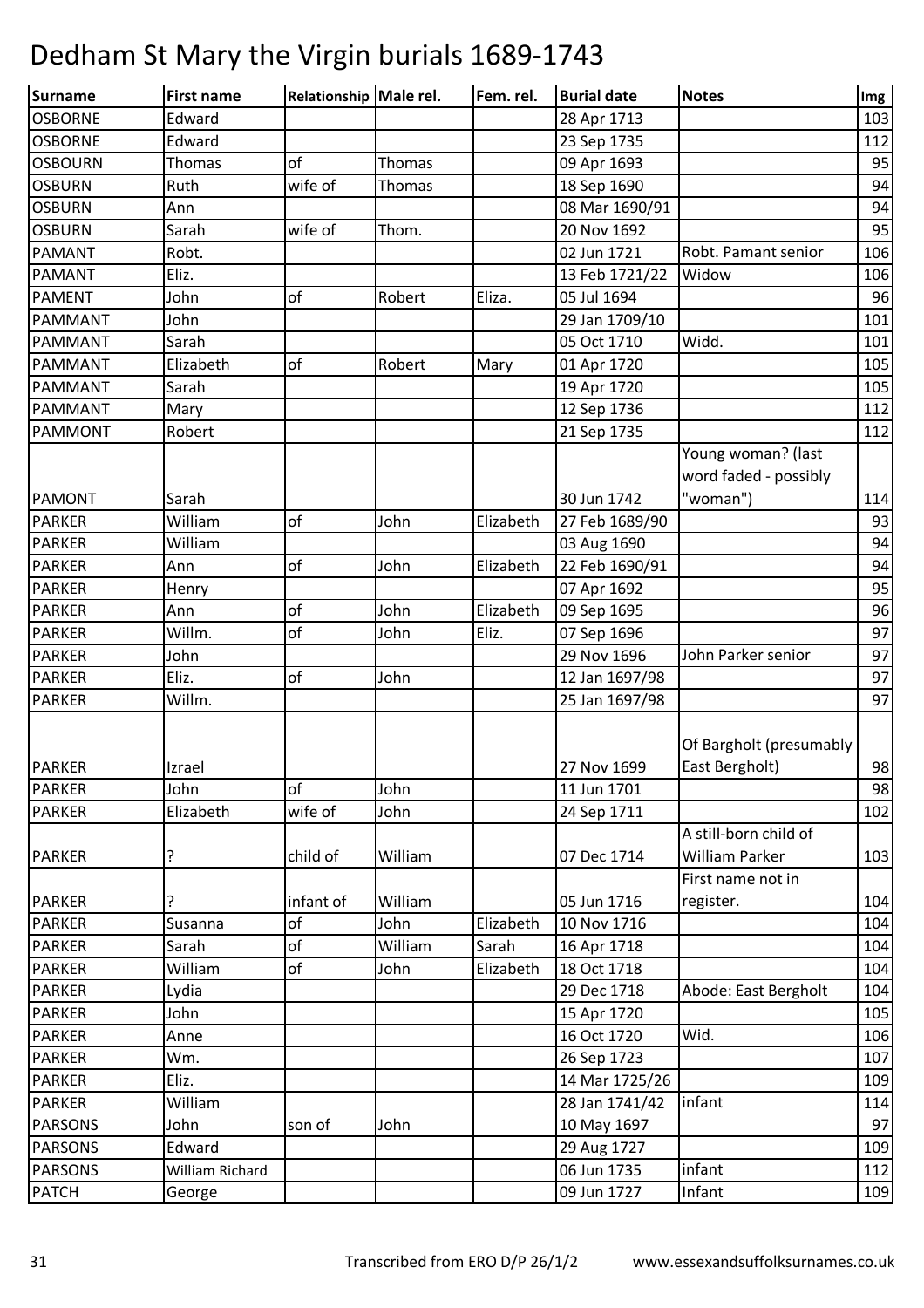# Dedham St Mary the Virgin burials 1689-1743

| Surname | First name | Relationship | Male rel. | Fem. rel. | Burial date | Notes | Img |
|---|---|---|---|---|---|---|---|
| OSBORNE | Edward | | | | 28 Apr 1713 | | 103 |
| OSBORNE | Edward | | | | 23 Sep 1735 | | 112 |
| OSBOURN | Thomas | of | Thomas | | 09 Apr 1693 | | 95 |
| OSBURN | Ruth | wife of | Thomas | | 18 Sep 1690 | | 94 |
| OSBURN | Ann | | | | 08 Mar 1690/91 | | 94 |
| OSBURN | Sarah | wife of | Thom. | | 20 Nov 1692 | | 95 |
| PAMANT | Robt. | | | | 02 Jun 1721 | Robt. Pamant senior | 106 |
| PAMANT | Eliz. | | | | 13 Feb 1721/22 | Widow | 106 |
| PAMENT | John | of | Robert | Eliza. | 05 Jul 1694 | | 96 |
| PAMMANT | John | | | | 29 Jan 1709/10 | | 101 |
| PAMMANT | Sarah | | | | 05 Oct 1710 | Widd. | 101 |
| PAMMANT | Elizabeth | of | Robert | Mary | 01 Apr 1720 | | 105 |
| PAMMANT | Sarah | | | | 19 Apr 1720 | | 105 |
| PAMMANT | Mary | | | | 12 Sep 1736 | | 112 |
| PAMMONT | Robert | | | | 21 Sep 1735 | | 112 |
| PAMONT | Sarah | | | | 30 Jun 1742 | Young woman? (last word faded - possibly "woman") | 114 |
| PARKER | William | of | John | Elizabeth | 27 Feb 1689/90 | | 93 |
| PARKER | William | | | | 03 Aug 1690 | | 94 |
| PARKER | Ann | of | John | Elizabeth | 22 Feb 1690/91 | | 94 |
| PARKER | Henry | | | | 07 Apr 1692 | | 95 |
| PARKER | Ann | of | John | Elizabeth | 09 Sep 1695 | | 96 |
| PARKER | Willm. | of | John | Eliz. | 07 Sep 1696 | | 97 |
| PARKER | John | | | | 29 Nov 1696 | John Parker senior | 97 |
| PARKER | Eliz. | of | John | | 12 Jan 1697/98 | | 97 |
| PARKER | Willm. | | | | 25 Jan 1697/98 | | 97 |
| PARKER | Izrael | | | | 27 Nov 1699 | Of Bargholt (presumably East Bergholt) | 98 |
| PARKER | John | of | John | | 11 Jun 1701 | | 98 |
| PARKER | Elizabeth | wife of | John | | 24 Sep 1711 | | 102 |
| PARKER | ? | child of | William | | 07 Dec 1714 | A still-born child of William Parker | 103 |
| PARKER | ? | infant of | William | | 05 Jun 1716 | First name not in register. | 104 |
| PARKER | Susanna | of | John | Elizabeth | 10 Nov 1716 | | 104 |
| PARKER | Sarah | of | William | Sarah | 16 Apr 1718 | | 104 |
| PARKER | William | of | John | Elizabeth | 18 Oct 1718 | | 104 |
| PARKER | Lydia | | | | 29 Dec 1718 | Abode: East Bergholt | 104 |
| PARKER | John | | | | 15 Apr 1720 | | 105 |
| PARKER | Anne | | | | 16 Oct 1720 | Wid. | 106 |
| PARKER | Wm. | | | | 26 Sep 1723 | | 107 |
| PARKER | Eliz. | | | | 14 Mar 1725/26 | | 109 |
| PARKER | William | | | | 28 Jan 1741/42 | infant | 114 |
| PARSONS | John | son of | John | | 10 May 1697 | | 97 |
| PARSONS | Edward | | | | 29 Aug 1727 | | 109 |
| PARSONS | William Richard | | | | 06 Jun 1735 | infant | 112 |
| PATCH | George | | | | 09 Jun 1727 | Infant | 109 |

Transcribed from ERO D/P 26/1/2 www.essexandsuffolksurnames.co.uk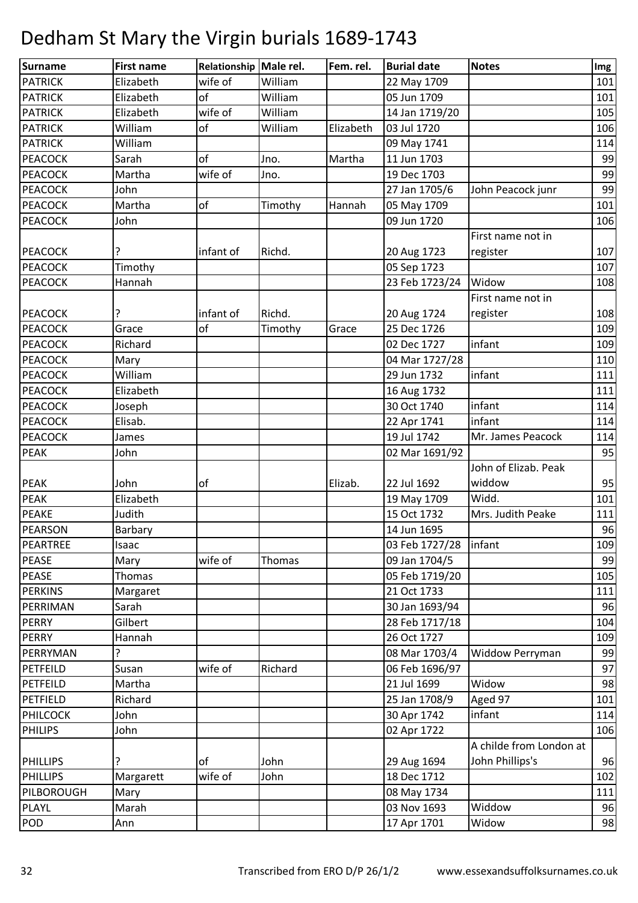# Dedham St Mary the Virgin burials 1689-1743

| Surname | First name | Relationship | Male rel. | Fem. rel. | Burial date | Notes | Img |
|---|---|---|---|---|---|---|---|
| PATRICK | Elizabeth | wife of | William | | 22 May 1709 | | 101 |
| PATRICK | Elizabeth | of | William | | 05 Jun 1709 | | 101 |
| PATRICK | Elizabeth | wife of | William | | 14 Jan 1719/20 | | 105 |
| PATRICK | William | of | William | Elizabeth | 03 Jul 1720 | | 106 |
| PATRICK | William | | | | 09 May 1741 | | 114 |
| PEACOCK | Sarah | of | Jno. | Martha | 11 Jun 1703 | | 99 |
| PEACOCK | Martha | wife of | Jno. | | 19 Dec 1703 | | 99 |
| PEACOCK | John | | | | 27 Jan 1705/6 | John Peacock junr | 99 |
| PEACOCK | Martha | of | Timothy | Hannah | 05 May 1709 | | 101 |
| PEACOCK | John | | | | 09 Jun 1720 | | 106 |
| PEACOCK | ? | infant of | Richd. | | 20 Aug 1723 | First name not in register | 107 |
| PEACOCK | Timothy | | | | 05 Sep 1723 | | 107 |
| PEACOCK | Hannah | | | | 23 Feb 1723/24 | Widow | 108 |
| PEACOCK | ? | infant of | Richd. | | 20 Aug 1724 | First name not in register | 108 |
| PEACOCK | Grace | of | Timothy | Grace | 25 Dec 1726 | | 109 |
| PEACOCK | Richard | | | | 02 Dec 1727 | infant | 109 |
| PEACOCK | Mary | | | | 04 Mar 1727/28 | | 110 |
| PEACOCK | William | | | | 29 Jun 1732 | infant | 111 |
| PEACOCK | Elizabeth | | | | 16 Aug 1732 | | 111 |
| PEACOCK | Joseph | | | | 30 Oct 1740 | infant | 114 |
| PEACOCK | Elisab. | | | | 22 Apr 1741 | infant | 114 |
| PEACOCK | James | | | | 19 Jul 1742 | Mr. James Peacock | 114 |
| PEAK | John | | | | 02 Mar 1691/92 | | 95 |
| PEAK | John | of | | Elizab. | 22 Jul 1692 | John of Elizab. Peak widdow | 95 |
| PEAK | Elizabeth | | | | 19 May 1709 | Widd. | 101 |
| PEAKE | Judith | | | | 15 Oct 1732 | Mrs. Judith Peake | 111 |
| PEARSON | Barbary | | | | 14 Jun 1695 | | 96 |
| PEARTREE | Isaac | | | | 03 Feb 1727/28 | infant | 109 |
| PEASE | Mary | wife of | Thomas | | 09 Jan 1704/5 | | 99 |
| PEASE | Thomas | | | | 05 Feb 1719/20 | | 105 |
| PERKINS | Margaret | | | | 21 Oct 1733 | | 111 |
| PERRIMAN | Sarah | | | | 30 Jan 1693/94 | | 96 |
| PERRY | Gilbert | | | | 28 Feb 1717/18 | | 104 |
| PERRY | Hannah | | | | 26 Oct 1727 | | 109 |
| PERRYMAN | ? | | | | 08 Mar 1703/4 | Widdow Perryman | 99 |
| PETFEILD | Susan | wife of | Richard | | 06 Feb 1696/97 | | 97 |
| PETFEILD | Martha | | | | 21 Jul 1699 | Widow | 98 |
| PETFIELD | Richard | | | | 25 Jan 1708/9 | Aged 97 | 101 |
| PHILCOCK | John | | | | 30 Apr 1742 | infant | 114 |
| PHILIPS | John | | | | 02 Apr 1722 | | 106 |
| PHILLIPS | ? | of | John | | 29 Aug 1694 | A childe from London at John Phillips's | 96 |
| PHILLIPS | Margarett | wife of | John | | 18 Dec 1712 | | 102 |
| PILBOROUGH | Mary | | | | 08 May 1734 | | 111 |
| PLAYL | Marah | | | | 03 Nov 1693 | Widdow | 96 |
| POD | Ann | | | | 17 Apr 1701 | Widow | 98 |

Transcribed from ERO D/P 26/1/2 www.essexandsuffolksurnames.co.uk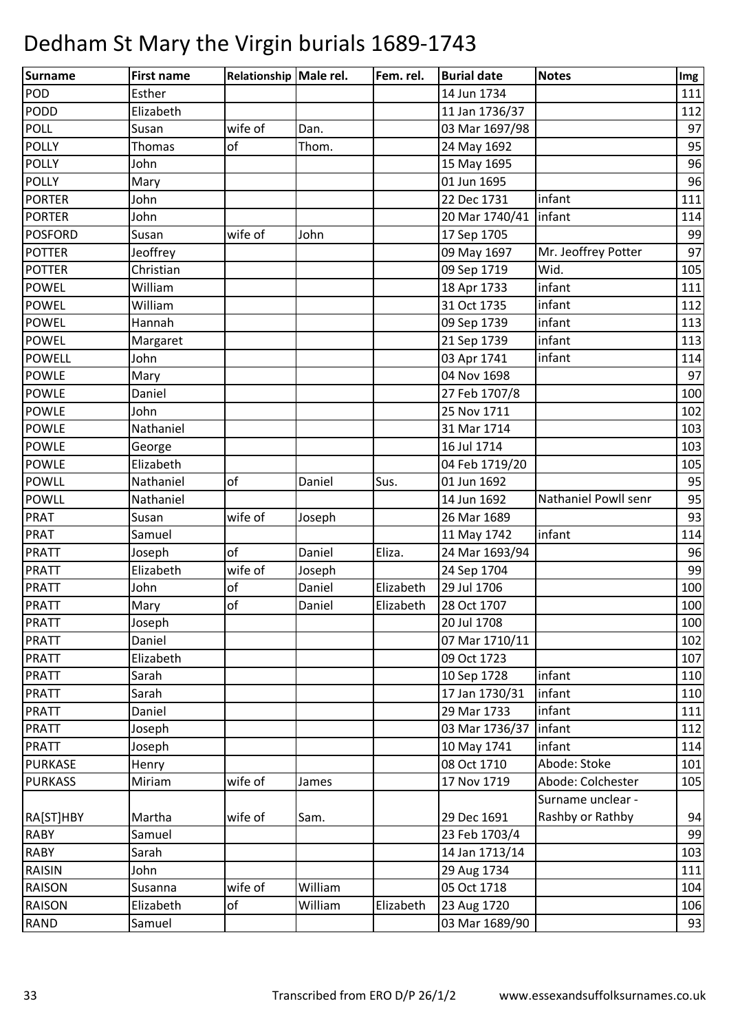# Dedham St Mary the Virgin burials 1689-1743

| Surname | First name | Relationship | Male rel. | Fem. rel. | Burial date | Notes | Img |
|---|---|---|---|---|---|---|---|
| POD | Esther | | | | 14 Jun 1734 | | 111 |
| PODD | Elizabeth | | | | 11 Jan 1736/37 | | 112 |
| POLL | Susan | wife of | Dan. | | 03 Mar 1697/98 | | 97 |
| POLLY | Thomas | of | Thom. | | 24 May 1692 | | 95 |
| POLLY | John | | | | 15 May 1695 | | 96 |
| POLLY | Mary | | | | 01 Jun 1695 | | 96 |
| PORTER | John | | | | 22 Dec 1731 | infant | 111 |
| PORTER | John | | | | 20 Mar 1740/41 | infant | 114 |
| POSFORD | Susan | wife of | John | | 17 Sep 1705 | | 99 |
| POTTER | Jeoffrey | | | | 09 May 1697 | Mr. Jeoffrey Potter | 97 |
| POTTER | Christian | | | | 09 Sep 1719 | Wid. | 105 |
| POWEL | William | | | | 18 Apr 1733 | infant | 111 |
| POWEL | William | | | | 31 Oct 1735 | infant | 112 |
| POWEL | Hannah | | | | 09 Sep 1739 | infant | 113 |
| POWEL | Margaret | | | | 21 Sep 1739 | infant | 113 |
| POWELL | John | | | | 03 Apr 1741 | infant | 114 |
| POWLE | Mary | | | | 04 Nov 1698 | | 97 |
| POWLE | Daniel | | | | 27 Feb 1707/8 | | 100 |
| POWLE | John | | | | 25 Nov 1711 | | 102 |
| POWLE | Nathaniel | | | | 31 Mar 1714 | | 103 |
| POWLE | George | | | | 16 Jul 1714 | | 103 |
| POWLE | Elizabeth | | | | 04 Feb 1719/20 | | 105 |
| POWLL | Nathaniel | of | Daniel | Sus. | 01 Jun 1692 | | 95 |
| POWLL | Nathaniel | | | | 14 Jun 1692 | Nathaniel Powll senr | 95 |
| PRAT | Susan | wife of | Joseph | | 26 Mar 1689 | | 93 |
| PRAT | Samuel | | | | 11 May 1742 | infant | 114 |
| PRATT | Joseph | of | Daniel | Eliza. | 24 Mar 1693/94 | | 96 |
| PRATT | Elizabeth | wife of | Joseph | | 24 Sep 1704 | | 99 |
| PRATT | John | of | Daniel | Elizabeth | 29 Jul 1706 | | 100 |
| PRATT | Mary | of | Daniel | Elizabeth | 28 Oct 1707 | | 100 |
| PRATT | Joseph | | | | 20 Jul 1708 | | 100 |
| PRATT | Daniel | | | | 07 Mar 1710/11 | | 102 |
| PRATT | Elizabeth | | | | 09 Oct 1723 | | 107 |
| PRATT | Sarah | | | | 10 Sep 1728 | infant | 110 |
| PRATT | Sarah | | | | 17 Jan 1730/31 | infant | 110 |
| PRATT | Daniel | | | | 29 Mar 1733 | infant | 111 |
| PRATT | Joseph | | | | 03 Mar 1736/37 | infant | 112 |
| PRATT | Joseph | | | | 10 May 1741 | infant | 114 |
| PURKASE | Henry | | | | 08 Oct 1710 | Abode: Stoke | 101 |
| PURKASS | Miriam | wife of | James | | 17 Nov 1719 | Abode: Colchester | 105 |
| RA[ST]HBY | Martha | wife of | Sam. | | 29 Dec 1691 | Surname unclear - Rashby or Rathby | 94 |
| RABY | Samuel | | | | 23 Feb 1703/4 | | 99 |
| RABY | Sarah | | | | 14 Jan 1713/14 | | 103 |
| RAISIN | John | | | | 29 Aug 1734 | | 111 |
| RAISON | Susanna | wife of | William | | 05 Oct 1718 | | 104 |
| RAISON | Elizabeth | of | William | Elizabeth | 23 Aug 1720 | | 106 |
| RAND | Samuel | | | | 03 Mar 1689/90 | | 93 |

Transcribed from ERO D/P 26/1/2 www.essexandsuffolksurnames.co.uk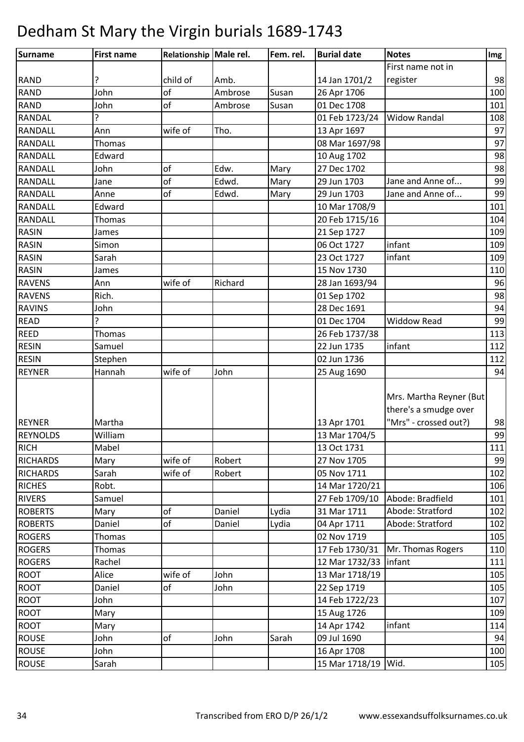# Dedham St Mary the Virgin burials 1689-1743

| Surname | First name | Relationship | Male rel. | Fem. rel. | Burial date | Notes | Img |
|---|---|---|---|---|---|---|---|
| RAND | ? | child of | Amb. | | 14 Jan 1701/2 | First name not in register | 98 |
| RAND | John | of | Ambrose | Susan | 26 Apr 1706 | | 100 |
| RAND | John | of | Ambrose | Susan | 01 Dec 1708 | | 101 |
| RANDAL | ? | | | | 01 Feb 1723/24 | Widow Randal | 108 |
| RANDALL | Ann | wife of | Tho. | | 13 Apr 1697 | | 97 |
| RANDALL | Thomas | | | | 08 Mar 1697/98 | | 97 |
| RANDALL | Edward | | | | 10 Aug 1702 | | 98 |
| RANDALL | John | of | Edw. | Mary | 27 Dec 1702 | | 98 |
| RANDALL | Jane | of | Edwd. | Mary | 29 Jun 1703 | Jane and Anne of... | 99 |
| RANDALL | Anne | of | Edwd. | Mary | 29 Jun 1703 | Jane and Anne of... | 99 |
| RANDALL | Edward | | | | 10 Mar 1708/9 | | 101 |
| RANDALL | Thomas | | | | 20 Feb 1715/16 | | 104 |
| RASIN | James | | | | 21 Sep 1727 | | 109 |
| RASIN | Simon | | | | 06 Oct 1727 | infant | 109 |
| RASIN | Sarah | | | | 23 Oct 1727 | infant | 109 |
| RASIN | James | | | | 15 Nov 1730 | | 110 |
| RAVENS | Ann | wife of | Richard | | 28 Jan 1693/94 | | 96 |
| RAVENS | Rich. | | | | 01 Sep 1702 | | 98 |
| RAVINS | John | | | | 28 Dec 1691 | | 94 |
| READ | ? | | | | 01 Dec 1704 | Widdow Read | 99 |
| REED | Thomas | | | | 26 Feb 1737/38 | | 113 |
| RESIN | Samuel | | | | 22 Jun 1735 | infant | 112 |
| RESIN | Stephen | | | | 02 Jun 1736 | | 112 |
| REYNER | Hannah | wife of | John | | 25 Aug 1690 | | 94 |
| REYNER | Martha | | | | 13 Apr 1701 | Mrs. Martha Reyner (But there's a smudge over "Mrs" - crossed out?) | 98 |
| REYNOLDS | William | | | | 13 Mar 1704/5 | | 99 |
| RICH | Mabel | | | | 13 Oct 1731 | | 111 |
| RICHARDS | Mary | wife of | Robert | | 27 Nov 1705 | | 99 |
| RICHARDS | Sarah | wife of | Robert | | 05 Nov 1711 | | 102 |
| RICHES | Robt. | | | | 14 Mar 1720/21 | | 106 |
| RIVERS | Samuel | | | | 27 Feb 1709/10 | Abode: Bradfield | 101 |
| ROBERTS | Mary | of | Daniel | Lydia | 31 Mar 1711 | Abode: Stratford | 102 |
| ROBERTS | Daniel | of | Daniel | Lydia | 04 Apr 1711 | Abode: Stratford | 102 |
| ROGERS | Thomas | | | | 02 Nov 1719 | | 105 |
| ROGERS | Thomas | | | | 17 Feb 1730/31 | Mr. Thomas Rogers | 110 |
| ROGERS | Rachel | | | | 12 Mar 1732/33 | infant | 111 |
| ROOT | Alice | wife of | John | | 13 Mar 1718/19 | | 105 |
| ROOT | Daniel | of | John | | 22 Sep 1719 | | 105 |
| ROOT | John | | | | 14 Feb 1722/23 | | 107 |
| ROOT | Mary | | | | 15 Aug 1726 | | 109 |
| ROOT | Mary | | | | 14 Apr 1742 | infant | 114 |
| ROUSE | John | of | John | Sarah | 09 Jul 1690 | | 94 |
| ROUSE | John | | | | 16 Apr 1708 | | 100 |
| ROUSE | Sarah | | | | 15 Mar 1718/19 | Wid. | 105 |

Transcribed from ERO D/P 26/1/2 www.essexandsuffolksurnames.co.uk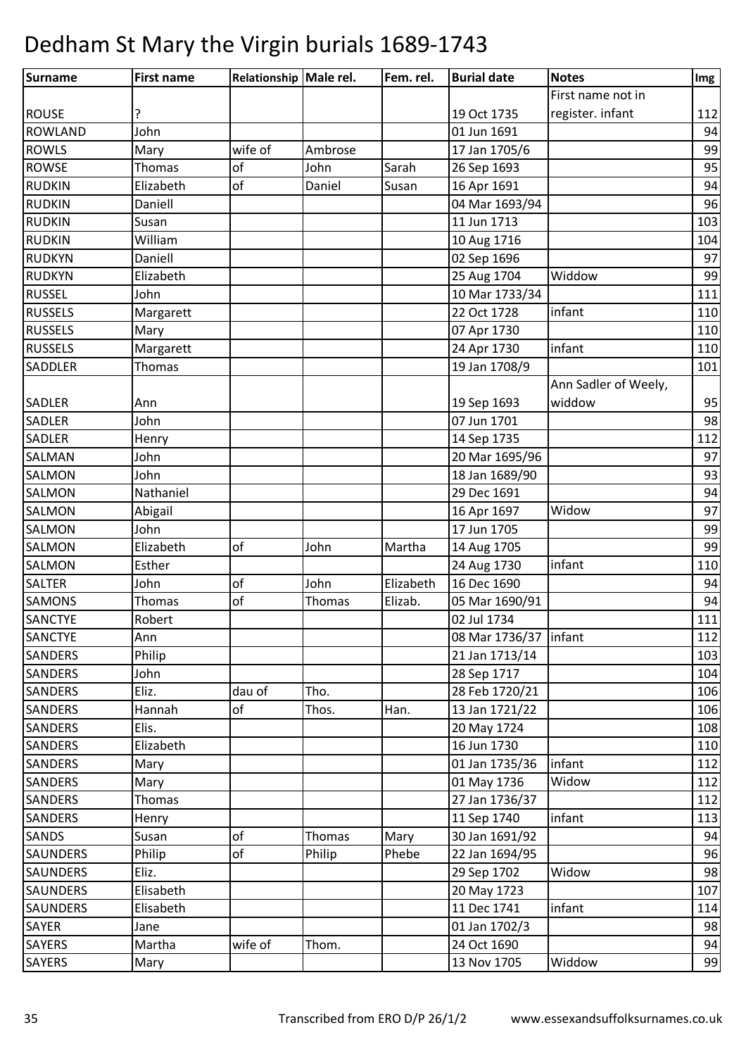# Dedham St Mary the Virgin burials 1689-1743

| Surname | First name | Relationship | Male rel. | Fem. rel. | Burial date | Notes | Img |
|---|---|---|---|---|---|---|---|
| ROUSE | ? | | | | 19 Oct 1735 | First name not in register. infant | 112 |
| ROWLAND | John | | | | 01 Jun 1691 | | 94 |
| ROWLS | Mary | wife of | Ambrose | | 17 Jan 1705/6 | | 99 |
| ROWSE | Thomas | of | John | Sarah | 26 Sep 1693 | | 95 |
| RUDKIN | Elizabeth | of | Daniel | Susan | 16 Apr 1691 | | 94 |
| RUDKIN | Daniell | | | | 04 Mar 1693/94 | | 96 |
| RUDKIN | Susan | | | | 11 Jun 1713 | | 103 |
| RUDKIN | William | | | | 10 Aug 1716 | | 104 |
| RUDKYN | Daniell | | | | 02 Sep 1696 | | 97 |
| RUDKYN | Elizabeth | | | | 25 Aug 1704 | Widdow | 99 |
| RUSSEL | John | | | | 10 Mar 1733/34 | | 111 |
| RUSSELS | Margarett | | | | 22 Oct 1728 | infant | 110 |
| RUSSELS | Mary | | | | 07 Apr 1730 | | 110 |
| RUSSELS | Margarett | | | | 24 Apr 1730 | infant | 110 |
| SADDLER | Thomas | | | | 19 Jan 1708/9 | | 101 |
| SADLER | Ann | | | | 19 Sep 1693 | Ann Sadler of Weely, widdow | 95 |
| SADLER | John | | | | 07 Jun 1701 | | 98 |
| SADLER | Henry | | | | 14 Sep 1735 | | 112 |
| SALMAN | John | | | | 20 Mar 1695/96 | | 97 |
| SALMON | John | | | | 18 Jan 1689/90 | | 93 |
| SALMON | Nathaniel | | | | 29 Dec 1691 | | 94 |
| SALMON | Abigail | | | | 16 Apr 1697 | Widow | 97 |
| SALMON | John | | | | 17 Jun 1705 | | 99 |
| SALMON | Elizabeth | of | John | Martha | 14 Aug 1705 | | 99 |
| SALMON | Esther | | | | 24 Aug 1730 | infant | 110 |
| SALTER | John | of | John | Elizabeth | 16 Dec 1690 | | 94 |
| SAMONS | Thomas | of | Thomas | Elizab. | 05 Mar 1690/91 | | 94 |
| SANCTYE | Robert | | | | 02 Jul 1734 | | 111 |
| SANCTYE | Ann | | | | 08 Mar 1736/37 | infant | 112 |
| SANDERS | Philip | | | | 21 Jan 1713/14 | | 103 |
| SANDERS | John | | | | 28 Sep 1717 | | 104 |
| SANDERS | Eliz. | dau of | Tho. | | 28 Feb 1720/21 | | 106 |
| SANDERS | Hannah | of | Thos. | Han. | 13 Jan 1721/22 | | 106 |
| SANDERS | Elis. | | | | 20 May 1724 | | 108 |
| SANDERS | Elizabeth | | | | 16 Jun 1730 | | 110 |
| SANDERS | Mary | | | | 01 Jan 1735/36 | infant | 112 |
| SANDERS | Mary | | | | 01 May 1736 | Widow | 112 |
| SANDERS | Thomas | | | | 27 Jan 1736/37 | | 112 |
| SANDERS | Henry | | | | 11 Sep 1740 | infant | 113 |
| SANDS | Susan | of | Thomas | Mary | 30 Jan 1691/92 | | 94 |
| SAUNDERS | Philip | of | Philip | Phebe | 22 Jan 1694/95 | | 96 |
| SAUNDERS | Eliz. | | | | 29 Sep 1702 | Widow | 98 |
| SAUNDERS | Elisabeth | | | | 20 May 1723 | | 107 |
| SAUNDERS | Elisabeth | | | | 11 Dec 1741 | infant | 114 |
| SAYER | Jane | | | | 01 Jan 1702/3 | | 98 |
| SAYERS | Martha | wife of | Thom. | | 24 Oct 1690 | | 94 |
| SAYERS | Mary | | | | 13 Nov 1705 | Widdow | 99 |

Transcribed from ERO D/P 26/1/2 www.essexandsuffolksurnames.co.uk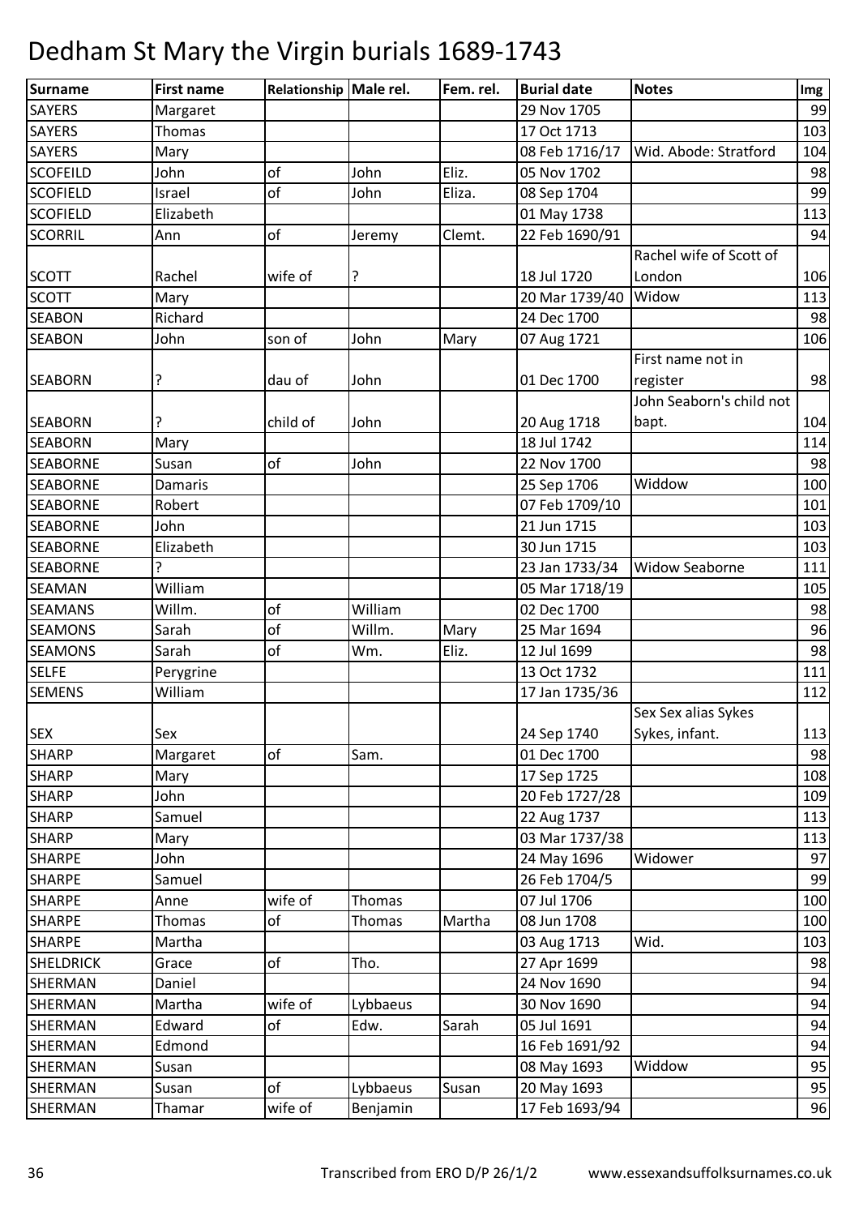# Dedham St Mary the Virgin burials 1689-1743

| Surname | First name | Relationship | Male rel. | Fem. rel. | Burial date | Notes | Img |
|---|---|---|---|---|---|---|---|
| SAYERS | Margaret | | | | 29 Nov 1705 | | 99 |
| SAYERS | Thomas | | | | 17 Oct 1713 | | 103 |
| SAYERS | Mary | | | | 08 Feb 1716/17 | Wid. Abode: Stratford | 104 |
| SCOFEILD | John | of | John | Eliz. | 05 Nov 1702 | | 98 |
| SCOFIELD | Israel | of | John | Eliza. | 08 Sep 1704 | | 99 |
| SCOFIELD | Elizabeth | | | | 01 May 1738 | | 113 |
| SCORRIL | Ann | of | Jeremy | Clemt. | 22 Feb 1690/91 | | 94 |
| SCOTT | Rachel | wife of | ? | | 18 Jul 1720 | Rachel wife of Scott of London | 106 |
| SCOTT | Mary | | | | 20 Mar 1739/40 | Widow | 113 |
| SEABON | Richard | | | | 24 Dec 1700 | | 98 |
| SEABON | John | son of | John | Mary | 07 Aug 1721 | | 106 |
| SEABORN | ? | dau of | John | | 01 Dec 1700 | First name not in register | 98 |
| SEABORN | ? | child of | John | | 20 Aug 1718 | John Seaborn's child not bapt. | 104 |
| SEABORN | Mary | | | | 18 Jul 1742 | | 114 |
| SEABORNE | Susan | of | John | | 22 Nov 1700 | | 98 |
| SEABORNE | Damaris | | | | 25 Sep 1706 | Widdow | 100 |
| SEABORNE | Robert | | | | 07 Feb 1709/10 | | 101 |
| SEABORNE | John | | | | 21 Jun 1715 | | 103 |
| SEABORNE | Elizabeth | | | | 30 Jun 1715 | | 103 |
| SEABORNE | ? | | | | 23 Jan 1733/34 | Widow Seaborne | 111 |
| SEAMAN | William | | | | 05 Mar 1718/19 | | 105 |
| SEAMANS | Willm. | of | William | | 02 Dec 1700 | | 98 |
| SEAMONS | Sarah | of | Willm. | Mary | 25 Mar 1694 | | 96 |
| SEAMONS | Sarah | of | Wm. | Eliz. | 12 Jul 1699 | | 98 |
| SELFE | Perygrine | | | | 13 Oct 1732 | | 111 |
| SEMENS | William | | | | 17 Jan 1735/36 | | 112 |
| SEX | Sex | | | | 24 Sep 1740 | Sex Sex alias Sykes Sykes, infant. | 113 |
| SHARP | Margaret | of | Sam. | | 01 Dec 1700 | | 98 |
| SHARP | Mary | | | | 17 Sep 1725 | | 108 |
| SHARP | John | | | | 20 Feb 1727/28 | | 109 |
| SHARP | Samuel | | | | 22 Aug 1737 | | 113 |
| SHARP | Mary | | | | 03 Mar 1737/38 | | 113 |
| SHARPE | John | | | | 24 May 1696 | Widower | 97 |
| SHARPE | Samuel | | | | 26 Feb 1704/5 | | 99 |
| SHARPE | Anne | wife of | Thomas | | 07 Jul 1706 | | 100 |
| SHARPE | Thomas | of | Thomas | Martha | 08 Jun 1708 | | 100 |
| SHARPE | Martha | | | | 03 Aug 1713 | Wid. | 103 |
| SHELDRICK | Grace | of | Tho. | | 27 Apr 1699 | | 98 |
| SHERMAN | Daniel | | | | 24 Nov 1690 | | 94 |
| SHERMAN | Martha | wife of | Lybbaeus | | 30 Nov 1690 | | 94 |
| SHERMAN | Edward | of | Edw. | Sarah | 05 Jul 1691 | | 94 |
| SHERMAN | Edmond | | | | 16 Feb 1691/92 | | 94 |
| SHERMAN | Susan | | | | 08 May 1693 | Widdow | 95 |
| SHERMAN | Susan | of | Lybbaeus | Susan | 20 May 1693 | | 95 |
| SHERMAN | Thamar | wife of | Benjamin | | 17 Feb 1693/94 | | 96 |

Transcribed from ERO D/P 26/1/2 www.essexandsuffolksurnames.co.uk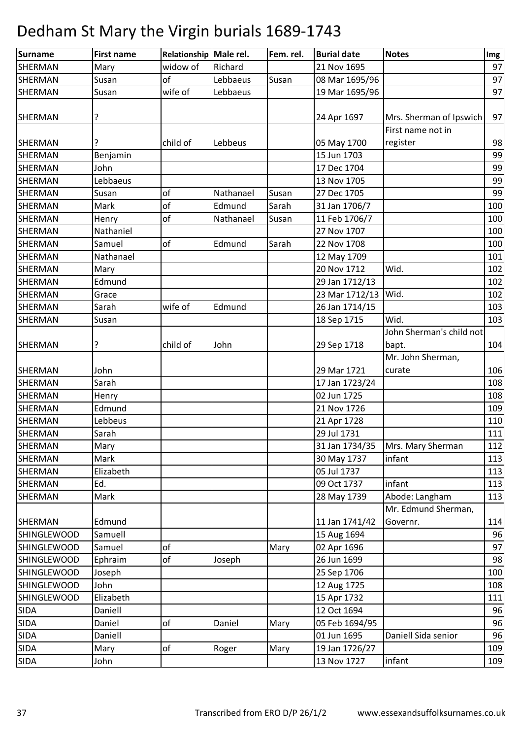# Dedham St Mary the Virgin burials 1689-1743

| Surname | First name | Relationship | Male rel. | Fem. rel. | Burial date | Notes | Img |
|---|---|---|---|---|---|---|---|
| SHERMAN | Mary | widow of | Richard | | 21 Nov 1695 | | 97 |
| SHERMAN | Susan | of | Lebbaeus | Susan | 08 Mar 1695/96 | | 97 |
| SHERMAN | Susan | wife of | Lebbaeus | | 19 Mar 1695/96 | | 97 |
| SHERMAN | ? | | | | 24 Apr 1697 | Mrs. Sherman of Ipswich | 97 |
| SHERMAN | ? | child of | Lebbeus | | 05 May 1700 | First name not in register | 98 |
| SHERMAN | Benjamin | | | | 15 Jun 1703 | | 99 |
| SHERMAN | John | | | | 17 Dec 1704 | | 99 |
| SHERMAN | Lebbaeus | | | | 13 Nov 1705 | | 99 |
| SHERMAN | Susan | of | Nathanael | Susan | 27 Dec 1705 | | 99 |
| SHERMAN | Mark | of | Edmund | Sarah | 31 Jan 1706/7 | | 100 |
| SHERMAN | Henry | of | Nathanael | Susan | 11 Feb 1706/7 | | 100 |
| SHERMAN | Nathaniel | | | | 27 Nov 1707 | | 100 |
| SHERMAN | Samuel | of | Edmund | Sarah | 22 Nov 1708 | | 100 |
| SHERMAN | Nathanael | | | | 12 May 1709 | | 101 |
| SHERMAN | Mary | | | | 20 Nov 1712 | Wid. | 102 |
| SHERMAN | Edmund | | | | 29 Jan 1712/13 | | 102 |
| SHERMAN | Grace | | | | 23 Mar 1712/13 | Wid. | 102 |
| SHERMAN | Sarah | wife of | Edmund | | 26 Jan 1714/15 | | 103 |
| SHERMAN | Susan | | | | 18 Sep 1715 | Wid. | 103 |
| SHERMAN | ? | child of | John | | 29 Sep 1718 | John Sherman's child not bapt. | 104 |
| SHERMAN | John | | | | 29 Mar 1721 | Mr. John Sherman, curate | 106 |
| SHERMAN | Sarah | | | | 17 Jan 1723/24 | | 108 |
| SHERMAN | Henry | | | | 02 Jun 1725 | | 108 |
| SHERMAN | Edmund | | | | 21 Nov 1726 | | 109 |
| SHERMAN | Lebbeus | | | | 21 Apr 1728 | | 110 |
| SHERMAN | Sarah | | | | 29 Jul 1731 | | 111 |
| SHERMAN | Mary | | | | 31 Jan 1734/35 | Mrs. Mary Sherman | 112 |
| SHERMAN | Mark | | | | 30 May 1737 | infant | 113 |
| SHERMAN | Elizabeth | | | | 05 Jul 1737 | | 113 |
| SHERMAN | Ed. | | | | 09 Oct 1737 | infant | 113 |
| SHERMAN | Mark | | | | 28 May 1739 | Abode: Langham | 113 |
| SHERMAN | Edmund | | | | 11 Jan 1741/42 | Mr. Edmund Sherman, Governr. | 114 |
| SHINGLEWOOD | Samuell | | | | 15 Aug 1694 | | 96 |
| SHINGLEWOOD | Samuel | of | | Mary | 02 Apr 1696 | | 97 |
| SHINGLEWOOD | Ephraim | of | Joseph | | 26 Jun 1699 | | 98 |
| SHINGLEWOOD | Joseph | | | | 25 Sep 1706 | | 100 |
| SHINGLEWOOD | John | | | | 12 Aug 1725 | | 108 |
| SHINGLEWOOD | Elizabeth | | | | 15 Apr 1732 | | 111 |
| SIDA | Daniell | | | | 12 Oct 1694 | | 96 |
| SIDA | Daniel | of | Daniel | Mary | 05 Feb 1694/95 | | 96 |
| SIDA | Daniell | | | | 01 Jun 1695 | Daniell Sida senior | 96 |
| SIDA | Mary | of | Roger | Mary | 19 Jan 1726/27 | | 109 |
| SIDA | John | | | | 13 Nov 1727 | infant | 109 |

Transcribed from ERO D/P 26/1/2 www.essexandsuffolksurnames.co.uk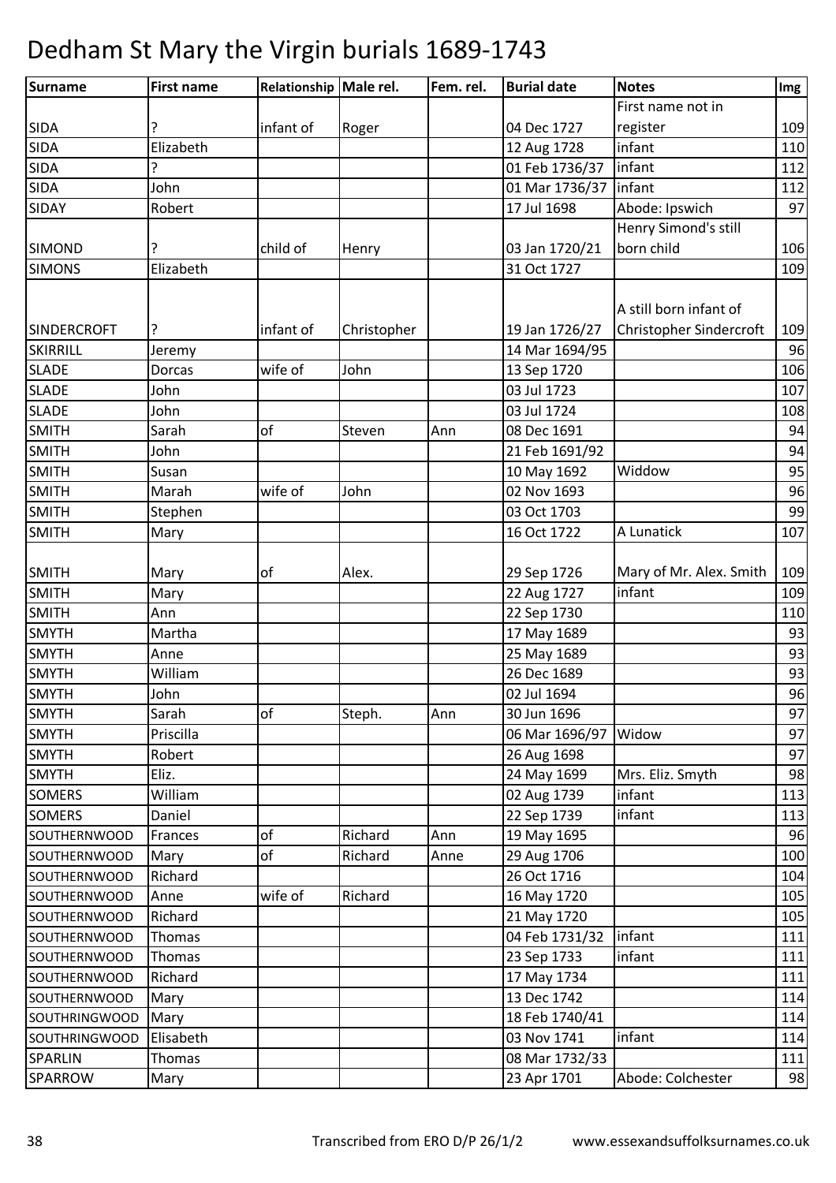# Dedham St Mary the Virgin burials 1689-1743

| Surname | First name | Relationship | Male rel. | Fem. rel. | Burial date | Notes | Img |
|---|---|---|---|---|---|---|---|
| SIDA | ? | infant of | Roger | | 04 Dec 1727 | First name not in register | 109 |
| SIDA | Elizabeth | | | | 12 Aug 1728 | infant | 110 |
| SIDA | ? | | | | 01 Feb 1736/37 | infant | 112 |
| SIDA | John | | | | 01 Mar 1736/37 | infant | 112 |
| SIDAY | Robert | | | | 17 Jul 1698 | Abode: Ipswich | 97 |
| SIMOND | ? | child of | Henry | | 03 Jan 1720/21 | Henry Simond's still born child | 106 |
| SIMONS | Elizabeth | | | | 31 Oct 1727 | | 109 |
| SINDERCROFT | ? | infant of | Christopher | | 19 Jan 1726/27 | A still born infant of Christopher Sindercroft | 109 |
| SKIRRILL | Jeremy | | | | 14 Mar 1694/95 | | 96 |
| SLADE | Dorcas | wife of | John | | 13 Sep 1720 | | 106 |
| SLADE | John | | | | 03 Jul 1723 | | 107 |
| SLADE | John | | | | 03 Jul 1724 | | 108 |
| SMITH | Sarah | of | Steven | Ann | 08 Dec 1691 | | 94 |
| SMITH | John | | | | 21 Feb 1691/92 | | 94 |
| SMITH | Susan | | | | 10 May 1692 | Widdow | 95 |
| SMITH | Marah | wife of | John | | 02 Nov 1693 | | 96 |
| SMITH | Stephen | | | | 03 Oct 1703 | | 99 |
| SMITH | Mary | | | | 16 Oct 1722 | A Lunatick | 107 |
| SMITH | Mary | of | Alex. | | 29 Sep 1726 | Mary of Mr. Alex. Smith | 109 |
| SMITH | Mary | | | | 22 Aug 1727 | infant | 109 |
| SMITH | Ann | | | | 22 Sep 1730 | | 110 |
| SMYTH | Martha | | | | 17 May 1689 | | 93 |
| SMYTH | Anne | | | | 25 May 1689 | | 93 |
| SMYTH | William | | | | 26 Dec 1689 | | 93 |
| SMYTH | John | | | | 02 Jul 1694 | | 96 |
| SMYTH | Sarah | of | Steph. | Ann | 30 Jun 1696 | | 97 |
| SMYTH | Priscilla | | | | 06 Mar 1696/97 | Widow | 97 |
| SMYTH | Robert | | | | 26 Aug 1698 | | 97 |
| SMYTH | Eliz. | | | | 24 May 1699 | Mrs. Eliz. Smyth | 98 |
| SOMERS | William | | | | 02 Aug 1739 | infant | 113 |
| SOMERS | Daniel | | | | 22 Sep 1739 | infant | 113 |
| SOUTHERNWOOD | Frances | of | Richard | Ann | 19 May 1695 | | 96 |
| SOUTHERNWOOD | Mary | of | Richard | Anne | 29 Aug 1706 | | 100 |
| SOUTHERNWOOD | Richard | | | | 26 Oct 1716 | | 104 |
| SOUTHERNWOOD | Anne | wife of | Richard | | 16 May 1720 | | 105 |
| SOUTHERNWOOD | Richard | | | | 21 May 1720 | | 105 |
| SOUTHERNWOOD | Thomas | | | | 04 Feb 1731/32 | infant | 111 |
| SOUTHERNWOOD | Thomas | | | | 23 Sep 1733 | infant | 111 |
| SOUTHERNWOOD | Richard | | | | 17 May 1734 | | 111 |
| SOUTHERNWOOD | Mary | | | | 13 Dec 1742 | | 114 |
| SOUTHRINGWOOD | Mary | | | | 18 Feb 1740/41 | | 114 |
| SOUTHRINGWOOD | Elisabeth | | | | 03 Nov 1741 | infant | 114 |
| SPARLIN | Thomas | | | | 08 Mar 1732/33 | | 111 |
| SPARROW | Mary | | | | 23 Apr 1701 | Abode: Colchester | 98 |

Transcribed from ERO D/P 26/1/2 www.essexandsuffolksurnames.co.uk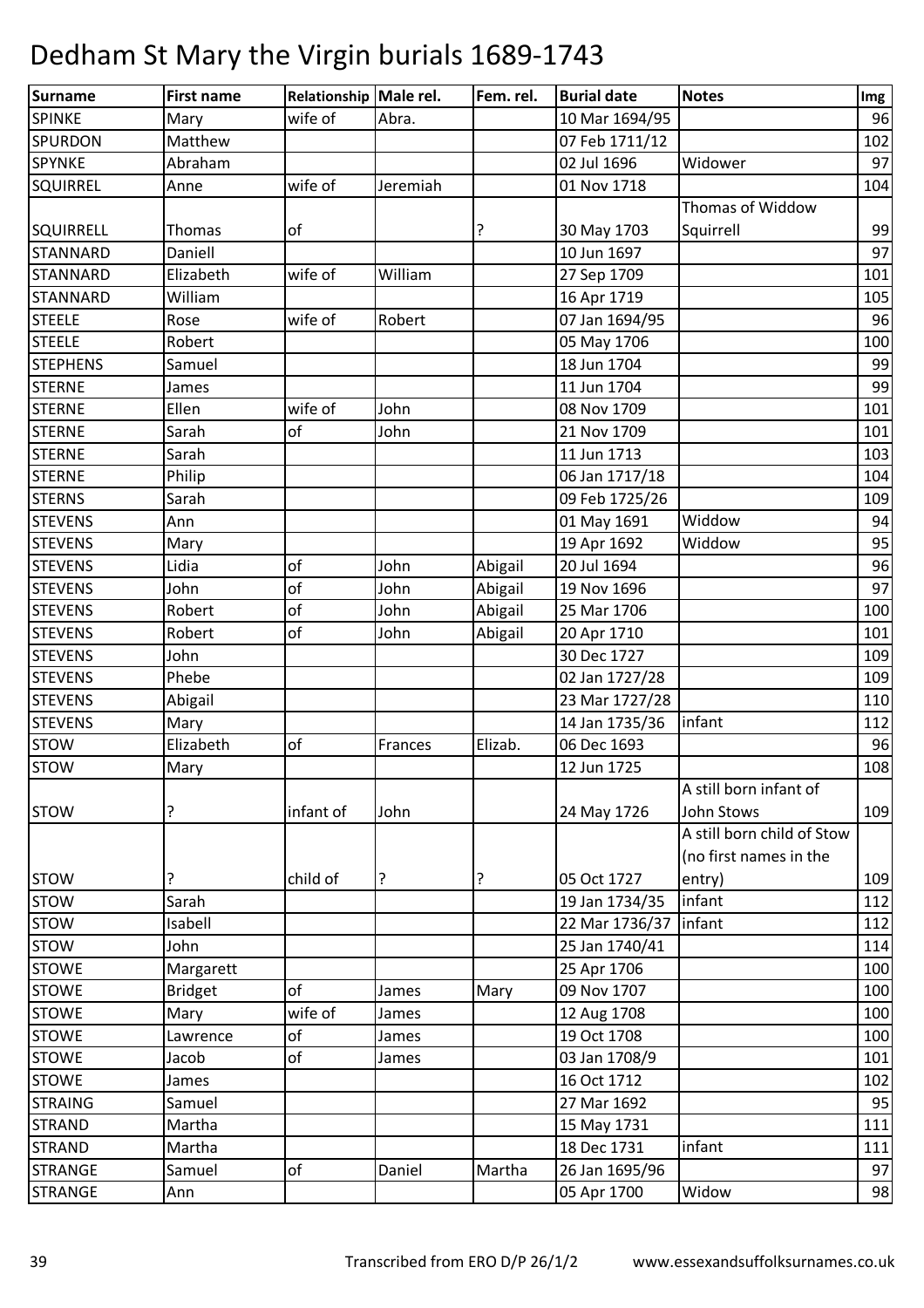# Dedham St Mary the Virgin burials 1689-1743

| Surname | First name | Relationship | Male rel. | Fem. rel. | Burial date | Notes | Img |
|---|---|---|---|---|---|---|---|
| SPINKE | Mary | wife of | Abra. | | 10 Mar 1694/95 | | 96 |
| SPURDON | Matthew | | | | 07 Feb 1711/12 | | 102 |
| SPYNKE | Abraham | | | | 02 Jul 1696 | Widower | 97 |
| SQUIRREL | Anne | wife of | Jeremiah | | 01 Nov 1718 | | 104 |
| SQUIRRELL | Thomas | of | | ? | 30 May 1703 | Thomas of Widdow Squirrell | 99 |
| STANNARD | Daniell | | | | 10 Jun 1697 | | 97 |
| STANNARD | Elizabeth | wife of | William | | 27 Sep 1709 | | 101 |
| STANNARD | William | | | | 16 Apr 1719 | | 105 |
| STEELE | Rose | wife of | Robert | | 07 Jan 1694/95 | | 96 |
| STEELE | Robert | | | | 05 May 1706 | | 100 |
| STEPHENS | Samuel | | | | 18 Jun 1704 | | 99 |
| STERNE | James | | | | 11 Jun 1704 | | 99 |
| STERNE | Ellen | wife of | John | | 08 Nov 1709 | | 101 |
| STERNE | Sarah | of | John | | 21 Nov 1709 | | 101 |
| STERNE | Sarah | | | | 11 Jun 1713 | | 103 |
| STERNE | Philip | | | | 06 Jan 1717/18 | | 104 |
| STERNS | Sarah | | | | 09 Feb 1725/26 | | 109 |
| STEVENS | Ann | | | | 01 May 1691 | Widdow | 94 |
| STEVENS | Mary | | | | 19 Apr 1692 | Widdow | 95 |
| STEVENS | Lidia | of | John | Abigail | 20 Jul 1694 | | 96 |
| STEVENS | John | of | John | Abigail | 19 Nov 1696 | | 97 |
| STEVENS | Robert | of | John | Abigail | 25 Mar 1706 | | 100 |
| STEVENS | Robert | of | John | Abigail | 20 Apr 1710 | | 101 |
| STEVENS | John | | | | 30 Dec 1727 | | 109 |
| STEVENS | Phebe | | | | 02 Jan 1727/28 | | 109 |
| STEVENS | Abigail | | | | 23 Mar 1727/28 | | 110 |
| STEVENS | Mary | | | | 14 Jan 1735/36 | infant | 112 |
| STOW | Elizabeth | of | Frances | Elizab. | 06 Dec 1693 | | 96 |
| STOW | Mary | | | | 12 Jun 1725 | | 108 |
| STOW | ? | infant of | John | | 24 May 1726 | A still born infant of John Stows | 109 |
| STOW | ? | child of | ? | ? | 05 Oct 1727 | A still born child of Stow (no first names in the entry) | 109 |
| STOW | Sarah | | | | 19 Jan 1734/35 | infant | 112 |
| STOW | Isabell | | | | 22 Mar 1736/37 | infant | 112 |
| STOW | John | | | | 25 Jan 1740/41 | | 114 |
| STOWE | Margarett | | | | 25 Apr 1706 | | 100 |
| STOWE | Bridget | of | James | Mary | 09 Nov 1707 | | 100 |
| STOWE | Mary | wife of | James | | 12 Aug 1708 | | 100 |
| STOWE | Lawrence | of | James | | 19 Oct 1708 | | 100 |
| STOWE | Jacob | of | James | | 03 Jan 1708/9 | | 101 |
| STOWE | James | | | | 16 Oct 1712 | | 102 |
| STRAING | Samuel | | | | 27 Mar 1692 | | 95 |
| STRAND | Martha | | | | 15 May 1731 | | 111 |
| STRAND | Martha | | | | 18 Dec 1731 | infant | 111 |
| STRANGE | Samuel | of | Daniel | Martha | 26 Jan 1695/96 | | 97 |
| STRANGE | Ann | | | | 05 Apr 1700 | Widow | 98 |

Transcribed from ERO D/P 26/1/2 www.essexandsuffolksurnames.co.uk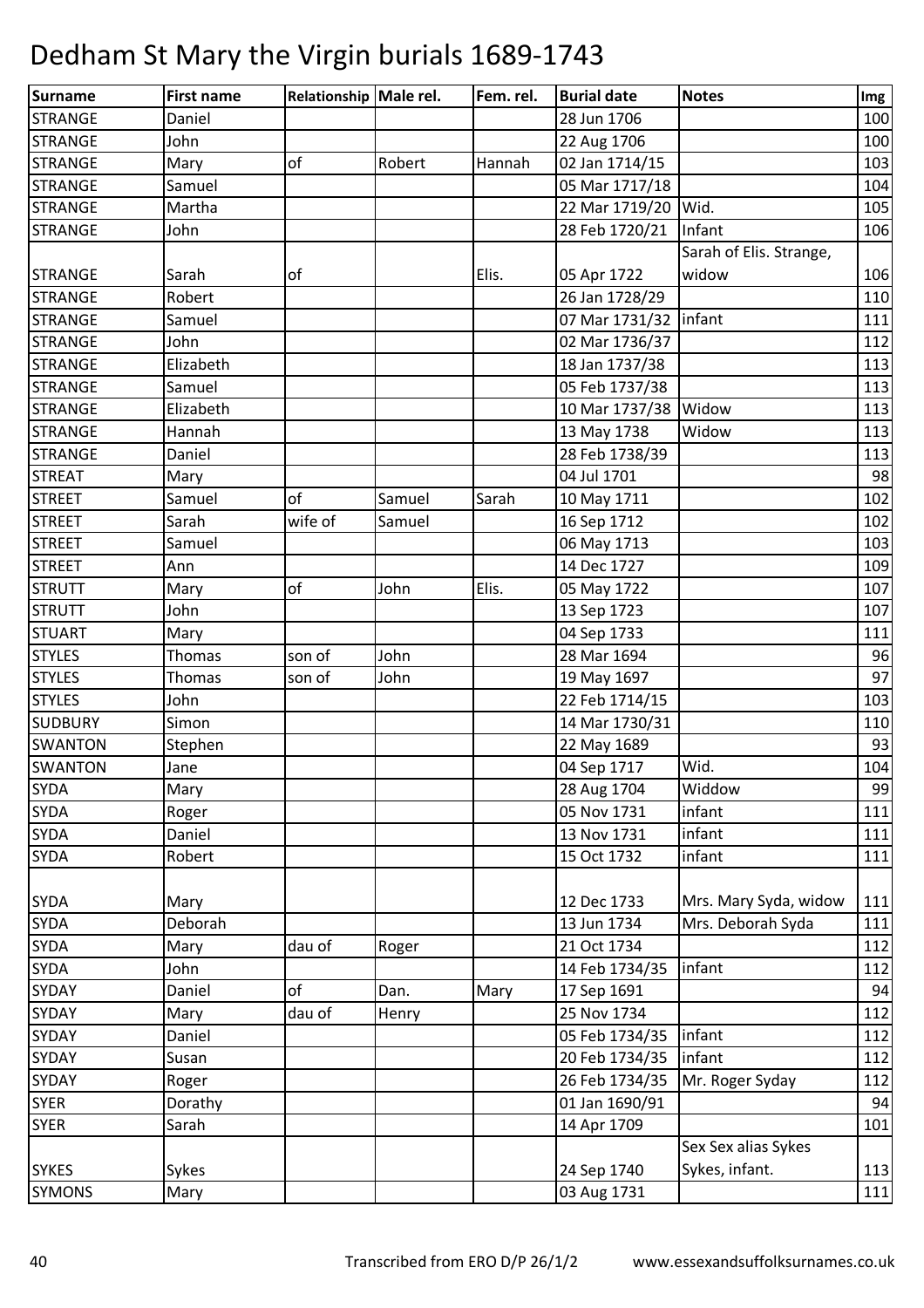# Dedham St Mary the Virgin burials 1689-1743

| Surname | First name | Relationship | Male rel. | Fem. rel. | Burial date | Notes | Img |
|---|---|---|---|---|---|---|---|
| STRANGE | Daniel | | | | 28 Jun 1706 | | 100 |
| STRANGE | John | | | | 22 Aug 1706 | | 100 |
| STRANGE | Mary | of | Robert | Hannah | 02 Jan 1714/15 | | 103 |
| STRANGE | Samuel | | | | 05 Mar 1717/18 | | 104 |
| STRANGE | Martha | | | | 22 Mar 1719/20 | Wid. | 105 |
| STRANGE | John | | | | 28 Feb 1720/21 | Infant | 106 |
| STRANGE | Sarah | of | | Elis. | 05 Apr 1722 | Sarah of Elis. Strange, widow | 106 |
| STRANGE | Robert | | | | 26 Jan 1728/29 | | 110 |
| STRANGE | Samuel | | | | 07 Mar 1731/32 | infant | 111 |
| STRANGE | John | | | | 02 Mar 1736/37 | | 112 |
| STRANGE | Elizabeth | | | | 18 Jan 1737/38 | | 113 |
| STRANGE | Samuel | | | | 05 Feb 1737/38 | | 113 |
| STRANGE | Elizabeth | | | | 10 Mar 1737/38 | Widow | 113 |
| STRANGE | Hannah | | | | 13 May 1738 | Widow | 113 |
| STRANGE | Daniel | | | | 28 Feb 1738/39 | | 113 |
| STREAT | Mary | | | | 04 Jul 1701 | | 98 |
| STREET | Samuel | of | Samuel | Sarah | 10 May 1711 | | 102 |
| STREET | Sarah | wife of | Samuel | | 16 Sep 1712 | | 102 |
| STREET | Samuel | | | | 06 May 1713 | | 103 |
| STREET | Ann | | | | 14 Dec 1727 | | 109 |
| STRUTT | Mary | of | John | Elis. | 05 May 1722 | | 107 |
| STRUTT | John | | | | 13 Sep 1723 | | 107 |
| STUART | Mary | | | | 04 Sep 1733 | | 111 |
| STYLES | Thomas | son of | John | | 28 Mar 1694 | | 96 |
| STYLES | Thomas | son of | John | | 19 May 1697 | | 97 |
| STYLES | John | | | | 22 Feb 1714/15 | | 103 |
| SUDBURY | Simon | | | | 14 Mar 1730/31 | | 110 |
| SWANTON | Stephen | | | | 22 May 1689 | | 93 |
| SWANTON | Jane | | | | 04 Sep 1717 | Wid. | 104 |
| SYDA | Mary | | | | 28 Aug 1704 | Widdow | 99 |
| SYDA | Roger | | | | 05 Nov 1731 | infant | 111 |
| SYDA | Daniel | | | | 13 Nov 1731 | infant | 111 |
| SYDA | Robert | | | | 15 Oct 1732 | infant | 111 |
| SYDA | Mary | | | | 12 Dec 1733 | Mrs. Mary Syda, widow | 111 |
| SYDA | Deborah | | | | 13 Jun 1734 | Mrs. Deborah Syda | 111 |
| SYDA | Mary | dau of | Roger | | 21 Oct 1734 | | 112 |
| SYDA | John | | | | 14 Feb 1734/35 | infant | 112 |
| SYDAY | Daniel | of | Dan. | Mary | 17 Sep 1691 | | 94 |
| SYDAY | Mary | dau of | Henry | | 25 Nov 1734 | | 112 |
| SYDAY | Daniel | | | | 05 Feb 1734/35 | infant | 112 |
| SYDAY | Susan | | | | 20 Feb 1734/35 | infant | 112 |
| SYDAY | Roger | | | | 26 Feb 1734/35 | Mr. Roger Syday | 112 |
| SYER | Dorathy | | | | 01 Jan 1690/91 | | 94 |
| SYER | Sarah | | | | 14 Apr 1709 | | 101 |
| SYKES | Sykes | | | | 24 Sep 1740 | Sex Sex alias Sykes Sykes, infant. | 113 |
| SYMONS | Mary | | | | 03 Aug 1731 | | 111 |

Transcribed from ERO D/P 26/1/2 www.essexandsuffolksurnames.co.uk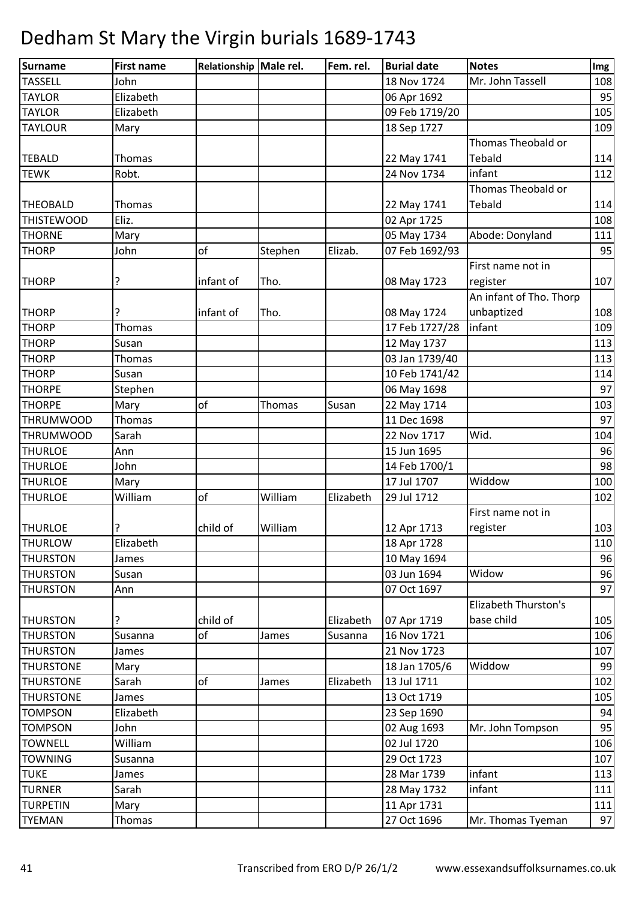# Dedham St Mary the Virgin burials 1689-1743

| Surname | First name | Relationship | Male rel. | Fem. rel. | Burial date | Notes | Img |
|---|---|---|---|---|---|---|---|
| TASSELL | John | | | | 18 Nov 1724 | Mr. John Tassell | 108 |
| TAYLOR | Elizabeth | | | | 06 Apr 1692 | | 95 |
| TAYLOR | Elizabeth | | | | 09 Feb 1719/20 | | 105 |
| TAYLOUR | Mary | | | | 18 Sep 1727 | | 109 |
| TEBALD | Thomas | | | | 22 May 1741 | Thomas Theobald or Tebald | 114 |
| TEWK | Robt. | | | | 24 Nov 1734 | infant | 112 |
| THEOBALD | Thomas | | | | 22 May 1741 | Thomas Theobald or Tebald | 114 |
| THISTEWOOD | Eliz. | | | | 02 Apr 1725 | | 108 |
| THORNE | Mary | | | | 05 May 1734 | Abode: Donyland | 111 |
| THORP | John | of | Stephen | Elizab. | 07 Feb 1692/93 | | 95 |
| THORP | ? | infant of | Tho. | | 08 May 1723 | First name not in register | 107 |
| THORP | ? | infant of | Tho. | | 08 May 1724 | An infant of Tho. Thorp unbaptized | 108 |
| THORP | Thomas | | | | 17 Feb 1727/28 | infant | 109 |
| THORP | Susan | | | | 12 May 1737 | | 113 |
| THORP | Thomas | | | | 03 Jan 1739/40 | | 113 |
| THORP | Susan | | | | 10 Feb 1741/42 | | 114 |
| THORPE | Stephen | | | | 06 May 1698 | | 97 |
| THORPE | Mary | of | Thomas | Susan | 22 May 1714 | | 103 |
| THRUMWOOD | Thomas | | | | 11 Dec 1698 | | 97 |
| THRUMWOOD | Sarah | | | | 22 Nov 1717 | Wid. | 104 |
| THURLOE | Ann | | | | 15 Jun 1695 | | 96 |
| THURLOE | John | | | | 14 Feb 1700/1 | | 98 |
| THURLOE | Mary | | | | 17 Jul 1707 | Widdow | 100 |
| THURLOE | William | of | William | Elizabeth | 29 Jul 1712 | | 102 |
| THURLOE | ? | child of | William | | 12 Apr 1713 | First name not in register | 103 |
| THURLOW | Elizabeth | | | | 18 Apr 1728 | | 110 |
| THURSTON | James | | | | 10 May 1694 | | 96 |
| THURSTON | Susan | | | | 03 Jun 1694 | Widow | 96 |
| THURSTON | Ann | | | | 07 Oct 1697 | | 97 |
| THURSTON | ? | child of | | Elizabeth | 07 Apr 1719 | Elizabeth Thurston's base child | 105 |
| THURSTON | Susanna | of | James | Susanna | 16 Nov 1721 | | 106 |
| THURSTON | James | | | | 21 Nov 1723 | | 107 |
| THURSTONE | Mary | | | | 18 Jan 1705/6 | Widdow | 99 |
| THURSTONE | Sarah | of | James | Elizabeth | 13 Jul 1711 | | 102 |
| THURSTONE | James | | | | 13 Oct 1719 | | 105 |
| TOMPSON | Elizabeth | | | | 23 Sep 1690 | | 94 |
| TOMPSON | John | | | | 02 Aug 1693 | Mr. John Tompson | 95 |
| TOWNELL | William | | | | 02 Jul 1720 | | 106 |
| TOWNING | Susanna | | | | 29 Oct 1723 | | 107 |
| TUKE | James | | | | 28 Mar 1739 | infant | 113 |
| TURNER | Sarah | | | | 28 May 1732 | infant | 111 |
| TURPETIN | Mary | | | | 11 Apr 1731 | | 111 |
| TYEMAN | Thomas | | | | 27 Oct 1696 | Mr. Thomas Tyeman | 97 |

Transcribed from ERO D/P 26/1/2    www.essexandsuffolksurnames.co.uk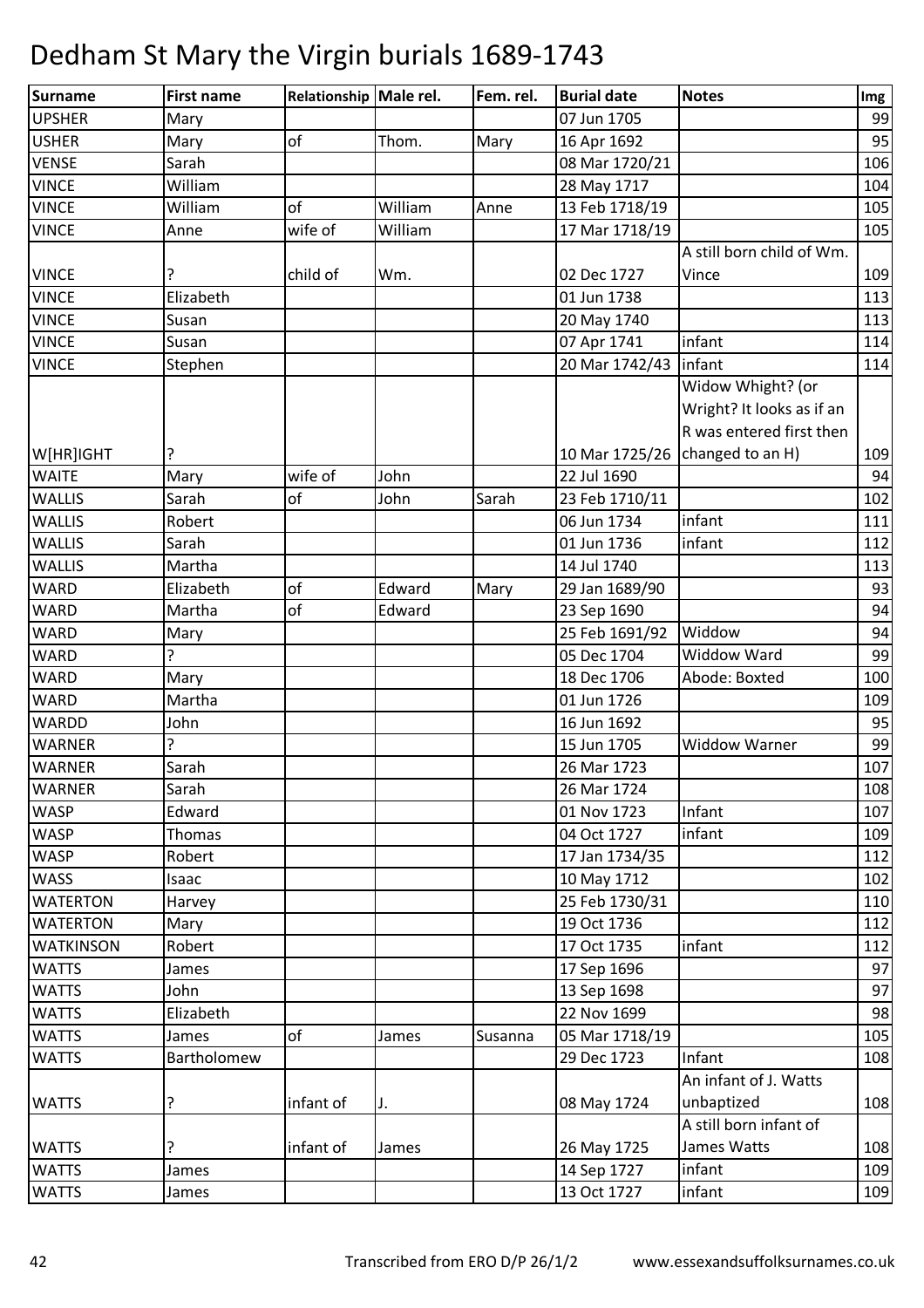# Dedham St Mary the Virgin burials 1689-1743

| Surname | First name | Relationship | Male rel. | Fem. rel. | Burial date | Notes | Img |
|---|---|---|---|---|---|---|---|
| UPSHER | Mary | | | | 07 Jun 1705 | | 99 |
| USHER | Mary | of | Thom. | Mary | 16 Apr 1692 | | 95 |
| VENSE | Sarah | | | | 08 Mar 1720/21 | | 106 |
| VINCE | William | | | | 28 May 1717 | | 104 |
| VINCE | William | of | William | Anne | 13 Feb 1718/19 | | 105 |
| VINCE | Anne | wife of | William | | 17 Mar 1718/19 | | 105 |
| VINCE | ? | child of | Wm. | | 02 Dec 1727 | A still born child of Wm. Vince | 109 |
| VINCE | Elizabeth | | | | 01 Jun 1738 | | 113 |
| VINCE | Susan | | | | 20 May 1740 | | 113 |
| VINCE | Susan | | | | 07 Apr 1741 | infant | 114 |
| VINCE | Stephen | | | | 20 Mar 1742/43 | infant | 114 |
| W[HR]IGHT | ? | | | | 10 Mar 1725/26 | Widow Whight? (or Wright? It looks as if an R was entered first then changed to an H) | 109 |
| WAITE | Mary | wife of | John | | 22 Jul 1690 | | 94 |
| WALLIS | Sarah | of | John | Sarah | 23 Feb 1710/11 | | 102 |
| WALLIS | Robert | | | | 06 Jun 1734 | infant | 111 |
| WALLIS | Sarah | | | | 01 Jun 1736 | infant | 112 |
| WALLIS | Martha | | | | 14 Jul 1740 | | 113 |
| WARD | Elizabeth | of | Edward | Mary | 29 Jan 1689/90 | | 93 |
| WARD | Martha | of | Edward | | 23 Sep 1690 | | 94 |
| WARD | Mary | | | | 25 Feb 1691/92 | Widdow | 94 |
| WARD | ? | | | | 05 Dec 1704 | Widdow Ward | 99 |
| WARD | Mary | | | | 18 Dec 1706 | Abode: Boxted | 100 |
| WARD | Martha | | | | 01 Jun 1726 | | 109 |
| WARDD | John | | | | 16 Jun 1692 | | 95 |
| WARNER | ? | | | | 15 Jun 1705 | Widdow Warner | 99 |
| WARNER | Sarah | | | | 26 Mar 1723 | | 107 |
| WARNER | Sarah | | | | 26 Mar 1724 | | 108 |
| WASP | Edward | | | | 01 Nov 1723 | Infant | 107 |
| WASP | Thomas | | | | 04 Oct 1727 | infant | 109 |
| WASP | Robert | | | | 17 Jan 1734/35 | | 112 |
| WASS | Isaac | | | | 10 May 1712 | | 102 |
| WATERTON | Harvey | | | | 25 Feb 1730/31 | | 110 |
| WATERTON | Mary | | | | 19 Oct 1736 | | 112 |
| WATKINSON | Robert | | | | 17 Oct 1735 | infant | 112 |
| WATTS | James | | | | 17 Sep 1696 | | 97 |
| WATTS | John | | | | 13 Sep 1698 | | 97 |
| WATTS | Elizabeth | | | | 22 Nov 1699 | | 98 |
| WATTS | James | of | James | Susanna | 05 Mar 1718/19 | | 105 |
| WATTS | Bartholomew | | | | 29 Dec 1723 | Infant | 108 |
| WATTS | ? | infant of | J. | | 08 May 1724 | An infant of J. Watts unbaptized | 108 |
| WATTS | ? | infant of | James | | 26 May 1725 | A still born infant of James Watts | 108 |
| WATTS | James | | | | 14 Sep 1727 | infant | 109 |
| WATTS | James | | | | 13 Oct 1727 | infant | 109 |

Transcribed from ERO D/P 26/1/2    www.essexandsuffolksurnames.co.uk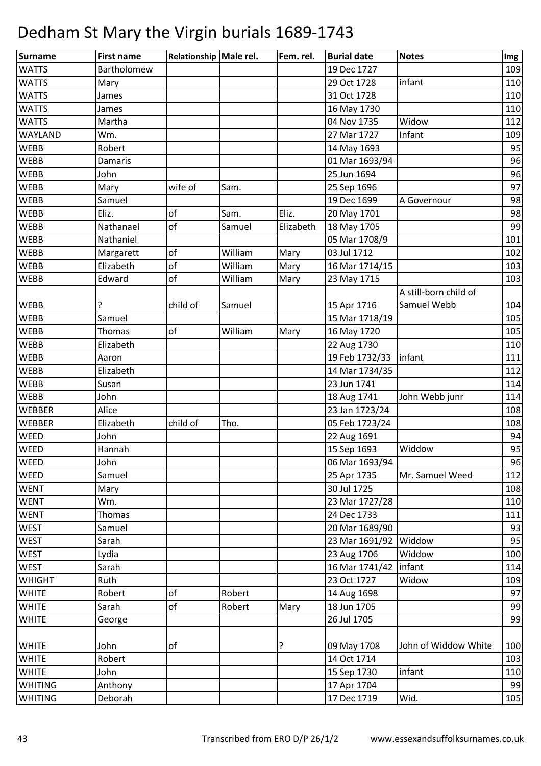# Dedham St Mary the Virgin burials 1689-1743

| Surname | First name | Relationship | Male rel. | Fem. rel. | Burial date | Notes | Img |
|---|---|---|---|---|---|---|---|
| WATTS | Bartholomew | | | | 19 Dec 1727 | | 109 |
| WATTS | Mary | | | | 29 Oct 1728 | infant | 110 |
| WATTS | James | | | | 31 Oct 1728 | | 110 |
| WATTS | James | | | | 16 May 1730 | | 110 |
| WATTS | Martha | | | | 04 Nov 1735 | Widow | 112 |
| WAYLAND | Wm. | | | | 27 Mar 1727 | Infant | 109 |
| WEBB | Robert | | | | 14 May 1693 | | 95 |
| WEBB | Damaris | | | | 01 Mar 1693/94 | | 96 |
| WEBB | John | | | | 25 Jun 1694 | | 96 |
| WEBB | Mary | wife of | Sam. | | 25 Sep 1696 | | 97 |
| WEBB | Samuel | | | | 19 Dec 1699 | A Governour | 98 |
| WEBB | Eliz. | of | Sam. | Eliz. | 20 May 1701 | | 98 |
| WEBB | Nathanael | of | Samuel | Elizabeth | 18 May 1705 | | 99 |
| WEBB | Nathaniel | | | | 05 Mar 1708/9 | | 101 |
| WEBB | Margarett | of | William | Mary | 03 Jul 1712 | | 102 |
| WEBB | Elizabeth | of | William | Mary | 16 Mar 1714/15 | | 103 |
| WEBB | Edward | of | William | Mary | 23 May 1715 | | 103 |
| WEBB | ? | child of | Samuel | | 15 Apr 1716 | A still-born child of Samuel Webb | 104 |
| WEBB | Samuel | | | | 15 Mar 1718/19 | | 105 |
| WEBB | Thomas | of | William | Mary | 16 May 1720 | | 105 |
| WEBB | Elizabeth | | | | 22 Aug 1730 | | 110 |
| WEBB | Aaron | | | | 19 Feb 1732/33 | infant | 111 |
| WEBB | Elizabeth | | | | 14 Mar 1734/35 | | 112 |
| WEBB | Susan | | | | 23 Jun 1741 | | 114 |
| WEBB | John | | | | 18 Aug 1741 | John Webb junr | 114 |
| WEBBER | Alice | | | | 23 Jan 1723/24 | | 108 |
| WEBBER | Elizabeth | child of | Tho. | | 05 Feb 1723/24 | | 108 |
| WEED | John | | | | 22 Aug 1691 | | 94 |
| WEED | Hannah | | | | 15 Sep 1693 | Widdow | 95 |
| WEED | John | | | | 06 Mar 1693/94 | | 96 |
| WEED | Samuel | | | | 25 Apr 1735 | Mr. Samuel Weed | 112 |
| WENT | Mary | | | | 30 Jul 1725 | | 108 |
| WENT | Wm. | | | | 23 Mar 1727/28 | | 110 |
| WENT | Thomas | | | | 24 Dec 1733 | | 111 |
| WEST | Samuel | | | | 20 Mar 1689/90 | | 93 |
| WEST | Sarah | | | | 23 Mar 1691/92 | Widdow | 95 |
| WEST | Lydia | | | | 23 Aug 1706 | Widdow | 100 |
| WEST | Sarah | | | | 16 Mar 1741/42 | infant | 114 |
| WHIGHT | Ruth | | | | 23 Oct 1727 | Widow | 109 |
| WHITE | Robert | of | Robert | | 14 Aug 1698 | | 97 |
| WHITE | Sarah | of | Robert | Mary | 18 Jun 1705 | | 99 |
| WHITE | George | | | | 26 Jul 1705 | | 99 |
| WHITE | John | of | | ? | 09 May 1708 | John of Widow White | 100 |
| WHITE | Robert | | | | 14 Oct 1714 | | 103 |
| WHITE | John | | | | 15 Sep 1730 | infant | 110 |
| WHITING | Anthony | | | | 17 Apr 1704 | | 99 |
| WHITING | Deborah | | | | 17 Dec 1719 | Wid. | 105 |

Transcribed from ERO D/P 26/1/2 www.essexandsuffolksurnames.co.uk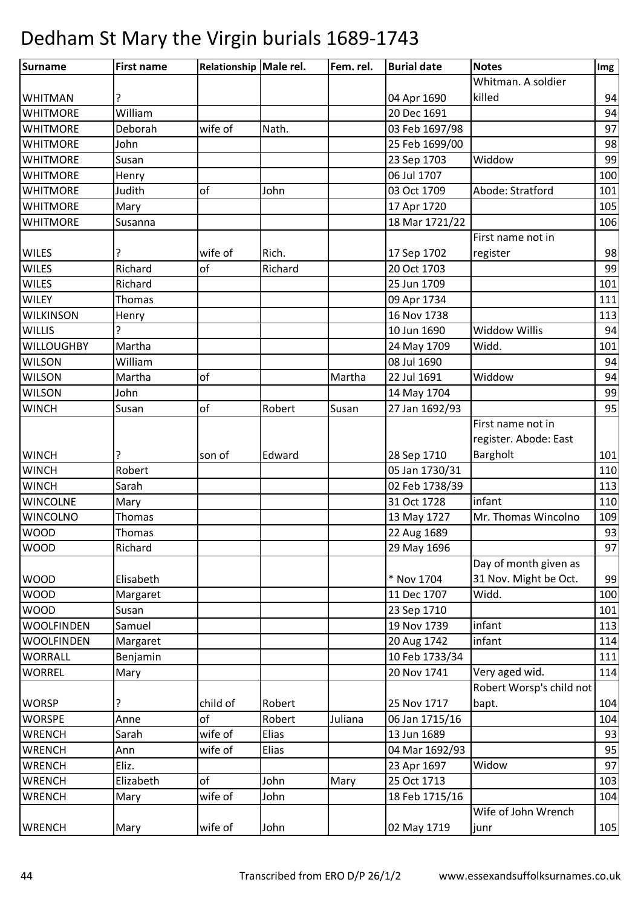# Dedham St Mary the Virgin burials 1689-1743

| Surname | First name | Relationship | Male rel. | Fem. rel. | Burial date | Notes | Img |
|---|---|---|---|---|---|---|---|
| WHITMAN | ? | | | | 04 Apr 1690 | Whitman. A soldier killed | 94 |
| WHITMORE | William | | | | 20 Dec 1691 | | 94 |
| WHITMORE | Deborah | wife of | Nath. | | 03 Feb 1697/98 | | 97 |
| WHITMORE | John | | | | 25 Feb 1699/00 | | 98 |
| WHITMORE | Susan | | | | 23 Sep 1703 | Widdow | 99 |
| WHITMORE | Henry | | | | 06 Jul 1707 | | 100 |
| WHITMORE | Judith | of | John | | 03 Oct 1709 | Abode: Stratford | 101 |
| WHITMORE | Mary | | | | 17 Apr 1720 | | 105 |
| WHITMORE | Susanna | | | | 18 Mar 1721/22 | | 106 |
| WILES | ? | wife of | Rich. | | 17 Sep 1702 | First name not in register | 98 |
| WILES | Richard | of | Richard | | 20 Oct 1703 | | 99 |
| WILES | Richard | | | | 25 Jun 1709 | | 101 |
| WILEY | Thomas | | | | 09 Apr 1734 | | 111 |
| WILKINSON | Henry | | | | 16 Nov 1738 | | 113 |
| WILLIS | ? | | | | 10 Jun 1690 | Widdow Willis | 94 |
| WILLOUGHBY | Martha | | | | 24 May 1709 | Widd. | 101 |
| WILSON | William | | | | 08 Jul 1690 | | 94 |
| WILSON | Martha | of | | Martha | 22 Jul 1691 | Widdow | 94 |
| WILSON | John | | | | 14 May 1704 | | 99 |
| WINCH | Susan | of | Robert | Susan | 27 Jan 1692/93 | | 95 |
| WINCH | ? | son of | Edward | | 28 Sep 1710 | First name not in register. Abode: East Bargholt | 101 |
| WINCH | Robert | | | | 05 Jan 1730/31 | | 110 |
| WINCH | Sarah | | | | 02 Feb 1738/39 | | 113 |
| WINCOLNE | Mary | | | | 31 Oct 1728 | infant | 110 |
| WINCOLNO | Thomas | | | | 13 May 1727 | Mr. Thomas Wincolno | 109 |
| WOOD | Thomas | | | | 22 Aug 1689 | | 93 |
| WOOD | Richard | | | | 29 May 1696 | | 97 |
| WOOD | Elisabeth | | | | * Nov 1704 | Day of month given as 31 Nov. Might be Oct. | 99 |
| WOOD | Margaret | | | | 11 Dec 1707 | Widd. | 100 |
| WOOD | Susan | | | | 23 Sep 1710 | | 101 |
| WOOLFINDEN | Samuel | | | | 19 Nov 1739 | infant | 113 |
| WOOLFINDEN | Margaret | | | | 20 Aug 1742 | infant | 114 |
| WORRALL | Benjamin | | | | 10 Feb 1733/34 | | 111 |
| WORREL | Mary | | | | 20 Nov 1741 | Very aged wid. | 114 |
| WORSP | ? | child of | Robert | | 25 Nov 1717 | Robert Worsp's child not bapt. | 104 |
| WORSPE | Anne | of | Robert | Juliana | 06 Jan 1715/16 | | 104 |
| WRENCH | Sarah | wife of | Elias | | 13 Jun 1689 | | 93 |
| WRENCH | Ann | wife of | Elias | | 04 Mar 1692/93 | | 95 |
| WRENCH | Eliz. | | | | 23 Apr 1697 | Widow | 97 |
| WRENCH | Elizabeth | of | John | Mary | 25 Oct 1713 | | 103 |
| WRENCH | Mary | wife of | John | | 18 Feb 1715/16 | | 104 |
| WRENCH | Mary | wife of | John | | 02 May 1719 | Wife of John Wrench junr | 105 |

Transcribed from ERO D/P 26/1/2 www.essexandsuffolksurnames.co.uk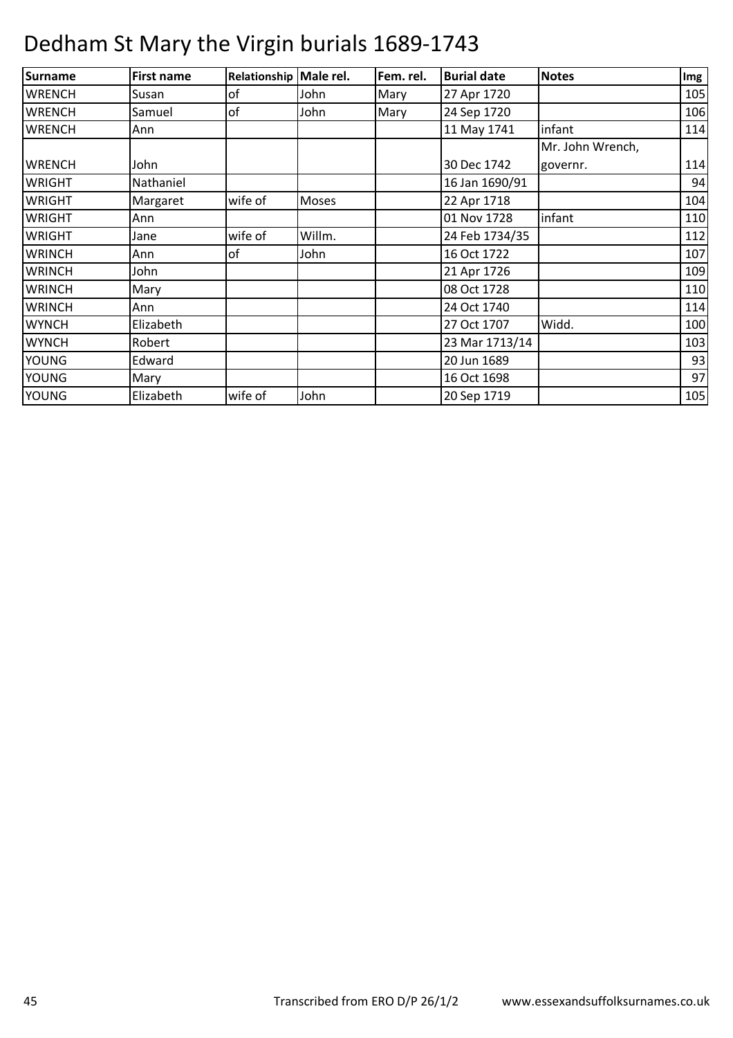# Dedham St Mary the Virgin burials 1689-1743

| Surname | First name | Relationship | Male rel. | Fem. rel. | Burial date | Notes | Img |
|---|---|---|---|---|---|---|---|
| WRENCH | Susan | of | John | Mary | 27 Apr 1720 | | 105 |
| WRENCH | Samuel | of | John | Mary | 24 Sep 1720 | | 106 |
| WRENCH | Ann | | | | 11 May 1741 | infant | 114 |
| WRENCH | John | | | | 30 Dec 1742 | Mr. John Wrench, governr. | 114 |
| WRIGHT | Nathaniel | | | | 16 Jan 1690/91 | | 94 |
| WRIGHT | Margaret | wife of | Moses | | 22 Apr 1718 | | 104 |
| WRIGHT | Ann | | | | 01 Nov 1728 | infant | 110 |
| WRIGHT | Jane | wife of | Willm. | | 24 Feb 1734/35 | | 112 |
| WRINCH | Ann | of | John | | 16 Oct 1722 | | 107 |
| WRINCH | John | | | | 21 Apr 1726 | | 109 |
| WRINCH | Mary | | | | 08 Oct 1728 | | 110 |
| WRINCH | Ann | | | | 24 Oct 1740 | | 114 |
| WYNCH | Elizabeth | | | | 27 Oct 1707 | Widd. | 100 |
| WYNCH | Robert | | | | 23 Mar 1713/14 | | 103 |
| YOUNG | Edward | | | | 20 Jun 1689 | | 93 |
| YOUNG | Mary | | | | 16 Oct 1698 | | 97 |
| YOUNG | Elizabeth | wife of | John | | 20 Sep 1719 | | 105 |

Transcribed from ERO D/P 26/1/2 www.essexandsuffolksurnames.co.uk